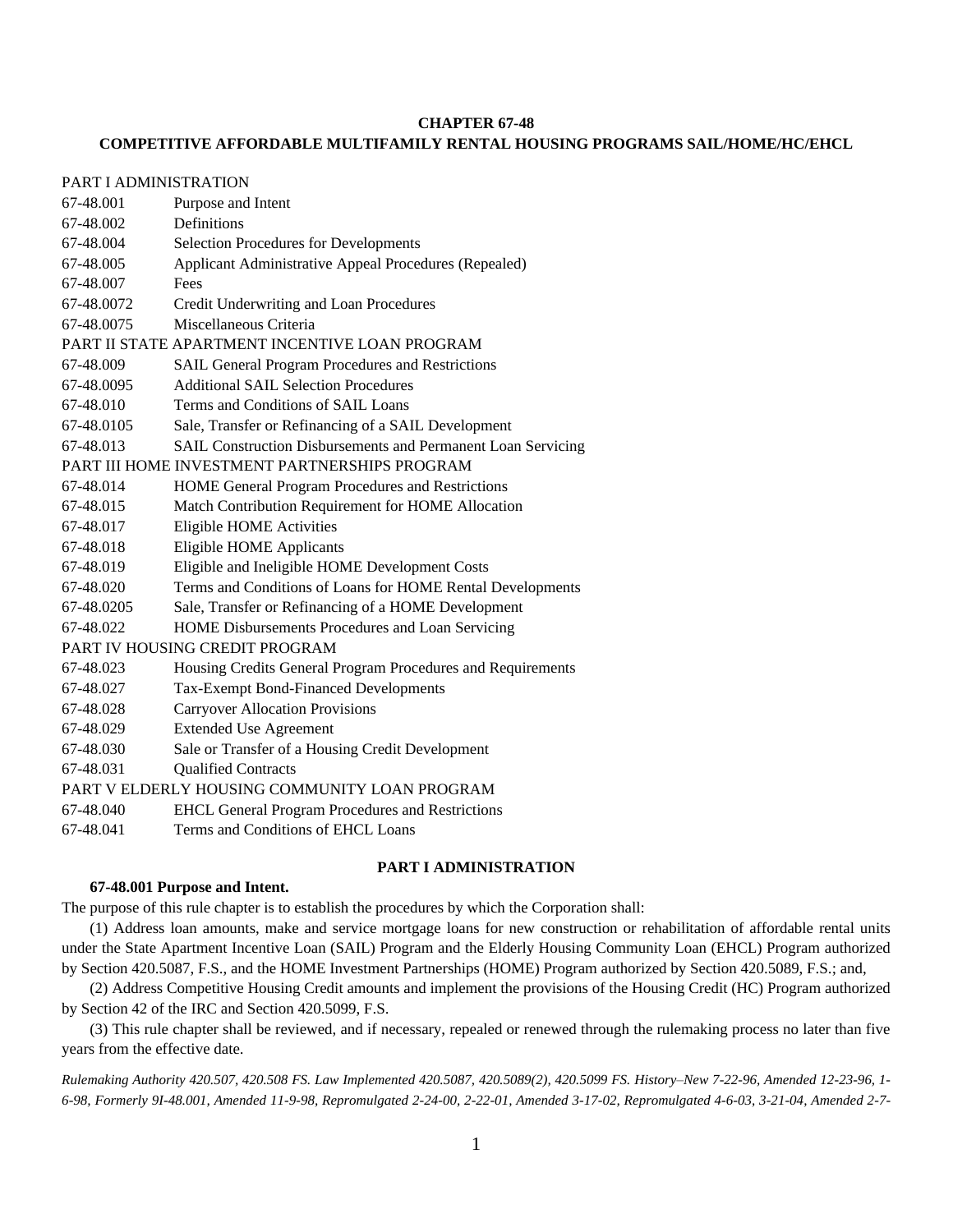**CHAPTER 67-48**

**COMPETITIVE AFFORDABLE MULTIFAMILY RENTAL HOUSING PROGRAMS SAIL/HOME/HC/EHCL**

PART I ADMINISTRATION

| | |
|---|---|
| 67-48.001 | Purpose and Intent |
| 67-48.002 | Definitions |
| 67-48.004 | Selection Procedures for Developments |
| 67-48.005 | Applicant Administrative Appeal Procedures (Repealed) |
| 67-48.007 | Fees |
| 67-48.0072 | Credit Underwriting and Loan Procedures |
| 67-48.0075 | Miscellaneous Criteria |

PART II STATE APARTMENT INCENTIVE LOAN PROGRAM

| | |
|---|---|
| 67-48.009 | SAIL General Program Procedures and Restrictions |
| 67-48.0095 | Additional SAIL Selection Procedures |
| 67-48.010 | Terms and Conditions of SAIL Loans |
| 67-48.0105 | Sale, Transfer or Refinancing of a SAIL Development |
| 67-48.013 | SAIL Construction Disbursements and Permanent Loan Servicing |

PART III HOME INVESTMENT PARTNERSHIPS PROGRAM

| | |
|---|---|
| 67-48.014 | HOME General Program Procedures and Restrictions |
| 67-48.015 | Match Contribution Requirement for HOME Allocation |
| 67-48.017 | Eligible HOME Activities |
| 67-48.018 | Eligible HOME Applicants |
| 67-48.019 | Eligible and Ineligible HOME Development Costs |
| 67-48.020 | Terms and Conditions of Loans for HOME Rental Developments |
| 67-48.0205 | Sale, Transfer or Refinancing of a HOME Development |
| 67-48.022 | HOME Disbursements Procedures and Loan Servicing |

PART IV HOUSING CREDIT PROGRAM

| | |
|---|---|
| 67-48.023 | Housing Credits General Program Procedures and Requirements |
| 67-48.027 | Tax-Exempt Bond-Financed Developments |
| 67-48.028 | Carryover Allocation Provisions |
| 67-48.029 | Extended Use Agreement |
| 67-48.030 | Sale or Transfer of a Housing Credit Development |
| 67-48.031 | Qualified Contracts |

PART V ELDERLY HOUSING COMMUNITY LOAN PROGRAM

| | |
|---|---|
| 67-48.040 | EHCL General Program Procedures and Restrictions |
| 67-48.041 | Terms and Conditions of EHCL Loans |

## PART I ADMINISTRATION

**67-48.001 Purpose and Intent.**

The purpose of this rule chapter is to establish the procedures by which the Corporation shall:

(1) Address loan amounts, make and service mortgage loans for new construction or rehabilitation of affordable rental units under the State Apartment Incentive Loan (SAIL) Program and the Elderly Housing Community Loan (EHCL) Program authorized by Section 420.5087, F.S., and the HOME Investment Partnerships (HOME) Program authorized by Section 420.5089, F.S.; and,

(2) Address Competitive Housing Credit amounts and implement the provisions of the Housing Credit (HC) Program authorized by Section 42 of the IRC and Section 420.5099, F.S.

(3) This rule chapter shall be reviewed, and if necessary, repealed or renewed through the rulemaking process no later than five years from the effective date.

*Rulemaking Authority 420.507, 420.508 FS. Law Implemented 420.5087, 420.5089(2), 420.5099 FS. History–New 7-22-96, Amended 12-23-96, 1-6-98, Formerly 9I-48.001, Amended 11-9-98, Repromulgated 2-24-00, 2-22-01, Amended 3-17-02, Repromulgated 4-6-03, 3-21-04, Amended 2-7-*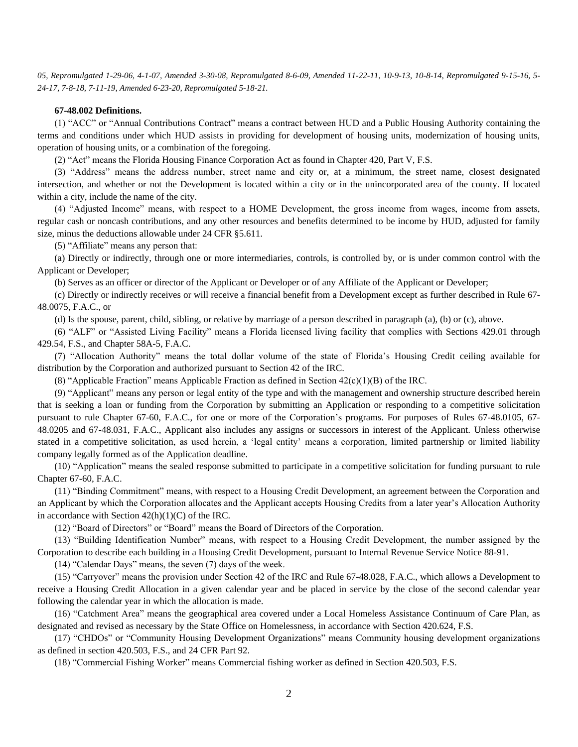*05, Repromulgated 1-29-06, 4-1-07, Amended 3-30-08, Repromulgated 8-6-09, Amended 11-22-11, 10-9-13, 10-8-14, Repromulgated 9-15-16, 5-24-17, 7-8-18, 7-11-19, Amended 6-23-20, Repromulgated 5-18-21.*

**67-48.002 Definitions.**

(1) "ACC" or "Annual Contributions Contract" means a contract between HUD and a Public Housing Authority containing the terms and conditions under which HUD assists in providing for development of housing units, modernization of housing units, operation of housing units, or a combination of the foregoing.

(2) "Act" means the Florida Housing Finance Corporation Act as found in Chapter 420, Part V, F.S.

(3) "Address" means the address number, street name and city or, at a minimum, the street name, closest designated intersection, and whether or not the Development is located within a city or in the unincorporated area of the county. If located within a city, include the name of the city.

(4) "Adjusted Income" means, with respect to a HOME Development, the gross income from wages, income from assets, regular cash or noncash contributions, and any other resources and benefits determined to be income by HUD, adjusted for family size, minus the deductions allowable under 24 CFR §5.611.

(5) "Affiliate" means any person that:

(a) Directly or indirectly, through one or more intermediaries, controls, is controlled by, or is under common control with the Applicant or Developer;

(b) Serves as an officer or director of the Applicant or Developer or of any Affiliate of the Applicant or Developer;

(c) Directly or indirectly receives or will receive a financial benefit from a Development except as further described in Rule 67-48.0075, F.A.C., or

(d) Is the spouse, parent, child, sibling, or relative by marriage of a person described in paragraph (a), (b) or (c), above.

(6) "ALF" or "Assisted Living Facility" means a Florida licensed living facility that complies with Sections 429.01 through 429.54, F.S., and Chapter 58A-5, F.A.C.

(7) "Allocation Authority" means the total dollar volume of the state of Florida's Housing Credit ceiling available for distribution by the Corporation and authorized pursuant to Section 42 of the IRC.

(8) "Applicable Fraction" means Applicable Fraction as defined in Section 42(c)(1)(B) of the IRC.

(9) "Applicant" means any person or legal entity of the type and with the management and ownership structure described herein that is seeking a loan or funding from the Corporation by submitting an Application or responding to a competitive solicitation pursuant to rule Chapter 67-60, F.A.C., for one or more of the Corporation's programs. For purposes of Rules 67-48.0105, 67-48.0205 and 67-48.031, F.A.C., Applicant also includes any assigns or successors in interest of the Applicant. Unless otherwise stated in a competitive solicitation, as used herein, a 'legal entity' means a corporation, limited partnership or limited liability company legally formed as of the Application deadline.

(10) "Application" means the sealed response submitted to participate in a competitive solicitation for funding pursuant to rule Chapter 67-60, F.A.C.

(11) "Binding Commitment" means, with respect to a Housing Credit Development, an agreement between the Corporation and an Applicant by which the Corporation allocates and the Applicant accepts Housing Credits from a later year's Allocation Authority in accordance with Section 42(h)(1)(C) of the IRC.

(12) "Board of Directors" or "Board" means the Board of Directors of the Corporation.

(13) "Building Identification Number" means, with respect to a Housing Credit Development, the number assigned by the Corporation to describe each building in a Housing Credit Development, pursuant to Internal Revenue Service Notice 88-91.

(14) "Calendar Days" means, the seven (7) days of the week.

(15) "Carryover" means the provision under Section 42 of the IRC and Rule 67-48.028, F.A.C., which allows a Development to receive a Housing Credit Allocation in a given calendar year and be placed in service by the close of the second calendar year following the calendar year in which the allocation is made.

(16) "Catchment Area" means the geographical area covered under a Local Homeless Assistance Continuum of Care Plan, as designated and revised as necessary by the State Office on Homelessness, in accordance with Section 420.624, F.S.

(17) "CHDOs" or "Community Housing Development Organizations" means Community housing development organizations as defined in section 420.503, F.S., and 24 CFR Part 92.

(18) "Commercial Fishing Worker" means Commercial fishing worker as defined in Section 420.503, F.S.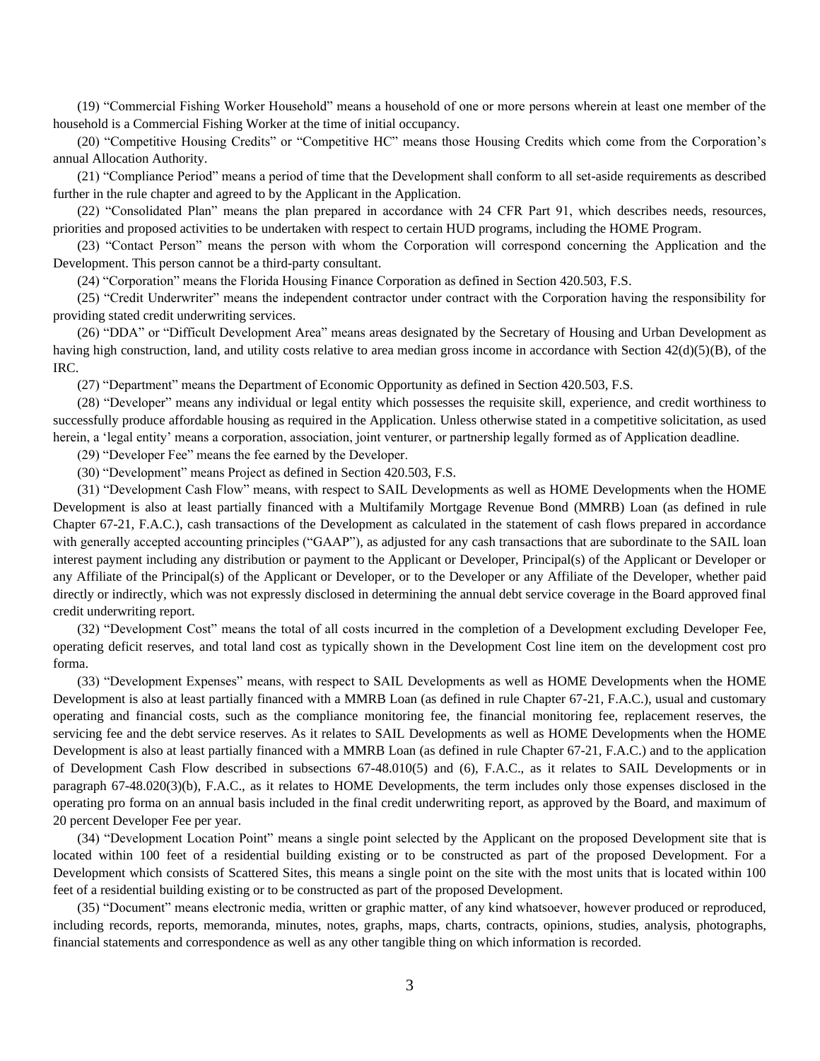(19) "Commercial Fishing Worker Household" means a household of one or more persons wherein at least one member of the household is a Commercial Fishing Worker at the time of initial occupancy.

(20) "Competitive Housing Credits" or "Competitive HC" means those Housing Credits which come from the Corporation's annual Allocation Authority.

(21) "Compliance Period" means a period of time that the Development shall conform to all set-aside requirements as described further in the rule chapter and agreed to by the Applicant in the Application.

(22) "Consolidated Plan" means the plan prepared in accordance with 24 CFR Part 91, which describes needs, resources, priorities and proposed activities to be undertaken with respect to certain HUD programs, including the HOME Program.

(23) "Contact Person" means the person with whom the Corporation will correspond concerning the Application and the Development. This person cannot be a third-party consultant.

(24) "Corporation" means the Florida Housing Finance Corporation as defined in Section 420.503, F.S.

(25) "Credit Underwriter" means the independent contractor under contract with the Corporation having the responsibility for providing stated credit underwriting services.

(26) "DDA" or "Difficult Development Area" means areas designated by the Secretary of Housing and Urban Development as having high construction, land, and utility costs relative to area median gross income in accordance with Section 42(d)(5)(B), of the IRC.

(27) "Department" means the Department of Economic Opportunity as defined in Section 420.503, F.S.

(28) "Developer" means any individual or legal entity which possesses the requisite skill, experience, and credit worthiness to successfully produce affordable housing as required in the Application. Unless otherwise stated in a competitive solicitation, as used herein, a 'legal entity' means a corporation, association, joint venturer, or partnership legally formed as of Application deadline.

(29) "Developer Fee" means the fee earned by the Developer.

(30) "Development" means Project as defined in Section 420.503, F.S.

(31) "Development Cash Flow" means, with respect to SAIL Developments as well as HOME Developments when the HOME Development is also at least partially financed with a Multifamily Mortgage Revenue Bond (MMRB) Loan (as defined in rule Chapter 67-21, F.A.C.), cash transactions of the Development as calculated in the statement of cash flows prepared in accordance with generally accepted accounting principles ("GAAP"), as adjusted for any cash transactions that are subordinate to the SAIL loan interest payment including any distribution or payment to the Applicant or Developer, Principal(s) of the Applicant or Developer or any Affiliate of the Principal(s) of the Applicant or Developer, or to the Developer or any Affiliate of the Developer, whether paid directly or indirectly, which was not expressly disclosed in determining the annual debt service coverage in the Board approved final credit underwriting report.

(32) "Development Cost" means the total of all costs incurred in the completion of a Development excluding Developer Fee, operating deficit reserves, and total land cost as typically shown in the Development Cost line item on the development cost pro forma.

(33) "Development Expenses" means, with respect to SAIL Developments as well as HOME Developments when the HOME Development is also at least partially financed with a MMRB Loan (as defined in rule Chapter 67-21, F.A.C.), usual and customary operating and financial costs, such as the compliance monitoring fee, the financial monitoring fee, replacement reserves, the servicing fee and the debt service reserves. As it relates to SAIL Developments as well as HOME Developments when the HOME Development is also at least partially financed with a MMRB Loan (as defined in rule Chapter 67-21, F.A.C.) and to the application of Development Cash Flow described in subsections 67-48.010(5) and (6), F.A.C., as it relates to SAIL Developments or in paragraph 67-48.020(3)(b), F.A.C., as it relates to HOME Developments, the term includes only those expenses disclosed in the operating pro forma on an annual basis included in the final credit underwriting report, as approved by the Board, and maximum of 20 percent Developer Fee per year.

(34) "Development Location Point" means a single point selected by the Applicant on the proposed Development site that is located within 100 feet of a residential building existing or to be constructed as part of the proposed Development. For a Development which consists of Scattered Sites, this means a single point on the site with the most units that is located within 100 feet of a residential building existing or to be constructed as part of the proposed Development.

(35) "Document" means electronic media, written or graphic matter, of any kind whatsoever, however produced or reproduced, including records, reports, memoranda, minutes, notes, graphs, maps, charts, contracts, opinions, studies, analysis, photographs, financial statements and correspondence as well as any other tangible thing on which information is recorded.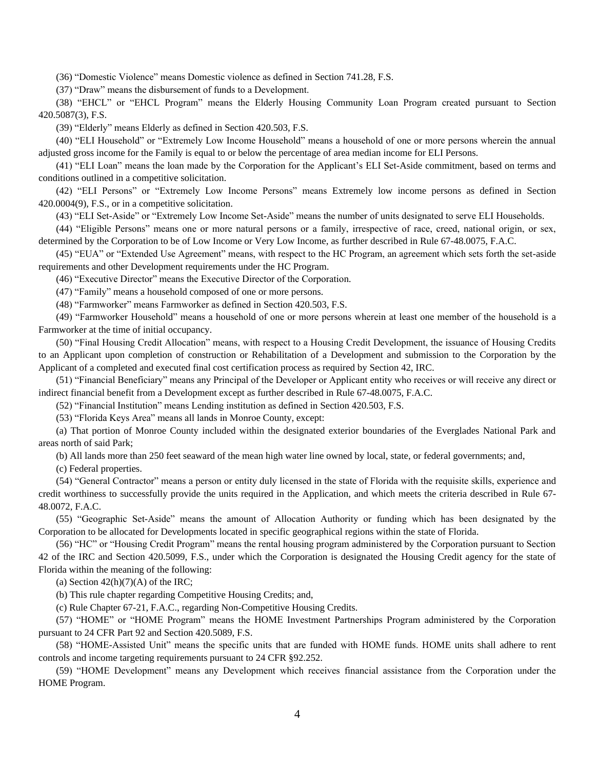(36) “Domestic Violence” means Domestic violence as defined in Section 741.28, F.S.

(37) “Draw” means the disbursement of funds to a Development.

(38) “EHCL” or “EHCL Program” means the Elderly Housing Community Loan Program created pursuant to Section 420.5087(3), F.S.

(39) “Elderly” means Elderly as defined in Section 420.503, F.S.

(40) “ELI Household” or “Extremely Low Income Household” means a household of one or more persons wherein the annual adjusted gross income for the Family is equal to or below the percentage of area median income for ELI Persons.

(41) “ELI Loan” means the loan made by the Corporation for the Applicant’s ELI Set-Aside commitment, based on terms and conditions outlined in a competitive solicitation.

(42) “ELI Persons” or “Extremely Low Income Persons” means Extremely low income persons as defined in Section 420.0004(9), F.S., or in a competitive solicitation.

(43) “ELI Set-Aside” or “Extremely Low Income Set-Aside” means the number of units designated to serve ELI Households.

(44) “Eligible Persons” means one or more natural persons or a family, irrespective of race, creed, national origin, or sex, determined by the Corporation to be of Low Income or Very Low Income, as further described in Rule 67-48.0075, F.A.C.

(45) “EUA” or “Extended Use Agreement” means, with respect to the HC Program, an agreement which sets forth the set-aside requirements and other Development requirements under the HC Program.

(46) “Executive Director” means the Executive Director of the Corporation.

(47) “Family” means a household composed of one or more persons.

(48) “Farmworker” means Farmworker as defined in Section 420.503, F.S.

(49) “Farmworker Household” means a household of one or more persons wherein at least one member of the household is a Farmworker at the time of initial occupancy.

(50) “Final Housing Credit Allocation” means, with respect to a Housing Credit Development, the issuance of Housing Credits to an Applicant upon completion of construction or Rehabilitation of a Development and submission to the Corporation by the Applicant of a completed and executed final cost certification process as required by Section 42, IRC.

(51) “Financial Beneficiary” means any Principal of the Developer or Applicant entity who receives or will receive any direct or indirect financial benefit from a Development except as further described in Rule 67-48.0075, F.A.C.

(52) “Financial Institution” means Lending institution as defined in Section 420.503, F.S.

(53) “Florida Keys Area” means all lands in Monroe County, except:

(a) That portion of Monroe County included within the designated exterior boundaries of the Everglades National Park and areas north of said Park;

(b) All lands more than 250 feet seaward of the mean high water line owned by local, state, or federal governments; and,

(c) Federal properties.

(54) “General Contractor” means a person or entity duly licensed in the state of Florida with the requisite skills, experience and credit worthiness to successfully provide the units required in the Application, and which meets the criteria described in Rule 67-48.0072, F.A.C.

(55) “Geographic Set-Aside” means the amount of Allocation Authority or funding which has been designated by the Corporation to be allocated for Developments located in specific geographical regions within the state of Florida.

(56) “HC” or “Housing Credit Program” means the rental housing program administered by the Corporation pursuant to Section 42 of the IRC and Section 420.5099, F.S., under which the Corporation is designated the Housing Credit agency for the state of Florida within the meaning of the following:

(a) Section 42(h)(7)(A) of the IRC;

(b) This rule chapter regarding Competitive Housing Credits; and,

(c) Rule Chapter 67-21, F.A.C., regarding Non-Competitive Housing Credits.

(57) “HOME” or “HOME Program” means the HOME Investment Partnerships Program administered by the Corporation pursuant to 24 CFR Part 92 and Section 420.5089, F.S.

(58) “HOME-Assisted Unit” means the specific units that are funded with HOME funds. HOME units shall adhere to rent controls and income targeting requirements pursuant to 24 CFR §92.252.

(59) “HOME Development” means any Development which receives financial assistance from the Corporation under the HOME Program.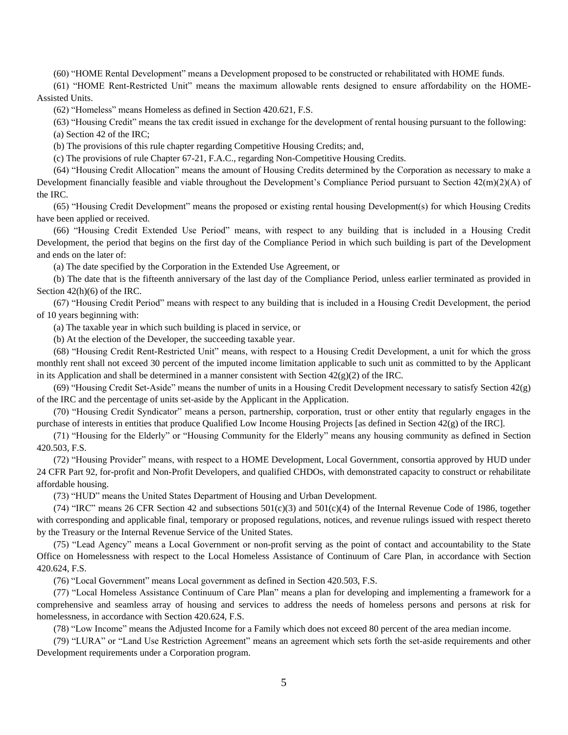(60) "HOME Rental Development" means a Development proposed to be constructed or rehabilitated with HOME funds.

(61) "HOME Rent-Restricted Unit" means the maximum allowable rents designed to ensure affordability on the HOME-Assisted Units.

(62) "Homeless" means Homeless as defined in Section 420.621, F.S.

(63) "Housing Credit" means the tax credit issued in exchange for the development of rental housing pursuant to the following:

(a) Section 42 of the IRC;

(b) The provisions of this rule chapter regarding Competitive Housing Credits; and,

(c) The provisions of rule Chapter 67-21, F.A.C., regarding Non-Competitive Housing Credits.

(64) "Housing Credit Allocation" means the amount of Housing Credits determined by the Corporation as necessary to make a Development financially feasible and viable throughout the Development's Compliance Period pursuant to Section 42(m)(2)(A) of the IRC.

(65) "Housing Credit Development" means the proposed or existing rental housing Development(s) for which Housing Credits have been applied or received.

(66) "Housing Credit Extended Use Period" means, with respect to any building that is included in a Housing Credit Development, the period that begins on the first day of the Compliance Period in which such building is part of the Development and ends on the later of:

(a) The date specified by the Corporation in the Extended Use Agreement, or

(b) The date that is the fifteenth anniversary of the last day of the Compliance Period, unless earlier terminated as provided in Section 42(h)(6) of the IRC.

(67) "Housing Credit Period" means with respect to any building that is included in a Housing Credit Development, the period of 10 years beginning with:

(a) The taxable year in which such building is placed in service, or

(b) At the election of the Developer, the succeeding taxable year.

(68) "Housing Credit Rent-Restricted Unit" means, with respect to a Housing Credit Development, a unit for which the gross monthly rent shall not exceed 30 percent of the imputed income limitation applicable to such unit as committed to by the Applicant in its Application and shall be determined in a manner consistent with Section 42(g)(2) of the IRC.

(69) "Housing Credit Set-Aside" means the number of units in a Housing Credit Development necessary to satisfy Section 42(g) of the IRC and the percentage of units set-aside by the Applicant in the Application.

(70) "Housing Credit Syndicator" means a person, partnership, corporation, trust or other entity that regularly engages in the purchase of interests in entities that produce Qualified Low Income Housing Projects [as defined in Section 42(g) of the IRC].

(71) "Housing for the Elderly" or "Housing Community for the Elderly" means any housing community as defined in Section 420.503, F.S.

(72) "Housing Provider" means, with respect to a HOME Development, Local Government, consortia approved by HUD under 24 CFR Part 92, for-profit and Non-Profit Developers, and qualified CHDOs, with demonstrated capacity to construct or rehabilitate affordable housing.

(73) "HUD" means the United States Department of Housing and Urban Development.

(74) "IRC" means 26 CFR Section 42 and subsections 501(c)(3) and 501(c)(4) of the Internal Revenue Code of 1986, together with corresponding and applicable final, temporary or proposed regulations, notices, and revenue rulings issued with respect thereto by the Treasury or the Internal Revenue Service of the United States.

(75) "Lead Agency" means a Local Government or non-profit serving as the point of contact and accountability to the State Office on Homelessness with respect to the Local Homeless Assistance of Continuum of Care Plan, in accordance with Section 420.624, F.S.

(76) "Local Government" means Local government as defined in Section 420.503, F.S.

(77) "Local Homeless Assistance Continuum of Care Plan" means a plan for developing and implementing a framework for a comprehensive and seamless array of housing and services to address the needs of homeless persons and persons at risk for homelessness, in accordance with Section 420.624, F.S.

(78) "Low Income" means the Adjusted Income for a Family which does not exceed 80 percent of the area median income.

(79) "LURA" or "Land Use Restriction Agreement" means an agreement which sets forth the set-aside requirements and other Development requirements under a Corporation program.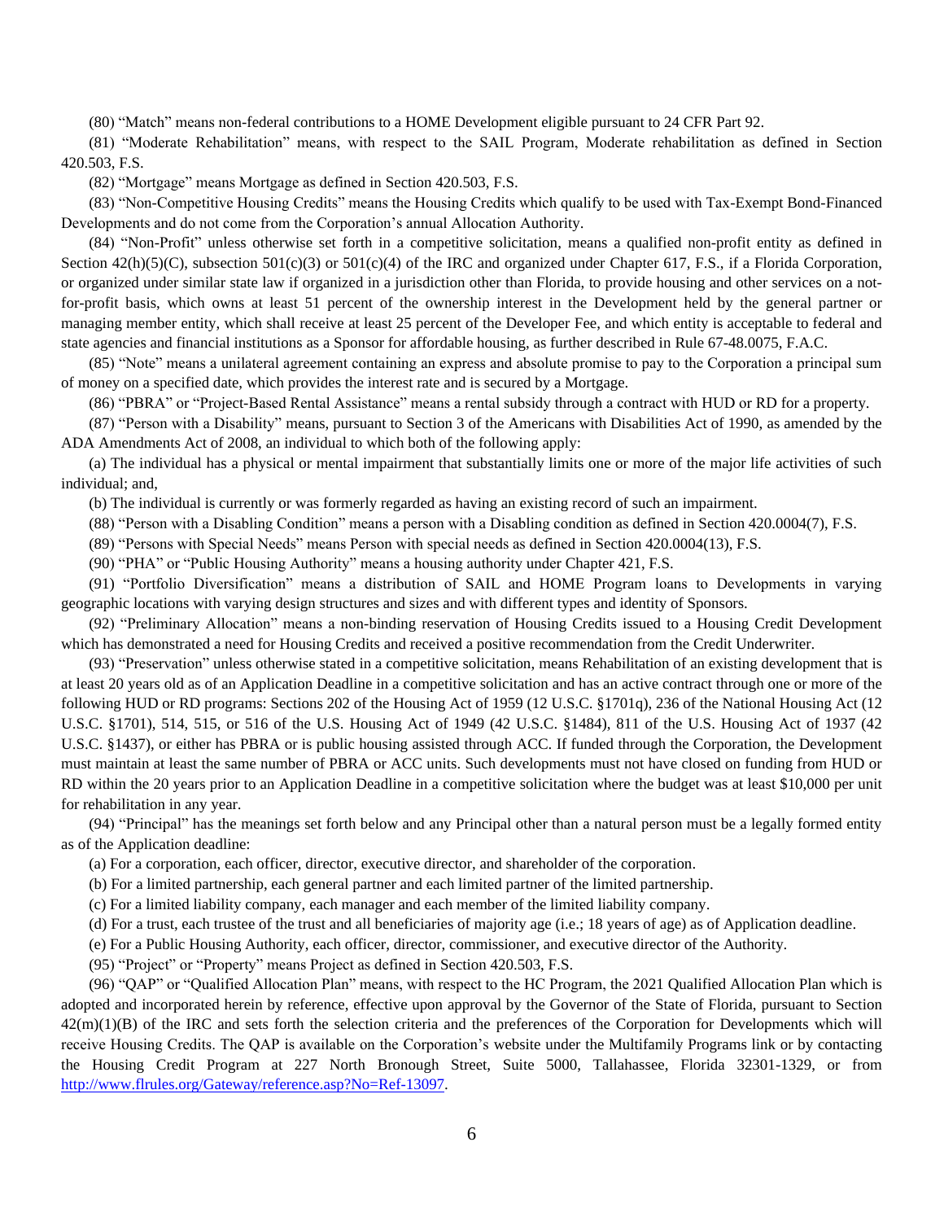(80) "Match" means non-federal contributions to a HOME Development eligible pursuant to 24 CFR Part 92.

(81) "Moderate Rehabilitation" means, with respect to the SAIL Program, Moderate rehabilitation as defined in Section 420.503, F.S.

(82) "Mortgage" means Mortgage as defined in Section 420.503, F.S.

(83) "Non-Competitive Housing Credits" means the Housing Credits which qualify to be used with Tax-Exempt Bond-Financed Developments and do not come from the Corporation's annual Allocation Authority.

(84) "Non-Profit" unless otherwise set forth in a competitive solicitation, means a qualified non-profit entity as defined in Section 42(h)(5)(C), subsection 501(c)(3) or 501(c)(4) of the IRC and organized under Chapter 617, F.S., if a Florida Corporation, or organized under similar state law if organized in a jurisdiction other than Florida, to provide housing and other services on a not-for-profit basis, which owns at least 51 percent of the ownership interest in the Development held by the general partner or managing member entity, which shall receive at least 25 percent of the Developer Fee, and which entity is acceptable to federal and state agencies and financial institutions as a Sponsor for affordable housing, as further described in Rule 67-48.0075, F.A.C.

(85) "Note" means a unilateral agreement containing an express and absolute promise to pay to the Corporation a principal sum of money on a specified date, which provides the interest rate and is secured by a Mortgage.

(86) "PBRA" or "Project-Based Rental Assistance" means a rental subsidy through a contract with HUD or RD for a property.

(87) "Person with a Disability" means, pursuant to Section 3 of the Americans with Disabilities Act of 1990, as amended by the ADA Amendments Act of 2008, an individual to which both of the following apply:

(a) The individual has a physical or mental impairment that substantially limits one or more of the major life activities of such individual; and,

(b) The individual is currently or was formerly regarded as having an existing record of such an impairment.

(88) "Person with a Disabling Condition" means a person with a Disabling condition as defined in Section 420.0004(7), F.S.

(89) "Persons with Special Needs" means Person with special needs as defined in Section 420.0004(13), F.S.

(90) "PHA" or "Public Housing Authority" means a housing authority under Chapter 421, F.S.

(91) "Portfolio Diversification" means a distribution of SAIL and HOME Program loans to Developments in varying geographic locations with varying design structures and sizes and with different types and identity of Sponsors.

(92) "Preliminary Allocation" means a non-binding reservation of Housing Credits issued to a Housing Credit Development which has demonstrated a need for Housing Credits and received a positive recommendation from the Credit Underwriter.

(93) "Preservation" unless otherwise stated in a competitive solicitation, means Rehabilitation of an existing development that is at least 20 years old as of an Application Deadline in a competitive solicitation and has an active contract through one or more of the following HUD or RD programs: Sections 202 of the Housing Act of 1959 (12 U.S.C. §1701q), 236 of the National Housing Act (12 U.S.C. §1701), 514, 515, or 516 of the U.S. Housing Act of 1949 (42 U.S.C. §1484), 811 of the U.S. Housing Act of 1937 (42 U.S.C. §1437), or either has PBRA or is public housing assisted through ACC. If funded through the Corporation, the Development must maintain at least the same number of PBRA or ACC units. Such developments must not have closed on funding from HUD or RD within the 20 years prior to an Application Deadline in a competitive solicitation where the budget was at least $10,000 per unit for rehabilitation in any year.

(94) "Principal" has the meanings set forth below and any Principal other than a natural person must be a legally formed entity as of the Application deadline:

(a) For a corporation, each officer, director, executive director, and shareholder of the corporation.

(b) For a limited partnership, each general partner and each limited partner of the limited partnership.

(c) For a limited liability company, each manager and each member of the limited liability company.

(d) For a trust, each trustee of the trust and all beneficiaries of majority age (i.e.; 18 years of age) as of Application deadline.

(e) For a Public Housing Authority, each officer, director, commissioner, and executive director of the Authority.

(95) "Project" or "Property" means Project as defined in Section 420.503, F.S.

(96) "QAP" or "Qualified Allocation Plan" means, with respect to the HC Program, the 2021 Qualified Allocation Plan which is adopted and incorporated herein by reference, effective upon approval by the Governor of the State of Florida, pursuant to Section 42(m)(1)(B) of the IRC and sets forth the selection criteria and the preferences of the Corporation for Developments which will receive Housing Credits. The QAP is available on the Corporation's website under the Multifamily Programs link or by contacting the Housing Credit Program at 227 North Bronough Street, Suite 5000, Tallahassee, Florida 32301-1329, or from [http://www.flrules.org/Gateway/reference.asp?No=Ref-13097](http://www.flrules.org/Gateway/reference.asp?No=Ref-13097).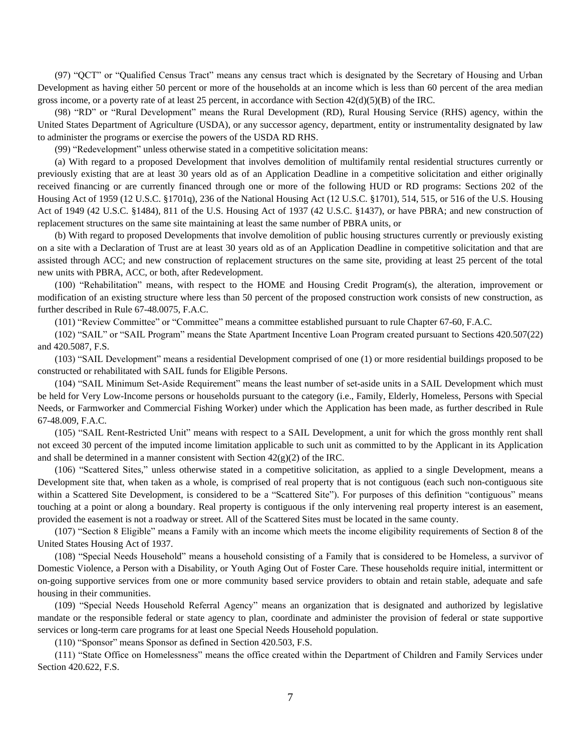(97) "QCT" or "Qualified Census Tract" means any census tract which is designated by the Secretary of Housing and Urban Development as having either 50 percent or more of the households at an income which is less than 60 percent of the area median gross income, or a poverty rate of at least 25 percent, in accordance with Section 42(d)(5)(B) of the IRC.

(98) "RD" or "Rural Development" means the Rural Development (RD), Rural Housing Service (RHS) agency, within the United States Department of Agriculture (USDA), or any successor agency, department, entity or instrumentality designated by law to administer the programs or exercise the powers of the USDA RD RHS.

(99) "Redevelopment" unless otherwise stated in a competitive solicitation means:

(a) With regard to a proposed Development that involves demolition of multifamily rental residential structures currently or previously existing that are at least 30 years old as of an Application Deadline in a competitive solicitation and either originally received financing or are currently financed through one or more of the following HUD or RD programs: Sections 202 of the Housing Act of 1959 (12 U.S.C. §1701q), 236 of the National Housing Act (12 U.S.C. §1701), 514, 515, or 516 of the U.S. Housing Act of 1949 (42 U.S.C. §1484), 811 of the U.S. Housing Act of 1937 (42 U.S.C. §1437), or have PBRA; and new construction of replacement structures on the same site maintaining at least the same number of PBRA units, or

(b) With regard to proposed Developments that involve demolition of public housing structures currently or previously existing on a site with a Declaration of Trust are at least 30 years old as of an Application Deadline in competitive solicitation and that are assisted through ACC; and new construction of replacement structures on the same site, providing at least 25 percent of the total new units with PBRA, ACC, or both, after Redevelopment.

(100) "Rehabilitation" means, with respect to the HOME and Housing Credit Program(s), the alteration, improvement or modification of an existing structure where less than 50 percent of the proposed construction work consists of new construction, as further described in Rule 67-48.0075, F.A.C.

(101) "Review Committee" or "Committee" means a committee established pursuant to rule Chapter 67-60, F.A.C.

(102) "SAIL" or "SAIL Program" means the State Apartment Incentive Loan Program created pursuant to Sections 420.507(22) and 420.5087, F.S.

(103) "SAIL Development" means a residential Development comprised of one (1) or more residential buildings proposed to be constructed or rehabilitated with SAIL funds for Eligible Persons.

(104) "SAIL Minimum Set-Aside Requirement" means the least number of set-aside units in a SAIL Development which must be held for Very Low-Income persons or households pursuant to the category (i.e., Family, Elderly, Homeless, Persons with Special Needs, or Farmworker and Commercial Fishing Worker) under which the Application has been made, as further described in Rule 67-48.009, F.A.C.

(105) "SAIL Rent-Restricted Unit" means with respect to a SAIL Development, a unit for which the gross monthly rent shall not exceed 30 percent of the imputed income limitation applicable to such unit as committed to by the Applicant in its Application and shall be determined in a manner consistent with Section 42(g)(2) of the IRC.

(106) "Scattered Sites," unless otherwise stated in a competitive solicitation, as applied to a single Development, means a Development site that, when taken as a whole, is comprised of real property that is not contiguous (each such non-contiguous site within a Scattered Site Development, is considered to be a "Scattered Site"). For purposes of this definition "contiguous" means touching at a point or along a boundary. Real property is contiguous if the only intervening real property interest is an easement, provided the easement is not a roadway or street. All of the Scattered Sites must be located in the same county.

(107) "Section 8 Eligible" means a Family with an income which meets the income eligibility requirements of Section 8 of the United States Housing Act of 1937.

(108) "Special Needs Household" means a household consisting of a Family that is considered to be Homeless, a survivor of Domestic Violence, a Person with a Disability, or Youth Aging Out of Foster Care. These households require initial, intermittent or on-going supportive services from one or more community based service providers to obtain and retain stable, adequate and safe housing in their communities.

(109) "Special Needs Household Referral Agency" means an organization that is designated and authorized by legislative mandate or the responsible federal or state agency to plan, coordinate and administer the provision of federal or state supportive services or long-term care programs for at least one Special Needs Household population.

(110) "Sponsor" means Sponsor as defined in Section 420.503, F.S.

(111) "State Office on Homelessness" means the office created within the Department of Children and Family Services under Section 420.622, F.S.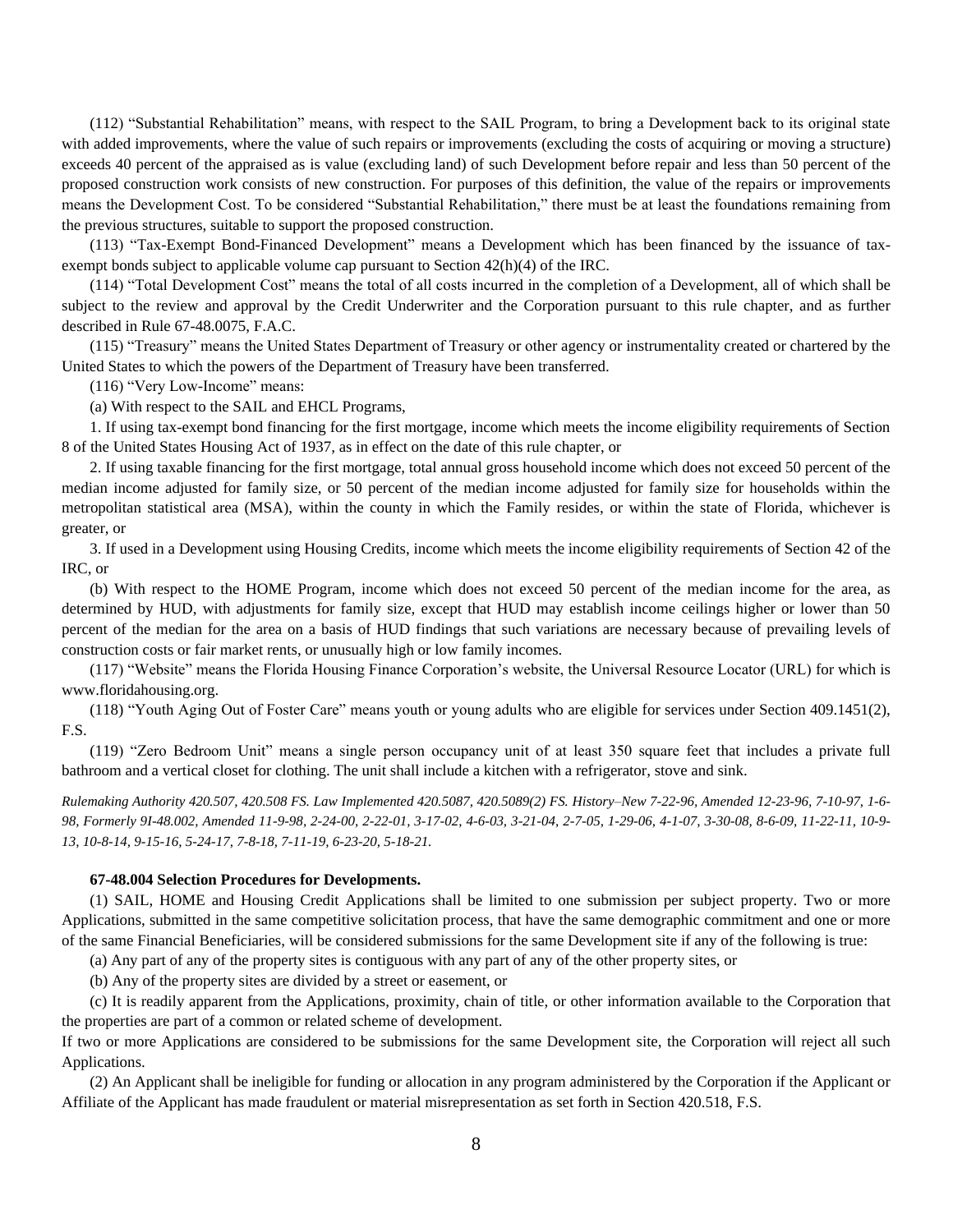(112) “Substantial Rehabilitation” means, with respect to the SAIL Program, to bring a Development back to its original state with added improvements, where the value of such repairs or improvements (excluding the costs of acquiring or moving a structure) exceeds 40 percent of the appraised as is value (excluding land) of such Development before repair and less than 50 percent of the proposed construction work consists of new construction. For purposes of this definition, the value of the repairs or improvements means the Development Cost. To be considered “Substantial Rehabilitation,” there must be at least the foundations remaining from the previous structures, suitable to support the proposed construction.

(113) “Tax-Exempt Bond-Financed Development” means a Development which has been financed by the issuance of tax-exempt bonds subject to applicable volume cap pursuant to Section 42(h)(4) of the IRC.

(114) “Total Development Cost” means the total of all costs incurred in the completion of a Development, all of which shall be subject to the review and approval by the Credit Underwriter and the Corporation pursuant to this rule chapter, and as further described in Rule 67-48.0075, F.A.C.

(115) “Treasury” means the United States Department of Treasury or other agency or instrumentality created or chartered by the United States to which the powers of the Department of Treasury have been transferred.

(116) “Very Low-Income” means:

(a) With respect to the SAIL and EHCL Programs,

1. If using tax-exempt bond financing for the first mortgage, income which meets the income eligibility requirements of Section 8 of the United States Housing Act of 1937, as in effect on the date of this rule chapter, or

2. If using taxable financing for the first mortgage, total annual gross household income which does not exceed 50 percent of the median income adjusted for family size, or 50 percent of the median income adjusted for family size for households within the metropolitan statistical area (MSA), within the county in which the Family resides, or within the state of Florida, whichever is greater, or

3. If used in a Development using Housing Credits, income which meets the income eligibility requirements of Section 42 of the IRC, or

(b) With respect to the HOME Program, income which does not exceed 50 percent of the median income for the area, as determined by HUD, with adjustments for family size, except that HUD may establish income ceilings higher or lower than 50 percent of the median for the area on a basis of HUD findings that such variations are necessary because of prevailing levels of construction costs or fair market rents, or unusually high or low family incomes.

(117) “Website” means the Florida Housing Finance Corporation’s website, the Universal Resource Locator (URL) for which is www.floridahousing.org.

(118) “Youth Aging Out of Foster Care” means youth or young adults who are eligible for services under Section 409.1451(2), F.S.

(119) “Zero Bedroom Unit” means a single person occupancy unit of at least 350 square feet that includes a private full bathroom and a vertical closet for clothing. The unit shall include a kitchen with a refrigerator, stove and sink.

*Rulemaking Authority 420.507, 420.508 FS. Law Implemented 420.5087, 420.5089(2) FS. History–New 7-22-96, Amended 12-23-96, 7-10-97, 1-6-98, Formerly 9I-48.002, Amended 11-9-98, 2-24-00, 2-22-01, 3-17-02, 4-6-03, 3-21-04, 2-7-05, 1-29-06, 4-1-07, 3-30-08, 8-6-09, 11-22-11, 10-9-13, 10-8-14, 9-15-16, 5-24-17, 7-8-18, 7-11-19, 6-23-20, 5-18-21.*

**67-48.004 Selection Procedures for Developments.**

(1) SAIL, HOME and Housing Credit Applications shall be limited to one submission per subject property. Two or more Applications, submitted in the same competitive solicitation process, that have the same demographic commitment and one or more of the same Financial Beneficiaries, will be considered submissions for the same Development site if any of the following is true:

(a) Any part of any of the property sites is contiguous with any part of any of the other property sites, or

(b) Any of the property sites are divided by a street or easement, or

(c) It is readily apparent from the Applications, proximity, chain of title, or other information available to the Corporation that the properties are part of a common or related scheme of development.

If two or more Applications are considered to be submissions for the same Development site, the Corporation will reject all such Applications.

(2) An Applicant shall be ineligible for funding or allocation in any program administered by the Corporation if the Applicant or Affiliate of the Applicant has made fraudulent or material misrepresentation as set forth in Section 420.518, F.S.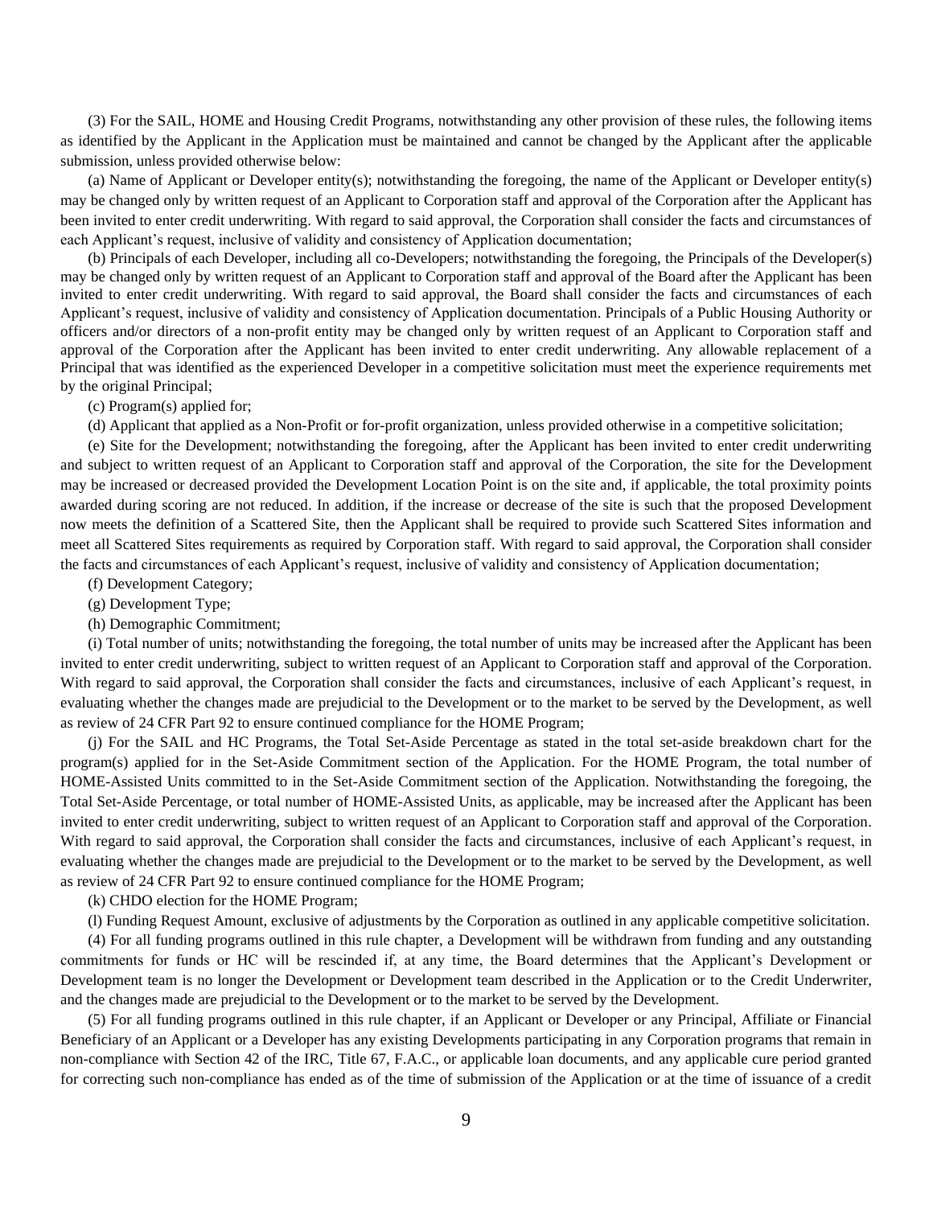(3) For the SAIL, HOME and Housing Credit Programs, notwithstanding any other provision of these rules, the following items as identified by the Applicant in the Application must be maintained and cannot be changed by the Applicant after the applicable submission, unless provided otherwise below:

(a) Name of Applicant or Developer entity(s); notwithstanding the foregoing, the name of the Applicant or Developer entity(s) may be changed only by written request of an Applicant to Corporation staff and approval of the Corporation after the Applicant has been invited to enter credit underwriting. With regard to said approval, the Corporation shall consider the facts and circumstances of each Applicant's request, inclusive of validity and consistency of Application documentation;

(b) Principals of each Developer, including all co-Developers; notwithstanding the foregoing, the Principals of the Developer(s) may be changed only by written request of an Applicant to Corporation staff and approval of the Board after the Applicant has been invited to enter credit underwriting. With regard to said approval, the Board shall consider the facts and circumstances of each Applicant's request, inclusive of validity and consistency of Application documentation. Principals of a Public Housing Authority or officers and/or directors of a non-profit entity may be changed only by written request of an Applicant to Corporation staff and approval of the Corporation after the Applicant has been invited to enter credit underwriting. Any allowable replacement of a Principal that was identified as the experienced Developer in a competitive solicitation must meet the experience requirements met by the original Principal;

(c) Program(s) applied for;

(d) Applicant that applied as a Non-Profit or for-profit organization, unless provided otherwise in a competitive solicitation;

(e) Site for the Development; notwithstanding the foregoing, after the Applicant has been invited to enter credit underwriting and subject to written request of an Applicant to Corporation staff and approval of the Corporation, the site for the Development may be increased or decreased provided the Development Location Point is on the site and, if applicable, the total proximity points awarded during scoring are not reduced. In addition, if the increase or decrease of the site is such that the proposed Development now meets the definition of a Scattered Site, then the Applicant shall be required to provide such Scattered Sites information and meet all Scattered Sites requirements as required by Corporation staff. With regard to said approval, the Corporation shall consider the facts and circumstances of each Applicant's request, inclusive of validity and consistency of Application documentation;

(f) Development Category;

(g) Development Type;

(h) Demographic Commitment;

(i) Total number of units; notwithstanding the foregoing, the total number of units may be increased after the Applicant has been invited to enter credit underwriting, subject to written request of an Applicant to Corporation staff and approval of the Corporation. With regard to said approval, the Corporation shall consider the facts and circumstances, inclusive of each Applicant's request, in evaluating whether the changes made are prejudicial to the Development or to the market to be served by the Development, as well as review of 24 CFR Part 92 to ensure continued compliance for the HOME Program;

(j) For the SAIL and HC Programs, the Total Set-Aside Percentage as stated in the total set-aside breakdown chart for the program(s) applied for in the Set-Aside Commitment section of the Application. For the HOME Program, the total number of HOME-Assisted Units committed to in the Set-Aside Commitment section of the Application. Notwithstanding the foregoing, the Total Set-Aside Percentage, or total number of HOME-Assisted Units, as applicable, may be increased after the Applicant has been invited to enter credit underwriting, subject to written request of an Applicant to Corporation staff and approval of the Corporation. With regard to said approval, the Corporation shall consider the facts and circumstances, inclusive of each Applicant's request, in evaluating whether the changes made are prejudicial to the Development or to the market to be served by the Development, as well as review of 24 CFR Part 92 to ensure continued compliance for the HOME Program;

(k) CHDO election for the HOME Program;

(l) Funding Request Amount, exclusive of adjustments by the Corporation as outlined in any applicable competitive solicitation.

(4) For all funding programs outlined in this rule chapter, a Development will be withdrawn from funding and any outstanding commitments for funds or HC will be rescinded if, at any time, the Board determines that the Applicant's Development or Development team is no longer the Development or Development team described in the Application or to the Credit Underwriter, and the changes made are prejudicial to the Development or to the market to be served by the Development.

(5) For all funding programs outlined in this rule chapter, if an Applicant or Developer or any Principal, Affiliate or Financial Beneficiary of an Applicant or a Developer has any existing Developments participating in any Corporation programs that remain in non-compliance with Section 42 of the IRC, Title 67, F.A.C., or applicable loan documents, and any applicable cure period granted for correcting such non-compliance has ended as of the time of submission of the Application or at the time of issuance of a credit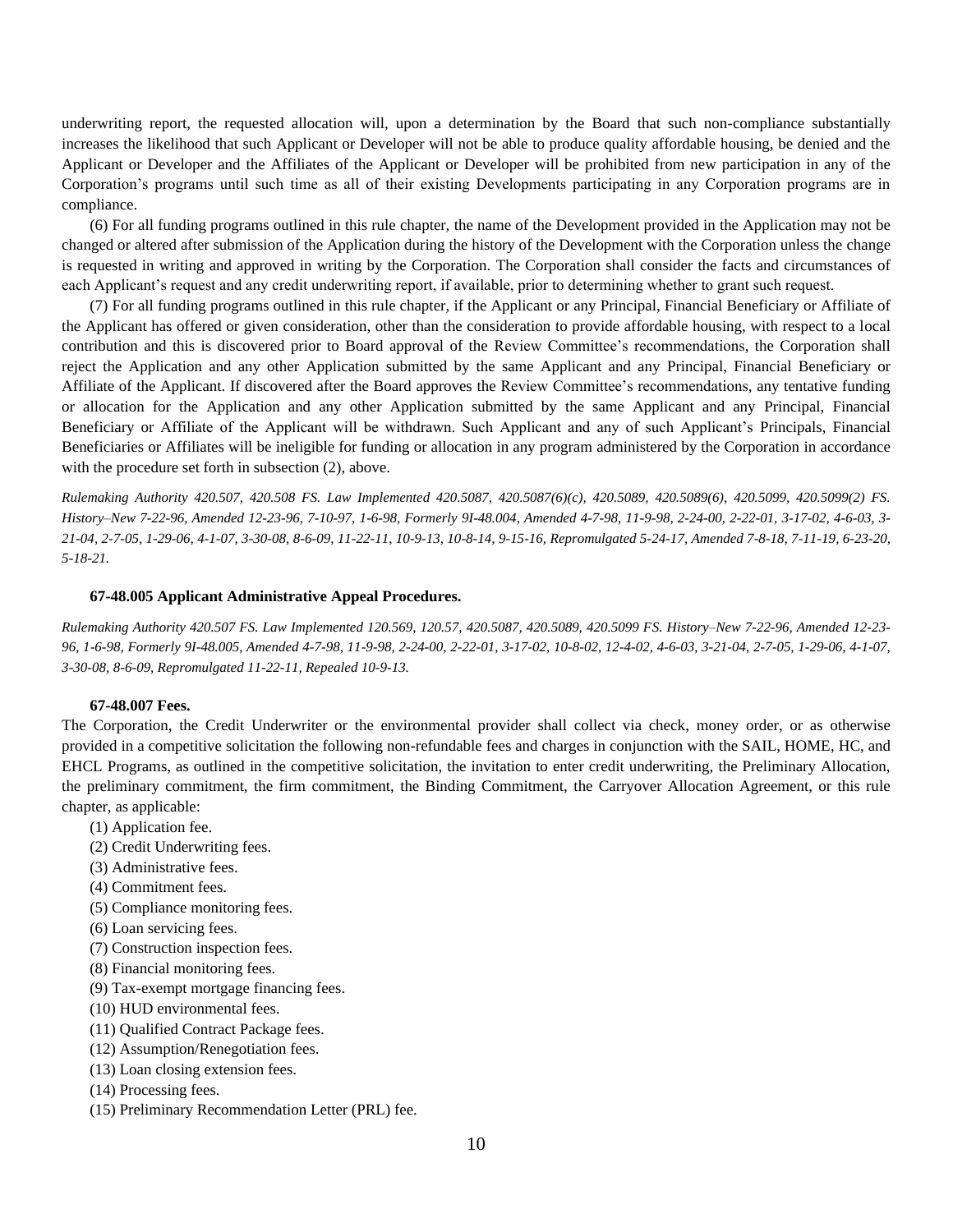underwriting report, the requested allocation will, upon a determination by the Board that such non-compliance substantially increases the likelihood that such Applicant or Developer will not be able to produce quality affordable housing, be denied and the Applicant or Developer and the Affiliates of the Applicant or Developer will be prohibited from new participation in any of the Corporation's programs until such time as all of their existing Developments participating in any Corporation programs are in compliance.

(6) For all funding programs outlined in this rule chapter, the name of the Development provided in the Application may not be changed or altered after submission of the Application during the history of the Development with the Corporation unless the change is requested in writing and approved in writing by the Corporation. The Corporation shall consider the facts and circumstances of each Applicant's request and any credit underwriting report, if available, prior to determining whether to grant such request.

(7) For all funding programs outlined in this rule chapter, if the Applicant or any Principal, Financial Beneficiary or Affiliate of the Applicant has offered or given consideration, other than the consideration to provide affordable housing, with respect to a local contribution and this is discovered prior to Board approval of the Review Committee's recommendations, the Corporation shall reject the Application and any other Application submitted by the same Applicant and any Principal, Financial Beneficiary or Affiliate of the Applicant. If discovered after the Board approves the Review Committee's recommendations, any tentative funding or allocation for the Application and any other Application submitted by the same Applicant and any Principal, Financial Beneficiary or Affiliate of the Applicant will be withdrawn. Such Applicant and any of such Applicant's Principals, Financial Beneficiaries or Affiliates will be ineligible for funding or allocation in any program administered by the Corporation in accordance with the procedure set forth in subsection (2), above.

*Rulemaking Authority 420.507, 420.508 FS. Law Implemented 420.5087, 420.5087(6)(c), 420.5089, 420.5089(6), 420.5099, 420.5099(2) FS. History–New 7-22-96, Amended 12-23-96, 7-10-97, 1-6-98, Formerly 9I-48.004, Amended 4-7-98, 11-9-98, 2-24-00, 2-22-01, 3-17-02, 4-6-03, 3-21-04, 2-7-05, 1-29-06, 4-1-07, 3-30-08, 8-6-09, 11-22-11, 10-9-13, 10-8-14, 9-15-16, Repromulgated 5-24-17, Amended 7-8-18, 7-11-19, 6-23-20, 5-18-21.*

**67-48.005 Applicant Administrative Appeal Procedures.**

*Rulemaking Authority 420.507 FS. Law Implemented 120.569, 120.57, 420.5087, 420.5089, 420.5099 FS. History–New 7-22-96, Amended 12-23-96, 1-6-98, Formerly 9I-48.005, Amended 4-7-98, 11-9-98, 2-24-00, 2-22-01, 3-17-02, 10-8-02, 12-4-02, 4-6-03, 3-21-04, 2-7-05, 1-29-06, 4-1-07, 3-30-08, 8-6-09, Repromulgated 11-22-11, Repealed 10-9-13.*

**67-48.007 Fees.**

The Corporation, the Credit Underwriter or the environmental provider shall collect via check, money order, or as otherwise provided in a competitive solicitation the following non-refundable fees and charges in conjunction with the SAIL, HOME, HC, and EHCL Programs, as outlined in the competitive solicitation, the invitation to enter credit underwriting, the Preliminary Allocation, the preliminary commitment, the firm commitment, the Binding Commitment, the Carryover Allocation Agreement, or this rule chapter, as applicable:

(1) Application fee.

(2) Credit Underwriting fees.

(3) Administrative fees.

(4) Commitment fees.

(5) Compliance monitoring fees.

(6) Loan servicing fees.

(7) Construction inspection fees.

(8) Financial monitoring fees.

(9) Tax-exempt mortgage financing fees.

(10) HUD environmental fees.

(11) Qualified Contract Package fees.

(12) Assumption/Renegotiation fees.

(13) Loan closing extension fees.

(14) Processing fees.

(15) Preliminary Recommendation Letter (PRL) fee.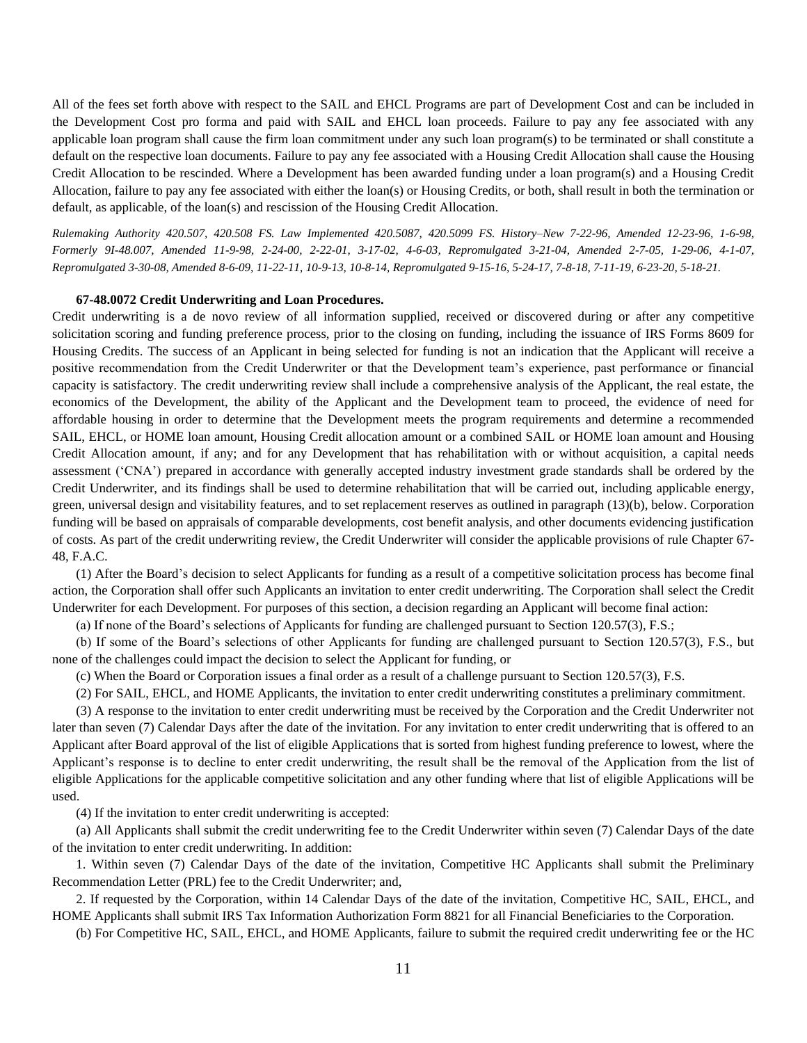All of the fees set forth above with respect to the SAIL and EHCL Programs are part of Development Cost and can be included in the Development Cost pro forma and paid with SAIL and EHCL loan proceeds. Failure to pay any fee associated with any applicable loan program shall cause the firm loan commitment under any such loan program(s) to be terminated or shall constitute a default on the respective loan documents. Failure to pay any fee associated with a Housing Credit Allocation shall cause the Housing Credit Allocation to be rescinded. Where a Development has been awarded funding under a loan program(s) and a Housing Credit Allocation, failure to pay any fee associated with either the loan(s) or Housing Credits, or both, shall result in both the termination or default, as applicable, of the loan(s) and rescission of the Housing Credit Allocation.

*Rulemaking Authority 420.507, 420.508 FS. Law Implemented 420.5087, 420.5099 FS. History–New 7-22-96, Amended 12-23-96, 1-6-98, Formerly 9I-48.007, Amended 11-9-98, 2-24-00, 2-22-01, 3-17-02, 4-6-03, Repromulgated 3-21-04, Amended 2-7-05, 1-29-06, 4-1-07, Repromulgated 3-30-08, Amended 8-6-09, 11-22-11, 10-9-13, 10-8-14, Repromulgated 9-15-16, 5-24-17, 7-8-18, 7-11-19, 6-23-20, 5-18-21.*

**67-48.0072 Credit Underwriting and Loan Procedures.**

Credit underwriting is a de novo review of all information supplied, received or discovered during or after any competitive solicitation scoring and funding preference process, prior to the closing on funding, including the issuance of IRS Forms 8609 for Housing Credits. The success of an Applicant in being selected for funding is not an indication that the Applicant will receive a positive recommendation from the Credit Underwriter or that the Development team's experience, past performance or financial capacity is satisfactory. The credit underwriting review shall include a comprehensive analysis of the Applicant, the real estate, the economics of the Development, the ability of the Applicant and the Development team to proceed, the evidence of need for affordable housing in order to determine that the Development meets the program requirements and determine a recommended SAIL, EHCL, or HOME loan amount, Housing Credit allocation amount or a combined SAIL or HOME loan amount and Housing Credit Allocation amount, if any; and for any Development that has rehabilitation with or without acquisition, a capital needs assessment ('CNA') prepared in accordance with generally accepted industry investment grade standards shall be ordered by the Credit Underwriter, and its findings shall be used to determine rehabilitation that will be carried out, including applicable energy, green, universal design and visitability features, and to set replacement reserves as outlined in paragraph (13)(b), below. Corporation funding will be based on appraisals of comparable developments, cost benefit analysis, and other documents evidencing justification of costs. As part of the credit underwriting review, the Credit Underwriter will consider the applicable provisions of rule Chapter 67-48, F.A.C.

(1) After the Board's decision to select Applicants for funding as a result of a competitive solicitation process has become final action, the Corporation shall offer such Applicants an invitation to enter credit underwriting. The Corporation shall select the Credit Underwriter for each Development. For purposes of this section, a decision regarding an Applicant will become final action:

(a) If none of the Board's selections of Applicants for funding are challenged pursuant to Section 120.57(3), F.S.;

(b) If some of the Board's selections of other Applicants for funding are challenged pursuant to Section 120.57(3), F.S., but none of the challenges could impact the decision to select the Applicant for funding, or

(c) When the Board or Corporation issues a final order as a result of a challenge pursuant to Section 120.57(3), F.S.

(2) For SAIL, EHCL, and HOME Applicants, the invitation to enter credit underwriting constitutes a preliminary commitment.

(3) A response to the invitation to enter credit underwriting must be received by the Corporation and the Credit Underwriter not later than seven (7) Calendar Days after the date of the invitation. For any invitation to enter credit underwriting that is offered to an Applicant after Board approval of the list of eligible Applications that is sorted from highest funding preference to lowest, where the Applicant's response is to decline to enter credit underwriting, the result shall be the removal of the Application from the list of eligible Applications for the applicable competitive solicitation and any other funding where that list of eligible Applications will be used.

(4) If the invitation to enter credit underwriting is accepted:

(a) All Applicants shall submit the credit underwriting fee to the Credit Underwriter within seven (7) Calendar Days of the date of the invitation to enter credit underwriting. In addition:

1. Within seven (7) Calendar Days of the date of the invitation, Competitive HC Applicants shall submit the Preliminary Recommendation Letter (PRL) fee to the Credit Underwriter; and,

2. If requested by the Corporation, within 14 Calendar Days of the date of the invitation, Competitive HC, SAIL, EHCL, and HOME Applicants shall submit IRS Tax Information Authorization Form 8821 for all Financial Beneficiaries to the Corporation.

(b) For Competitive HC, SAIL, EHCL, and HOME Applicants, failure to submit the required credit underwriting fee or the HC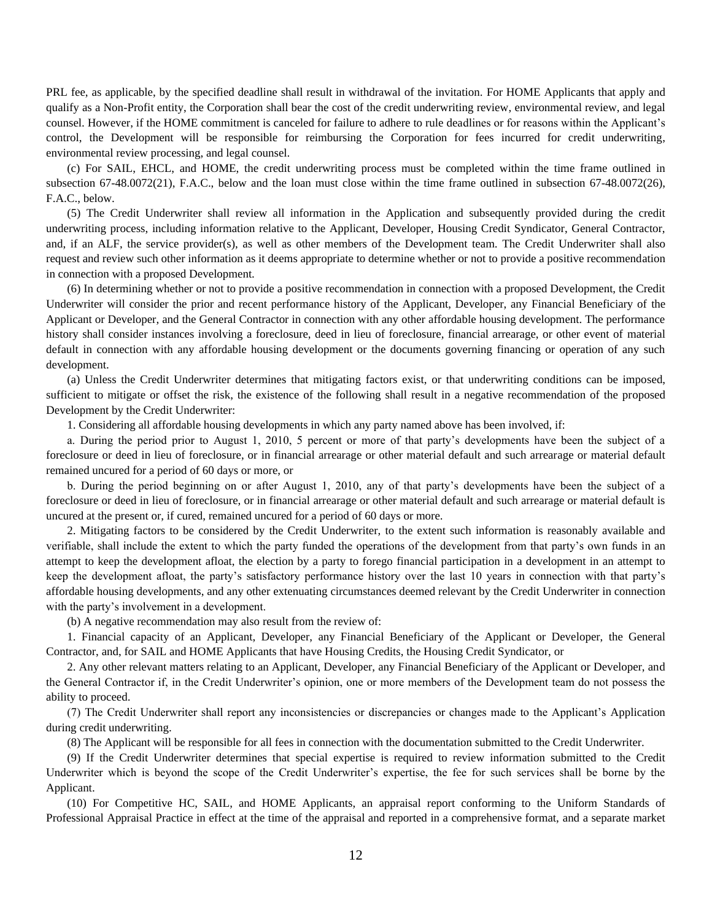PRL fee, as applicable, by the specified deadline shall result in withdrawal of the invitation. For HOME Applicants that apply and qualify as a Non-Profit entity, the Corporation shall bear the cost of the credit underwriting review, environmental review, and legal counsel. However, if the HOME commitment is canceled for failure to adhere to rule deadlines or for reasons within the Applicant's control, the Development will be responsible for reimbursing the Corporation for fees incurred for credit underwriting, environmental review processing, and legal counsel.

(c) For SAIL, EHCL, and HOME, the credit underwriting process must be completed within the time frame outlined in subsection 67-48.0072(21), F.A.C., below and the loan must close within the time frame outlined in subsection 67-48.0072(26), F.A.C., below.

(5) The Credit Underwriter shall review all information in the Application and subsequently provided during the credit underwriting process, including information relative to the Applicant, Developer, Housing Credit Syndicator, General Contractor, and, if an ALF, the service provider(s), as well as other members of the Development team. The Credit Underwriter shall also request and review such other information as it deems appropriate to determine whether or not to provide a positive recommendation in connection with a proposed Development.

(6) In determining whether or not to provide a positive recommendation in connection with a proposed Development, the Credit Underwriter will consider the prior and recent performance history of the Applicant, Developer, any Financial Beneficiary of the Applicant or Developer, and the General Contractor in connection with any other affordable housing development. The performance history shall consider instances involving a foreclosure, deed in lieu of foreclosure, financial arrearage, or other event of material default in connection with any affordable housing development or the documents governing financing or operation of any such development.

(a) Unless the Credit Underwriter determines that mitigating factors exist, or that underwriting conditions can be imposed, sufficient to mitigate or offset the risk, the existence of the following shall result in a negative recommendation of the proposed Development by the Credit Underwriter:

1. Considering all affordable housing developments in which any party named above has been involved, if:

a. During the period prior to August 1, 2010, 5 percent or more of that party's developments have been the subject of a foreclosure or deed in lieu of foreclosure, or in financial arrearage or other material default and such arrearage or material default remained uncured for a period of 60 days or more, or

b. During the period beginning on or after August 1, 2010, any of that party's developments have been the subject of a foreclosure or deed in lieu of foreclosure, or in financial arrearage or other material default and such arrearage or material default is uncured at the present or, if cured, remained uncured for a period of 60 days or more.

2. Mitigating factors to be considered by the Credit Underwriter, to the extent such information is reasonably available and verifiable, shall include the extent to which the party funded the operations of the development from that party's own funds in an attempt to keep the development afloat, the election by a party to forego financial participation in a development in an attempt to keep the development afloat, the party's satisfactory performance history over the last 10 years in connection with that party's affordable housing developments, and any other extenuating circumstances deemed relevant by the Credit Underwriter in connection with the party's involvement in a development.

(b) A negative recommendation may also result from the review of:

1. Financial capacity of an Applicant, Developer, any Financial Beneficiary of the Applicant or Developer, the General Contractor, and, for SAIL and HOME Applicants that have Housing Credits, the Housing Credit Syndicator, or

2. Any other relevant matters relating to an Applicant, Developer, any Financial Beneficiary of the Applicant or Developer, and the General Contractor if, in the Credit Underwriter's opinion, one or more members of the Development team do not possess the ability to proceed.

(7) The Credit Underwriter shall report any inconsistencies or discrepancies or changes made to the Applicant's Application during credit underwriting.

(8) The Applicant will be responsible for all fees in connection with the documentation submitted to the Credit Underwriter.

(9) If the Credit Underwriter determines that special expertise is required to review information submitted to the Credit Underwriter which is beyond the scope of the Credit Underwriter's expertise, the fee for such services shall be borne by the Applicant.

(10) For Competitive HC, SAIL, and HOME Applicants, an appraisal report conforming to the Uniform Standards of Professional Appraisal Practice in effect at the time of the appraisal and reported in a comprehensive format, and a separate market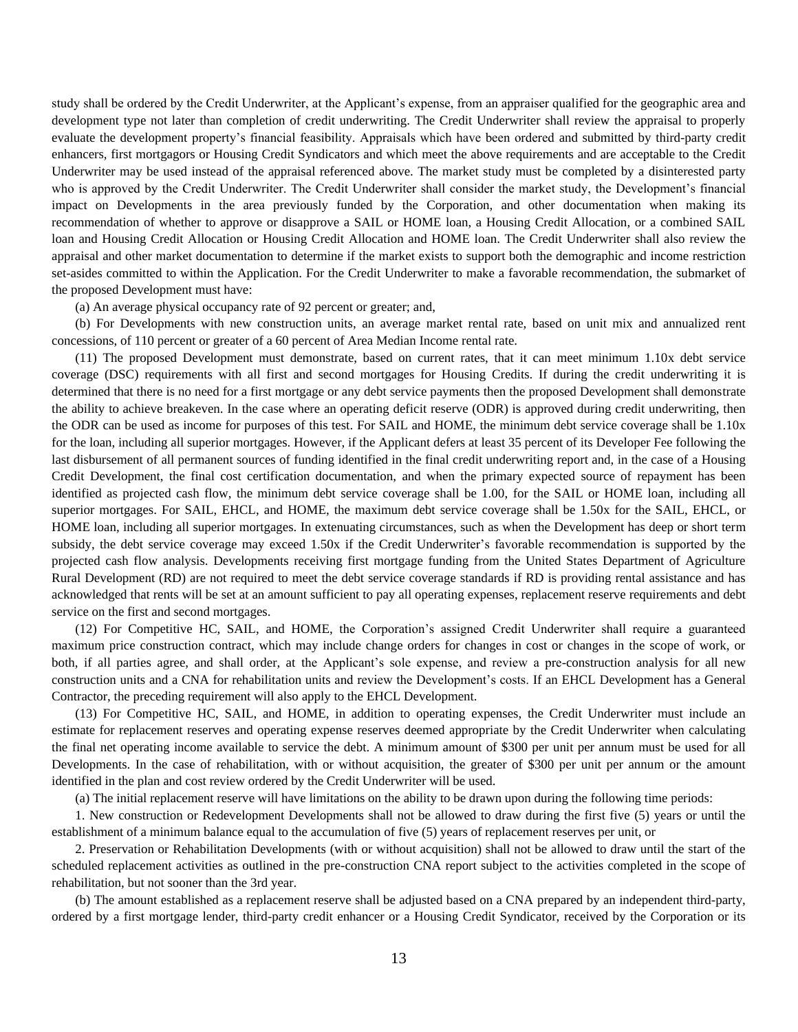study shall be ordered by the Credit Underwriter, at the Applicant's expense, from an appraiser qualified for the geographic area and development type not later than completion of credit underwriting. The Credit Underwriter shall review the appraisal to properly evaluate the development property's financial feasibility. Appraisals which have been ordered and submitted by third-party credit enhancers, first mortgagors or Housing Credit Syndicators and which meet the above requirements and are acceptable to the Credit Underwriter may be used instead of the appraisal referenced above. The market study must be completed by a disinterested party who is approved by the Credit Underwriter. The Credit Underwriter shall consider the market study, the Development's financial impact on Developments in the area previously funded by the Corporation, and other documentation when making its recommendation of whether to approve or disapprove a SAIL or HOME loan, a Housing Credit Allocation, or a combined SAIL loan and Housing Credit Allocation or Housing Credit Allocation and HOME loan. The Credit Underwriter shall also review the appraisal and other market documentation to determine if the market exists to support both the demographic and income restriction set-asides committed to within the Application. For the Credit Underwriter to make a favorable recommendation, the submarket of the proposed Development must have:

(a) An average physical occupancy rate of 92 percent or greater; and,

(b) For Developments with new construction units, an average market rental rate, based on unit mix and annualized rent concessions, of 110 percent or greater of a 60 percent of Area Median Income rental rate.

(11) The proposed Development must demonstrate, based on current rates, that it can meet minimum 1.10x debt service coverage (DSC) requirements with all first and second mortgages for Housing Credits. If during the credit underwriting it is determined that there is no need for a first mortgage or any debt service payments then the proposed Development shall demonstrate the ability to achieve breakeven. In the case where an operating deficit reserve (ODR) is approved during credit underwriting, then the ODR can be used as income for purposes of this test. For SAIL and HOME, the minimum debt service coverage shall be 1.10x for the loan, including all superior mortgages. However, if the Applicant defers at least 35 percent of its Developer Fee following the last disbursement of all permanent sources of funding identified in the final credit underwriting report and, in the case of a Housing Credit Development, the final cost certification documentation, and when the primary expected source of repayment has been identified as projected cash flow, the minimum debt service coverage shall be 1.00, for the SAIL or HOME loan, including all superior mortgages. For SAIL, EHCL, and HOME, the maximum debt service coverage shall be 1.50x for the SAIL, EHCL, or HOME loan, including all superior mortgages. In extenuating circumstances, such as when the Development has deep or short term subsidy, the debt service coverage may exceed 1.50x if the Credit Underwriter's favorable recommendation is supported by the projected cash flow analysis. Developments receiving first mortgage funding from the United States Department of Agriculture Rural Development (RD) are not required to meet the debt service coverage standards if RD is providing rental assistance and has acknowledged that rents will be set at an amount sufficient to pay all operating expenses, replacement reserve requirements and debt service on the first and second mortgages.

(12) For Competitive HC, SAIL, and HOME, the Corporation's assigned Credit Underwriter shall require a guaranteed maximum price construction contract, which may include change orders for changes in cost or changes in the scope of work, or both, if all parties agree, and shall order, at the Applicant's sole expense, and review a pre-construction analysis for all new construction units and a CNA for rehabilitation units and review the Development's costs. If an EHCL Development has a General Contractor, the preceding requirement will also apply to the EHCL Development.

(13) For Competitive HC, SAIL, and HOME, in addition to operating expenses, the Credit Underwriter must include an estimate for replacement reserves and operating expense reserves deemed appropriate by the Credit Underwriter when calculating the final net operating income available to service the debt. A minimum amount of $300 per unit per annum must be used for all Developments. In the case of rehabilitation, with or without acquisition, the greater of $300 per unit per annum or the amount identified in the plan and cost review ordered by the Credit Underwriter will be used.

(a) The initial replacement reserve will have limitations on the ability to be drawn upon during the following time periods:

1. New construction or Redevelopment Developments shall not be allowed to draw during the first five (5) years or until the establishment of a minimum balance equal to the accumulation of five (5) years of replacement reserves per unit, or

2. Preservation or Rehabilitation Developments (with or without acquisition) shall not be allowed to draw until the start of the scheduled replacement activities as outlined in the pre-construction CNA report subject to the activities completed in the scope of rehabilitation, but not sooner than the 3rd year.

(b) The amount established as a replacement reserve shall be adjusted based on a CNA prepared by an independent third-party, ordered by a first mortgage lender, third-party credit enhancer or a Housing Credit Syndicator, received by the Corporation or its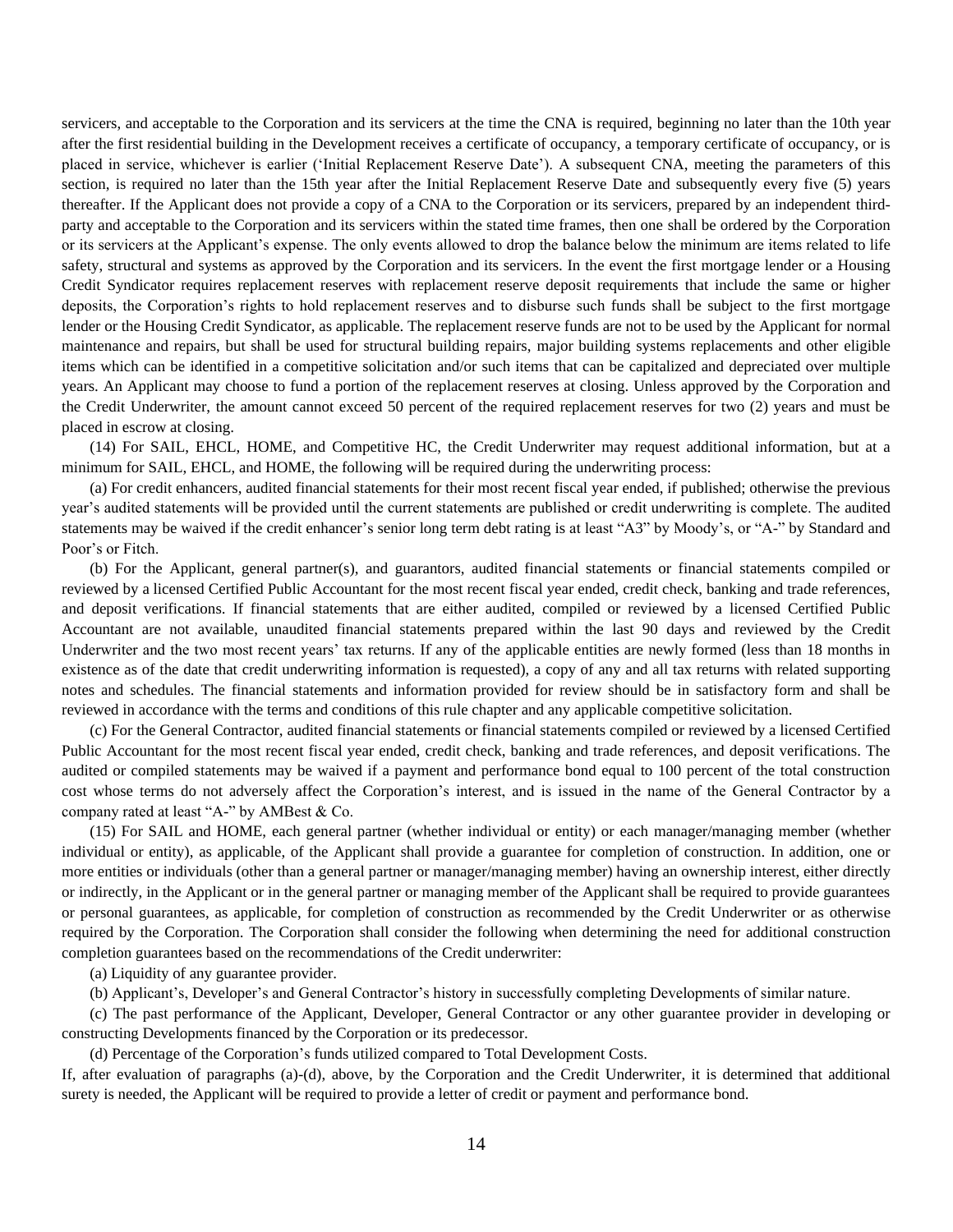servicers, and acceptable to the Corporation and its servicers at the time the CNA is required, beginning no later than the 10th year after the first residential building in the Development receives a certificate of occupancy, a temporary certificate of occupancy, or is placed in service, whichever is earlier ('Initial Replacement Reserve Date'). A subsequent CNA, meeting the parameters of this section, is required no later than the 15th year after the Initial Replacement Reserve Date and subsequently every five (5) years thereafter. If the Applicant does not provide a copy of a CNA to the Corporation or its servicers, prepared by an independent third-party and acceptable to the Corporation and its servicers within the stated time frames, then one shall be ordered by the Corporation or its servicers at the Applicant's expense. The only events allowed to drop the balance below the minimum are items related to life safety, structural and systems as approved by the Corporation and its servicers. In the event the first mortgage lender or a Housing Credit Syndicator requires replacement reserves with replacement reserve deposit requirements that include the same or higher deposits, the Corporation's rights to hold replacement reserves and to disburse such funds shall be subject to the first mortgage lender or the Housing Credit Syndicator, as applicable. The replacement reserve funds are not to be used by the Applicant for normal maintenance and repairs, but shall be used for structural building repairs, major building systems replacements and other eligible items which can be identified in a competitive solicitation and/or such items that can be capitalized and depreciated over multiple years. An Applicant may choose to fund a portion of the replacement reserves at closing. Unless approved by the Corporation and the Credit Underwriter, the amount cannot exceed 50 percent of the required replacement reserves for two (2) years and must be placed in escrow at closing.

(14) For SAIL, EHCL, HOME, and Competitive HC, the Credit Underwriter may request additional information, but at a minimum for SAIL, EHCL, and HOME, the following will be required during the underwriting process:

(a) For credit enhancers, audited financial statements for their most recent fiscal year ended, if published; otherwise the previous year's audited statements will be provided until the current statements are published or credit underwriting is complete. The audited statements may be waived if the credit enhancer's senior long term debt rating is at least "A3" by Moody's, or "A-" by Standard and Poor's or Fitch.

(b) For the Applicant, general partner(s), and guarantors, audited financial statements or financial statements compiled or reviewed by a licensed Certified Public Accountant for the most recent fiscal year ended, credit check, banking and trade references, and deposit verifications. If financial statements that are either audited, compiled or reviewed by a licensed Certified Public Accountant are not available, unaudited financial statements prepared within the last 90 days and reviewed by the Credit Underwriter and the two most recent years' tax returns. If any of the applicable entities are newly formed (less than 18 months in existence as of the date that credit underwriting information is requested), a copy of any and all tax returns with related supporting notes and schedules. The financial statements and information provided for review should be in satisfactory form and shall be reviewed in accordance with the terms and conditions of this rule chapter and any applicable competitive solicitation.

(c) For the General Contractor, audited financial statements or financial statements compiled or reviewed by a licensed Certified Public Accountant for the most recent fiscal year ended, credit check, banking and trade references, and deposit verifications. The audited or compiled statements may be waived if a payment and performance bond equal to 100 percent of the total construction cost whose terms do not adversely affect the Corporation's interest, and is issued in the name of the General Contractor by a company rated at least "A-" by AMBest & Co.

(15) For SAIL and HOME, each general partner (whether individual or entity) or each manager/managing member (whether individual or entity), as applicable, of the Applicant shall provide a guarantee for completion of construction. In addition, one or more entities or individuals (other than a general partner or manager/managing member) having an ownership interest, either directly or indirectly, in the Applicant or in the general partner or managing member of the Applicant shall be required to provide guarantees or personal guarantees, as applicable, for completion of construction as recommended by the Credit Underwriter or as otherwise required by the Corporation. The Corporation shall consider the following when determining the need for additional construction completion guarantees based on the recommendations of the Credit underwriter:

(a) Liquidity of any guarantee provider.

(b) Applicant's, Developer's and General Contractor's history in successfully completing Developments of similar nature.

(c) The past performance of the Applicant, Developer, General Contractor or any other guarantee provider in developing or constructing Developments financed by the Corporation or its predecessor.

(d) Percentage of the Corporation's funds utilized compared to Total Development Costs.

If, after evaluation of paragraphs (a)-(d), above, by the Corporation and the Credit Underwriter, it is determined that additional surety is needed, the Applicant will be required to provide a letter of credit or payment and performance bond.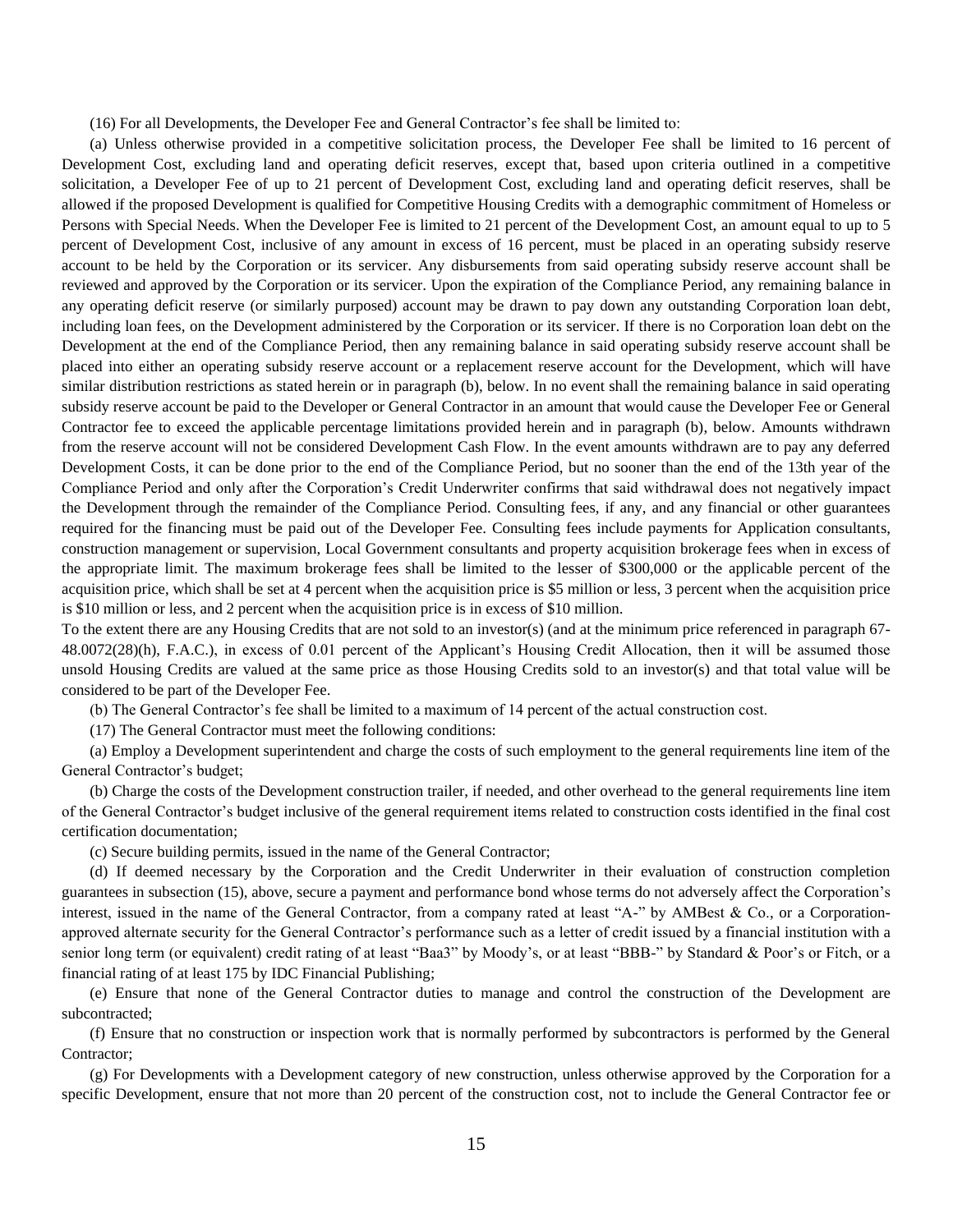(16) For all Developments, the Developer Fee and General Contractor's fee shall be limited to:

(a) Unless otherwise provided in a competitive solicitation process, the Developer Fee shall be limited to 16 percent of Development Cost, excluding land and operating deficit reserves, except that, based upon criteria outlined in a competitive solicitation, a Developer Fee of up to 21 percent of Development Cost, excluding land and operating deficit reserves, shall be allowed if the proposed Development is qualified for Competitive Housing Credits with a demographic commitment of Homeless or Persons with Special Needs. When the Developer Fee is limited to 21 percent of the Development Cost, an amount equal to up to 5 percent of Development Cost, inclusive of any amount in excess of 16 percent, must be placed in an operating subsidy reserve account to be held by the Corporation or its servicer. Any disbursements from said operating subsidy reserve account shall be reviewed and approved by the Corporation or its servicer. Upon the expiration of the Compliance Period, any remaining balance in any operating deficit reserve (or similarly purposed) account may be drawn to pay down any outstanding Corporation loan debt, including loan fees, on the Development administered by the Corporation or its servicer. If there is no Corporation loan debt on the Development at the end of the Compliance Period, then any remaining balance in said operating subsidy reserve account shall be placed into either an operating subsidy reserve account or a replacement reserve account for the Development, which will have similar distribution restrictions as stated herein or in paragraph (b), below. In no event shall the remaining balance in said operating subsidy reserve account be paid to the Developer or General Contractor in an amount that would cause the Developer Fee or General Contractor fee to exceed the applicable percentage limitations provided herein and in paragraph (b), below. Amounts withdrawn from the reserve account will not be considered Development Cash Flow. In the event amounts withdrawn are to pay any deferred Development Costs, it can be done prior to the end of the Compliance Period, but no sooner than the end of the 13th year of the Compliance Period and only after the Corporation's Credit Underwriter confirms that said withdrawal does not negatively impact the Development through the remainder of the Compliance Period. Consulting fees, if any, and any financial or other guarantees required for the financing must be paid out of the Developer Fee. Consulting fees include payments for Application consultants, construction management or supervision, Local Government consultants and property acquisition brokerage fees when in excess of the appropriate limit. The maximum brokerage fees shall be limited to the lesser of $300,000 or the applicable percent of the acquisition price, which shall be set at 4 percent when the acquisition price is $5 million or less, 3 percent when the acquisition price is $10 million or less, and 2 percent when the acquisition price is in excess of $10 million.

To the extent there are any Housing Credits that are not sold to an investor(s) (and at the minimum price referenced in paragraph 67-48.0072(28)(h), F.A.C.), in excess of 0.01 percent of the Applicant's Housing Credit Allocation, then it will be assumed those unsold Housing Credits are valued at the same price as those Housing Credits sold to an investor(s) and that total value will be considered to be part of the Developer Fee.

(b) The General Contractor's fee shall be limited to a maximum of 14 percent of the actual construction cost.

(17) The General Contractor must meet the following conditions:

(a) Employ a Development superintendent and charge the costs of such employment to the general requirements line item of the General Contractor's budget;

(b) Charge the costs of the Development construction trailer, if needed, and other overhead to the general requirements line item of the General Contractor's budget inclusive of the general requirement items related to construction costs identified in the final cost certification documentation;

(c) Secure building permits, issued in the name of the General Contractor;

(d) If deemed necessary by the Corporation and the Credit Underwriter in their evaluation of construction completion guarantees in subsection (15), above, secure a payment and performance bond whose terms do not adversely affect the Corporation's interest, issued in the name of the General Contractor, from a company rated at least "A-" by AMBest & Co., or a Corporation-approved alternate security for the General Contractor's performance such as a letter of credit issued by a financial institution with a senior long term (or equivalent) credit rating of at least "Baa3" by Moody's, or at least "BBB-" by Standard & Poor's or Fitch, or a financial rating of at least 175 by IDC Financial Publishing;

(e) Ensure that none of the General Contractor duties to manage and control the construction of the Development are subcontracted;

(f) Ensure that no construction or inspection work that is normally performed by subcontractors is performed by the General Contractor;

(g) For Developments with a Development category of new construction, unless otherwise approved by the Corporation for a specific Development, ensure that not more than 20 percent of the construction cost, not to include the General Contractor fee or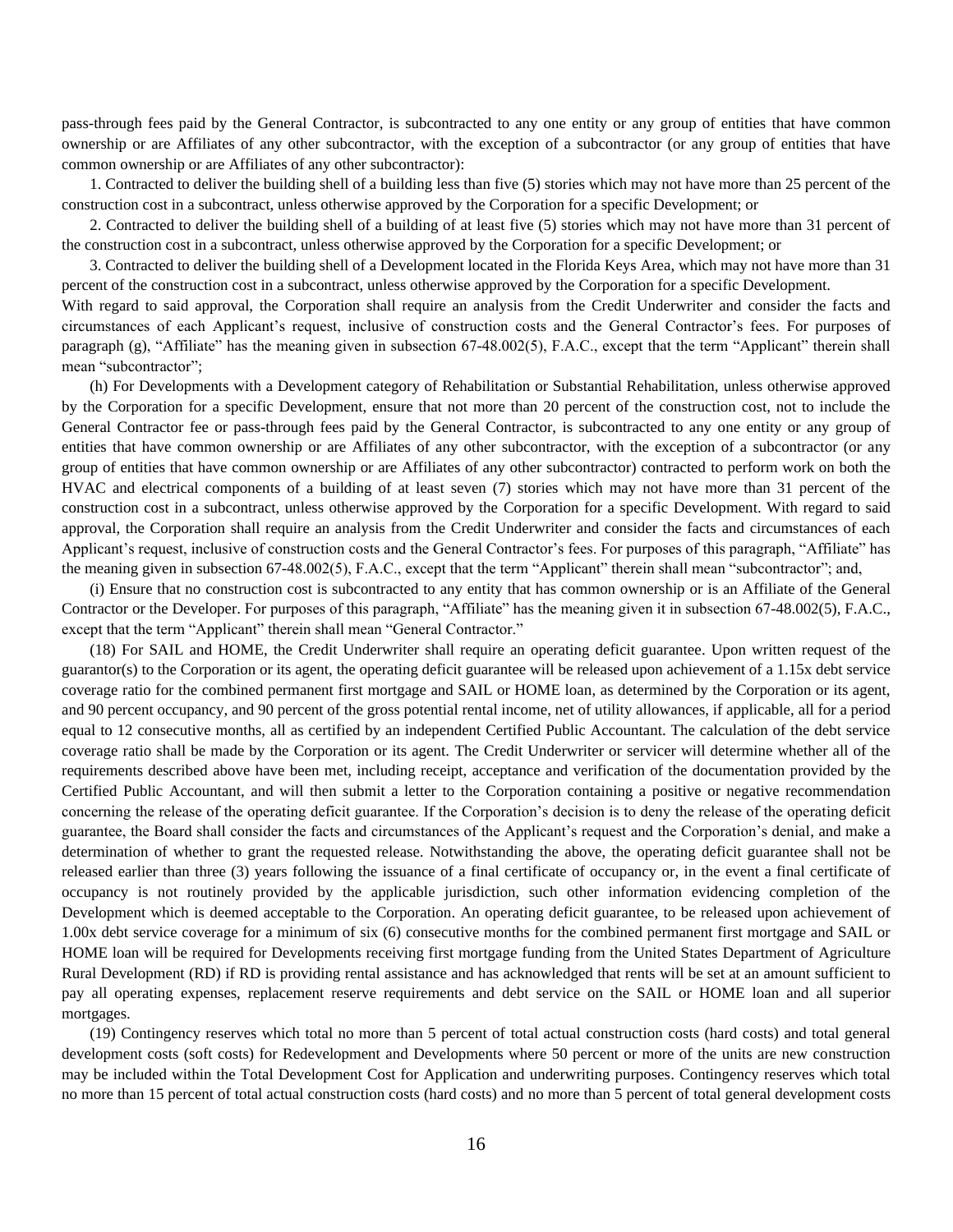pass-through fees paid by the General Contractor, is subcontracted to any one entity or any group of entities that have common ownership or are Affiliates of any other subcontractor, with the exception of a subcontractor (or any group of entities that have common ownership or are Affiliates of any other subcontractor):

1. Contracted to deliver the building shell of a building less than five (5) stories which may not have more than 25 percent of the construction cost in a subcontract, unless otherwise approved by the Corporation for a specific Development; or

2. Contracted to deliver the building shell of a building of at least five (5) stories which may not have more than 31 percent of the construction cost in a subcontract, unless otherwise approved by the Corporation for a specific Development; or

3. Contracted to deliver the building shell of a Development located in the Florida Keys Area, which may not have more than 31 percent of the construction cost in a subcontract, unless otherwise approved by the Corporation for a specific Development.

With regard to said approval, the Corporation shall require an analysis from the Credit Underwriter and consider the facts and circumstances of each Applicant's request, inclusive of construction costs and the General Contractor's fees. For purposes of paragraph (g), "Affiliate" has the meaning given in subsection 67-48.002(5), F.A.C., except that the term "Applicant" therein shall mean "subcontractor";

(h) For Developments with a Development category of Rehabilitation or Substantial Rehabilitation, unless otherwise approved by the Corporation for a specific Development, ensure that not more than 20 percent of the construction cost, not to include the General Contractor fee or pass-through fees paid by the General Contractor, is subcontracted to any one entity or any group of entities that have common ownership or are Affiliates of any other subcontractor, with the exception of a subcontractor (or any group of entities that have common ownership or are Affiliates of any other subcontractor) contracted to perform work on both the HVAC and electrical components of a building of at least seven (7) stories which may not have more than 31 percent of the construction cost in a subcontract, unless otherwise approved by the Corporation for a specific Development. With regard to said approval, the Corporation shall require an analysis from the Credit Underwriter and consider the facts and circumstances of each Applicant's request, inclusive of construction costs and the General Contractor's fees. For purposes of this paragraph, "Affiliate" has the meaning given in subsection 67-48.002(5), F.A.C., except that the term "Applicant" therein shall mean "subcontractor"; and,

(i) Ensure that no construction cost is subcontracted to any entity that has common ownership or is an Affiliate of the General Contractor or the Developer. For purposes of this paragraph, "Affiliate" has the meaning given it in subsection 67-48.002(5), F.A.C., except that the term "Applicant" therein shall mean "General Contractor."

(18) For SAIL and HOME, the Credit Underwriter shall require an operating deficit guarantee. Upon written request of the guarantor(s) to the Corporation or its agent, the operating deficit guarantee will be released upon achievement of a 1.15x debt service coverage ratio for the combined permanent first mortgage and SAIL or HOME loan, as determined by the Corporation or its agent, and 90 percent occupancy, and 90 percent of the gross potential rental income, net of utility allowances, if applicable, all for a period equal to 12 consecutive months, all as certified by an independent Certified Public Accountant. The calculation of the debt service coverage ratio shall be made by the Corporation or its agent. The Credit Underwriter or servicer will determine whether all of the requirements described above have been met, including receipt, acceptance and verification of the documentation provided by the Certified Public Accountant, and will then submit a letter to the Corporation containing a positive or negative recommendation concerning the release of the operating deficit guarantee. If the Corporation's decision is to deny the release of the operating deficit guarantee, the Board shall consider the facts and circumstances of the Applicant's request and the Corporation's denial, and make a determination of whether to grant the requested release. Notwithstanding the above, the operating deficit guarantee shall not be released earlier than three (3) years following the issuance of a final certificate of occupancy or, in the event a final certificate of occupancy is not routinely provided by the applicable jurisdiction, such other information evidencing completion of the Development which is deemed acceptable to the Corporation. An operating deficit guarantee, to be released upon achievement of 1.00x debt service coverage for a minimum of six (6) consecutive months for the combined permanent first mortgage and SAIL or HOME loan will be required for Developments receiving first mortgage funding from the United States Department of Agriculture Rural Development (RD) if RD is providing rental assistance and has acknowledged that rents will be set at an amount sufficient to pay all operating expenses, replacement reserve requirements and debt service on the SAIL or HOME loan and all superior mortgages.

(19) Contingency reserves which total no more than 5 percent of total actual construction costs (hard costs) and total general development costs (soft costs) for Redevelopment and Developments where 50 percent or more of the units are new construction may be included within the Total Development Cost for Application and underwriting purposes. Contingency reserves which total no more than 15 percent of total actual construction costs (hard costs) and no more than 5 percent of total general development costs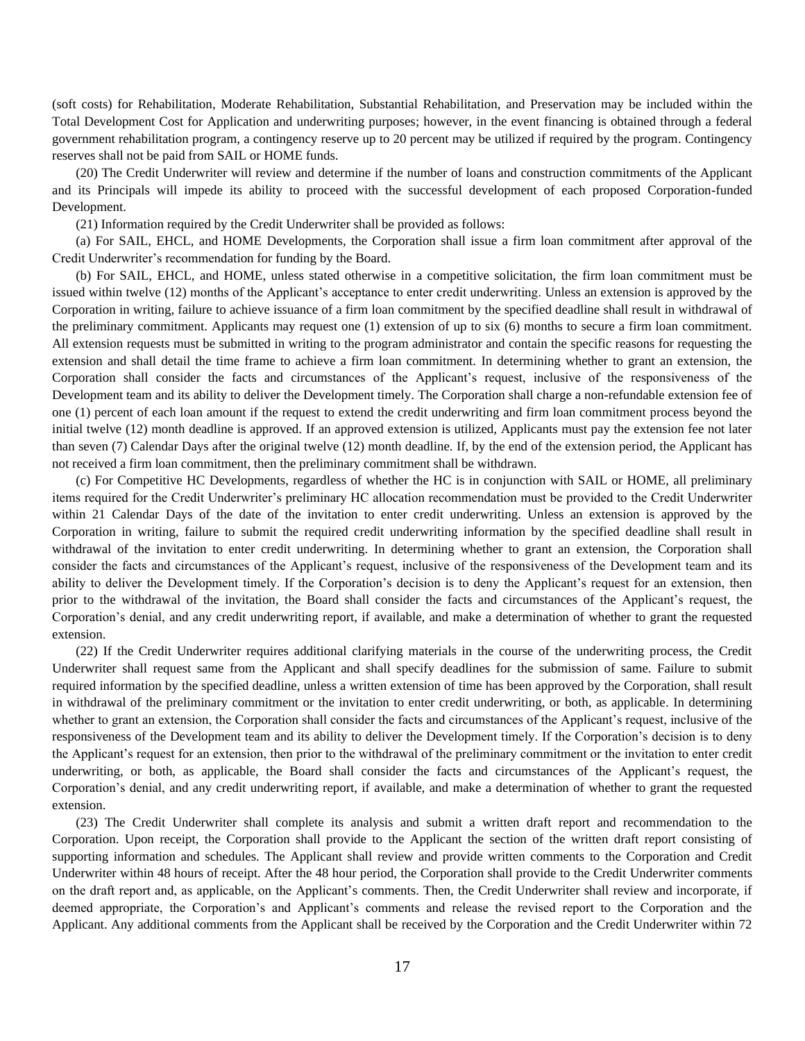(soft costs) for Rehabilitation, Moderate Rehabilitation, Substantial Rehabilitation, and Preservation may be included within the Total Development Cost for Application and underwriting purposes; however, in the event financing is obtained through a federal government rehabilitation program, a contingency reserve up to 20 percent may be utilized if required by the program. Contingency reserves shall not be paid from SAIL or HOME funds.

(20) The Credit Underwriter will review and determine if the number of loans and construction commitments of the Applicant and its Principals will impede its ability to proceed with the successful development of each proposed Corporation-funded Development.

(21) Information required by the Credit Underwriter shall be provided as follows:

(a) For SAIL, EHCL, and HOME Developments, the Corporation shall issue a firm loan commitment after approval of the Credit Underwriter's recommendation for funding by the Board.

(b) For SAIL, EHCL, and HOME, unless stated otherwise in a competitive solicitation, the firm loan commitment must be issued within twelve (12) months of the Applicant's acceptance to enter credit underwriting. Unless an extension is approved by the Corporation in writing, failure to achieve issuance of a firm loan commitment by the specified deadline shall result in withdrawal of the preliminary commitment. Applicants may request one (1) extension of up to six (6) months to secure a firm loan commitment. All extension requests must be submitted in writing to the program administrator and contain the specific reasons for requesting the extension and shall detail the time frame to achieve a firm loan commitment. In determining whether to grant an extension, the Corporation shall consider the facts and circumstances of the Applicant's request, inclusive of the responsiveness of the Development team and its ability to deliver the Development timely. The Corporation shall charge a non-refundable extension fee of one (1) percent of each loan amount if the request to extend the credit underwriting and firm loan commitment process beyond the initial twelve (12) month deadline is approved. If an approved extension is utilized, Applicants must pay the extension fee not later than seven (7) Calendar Days after the original twelve (12) month deadline. If, by the end of the extension period, the Applicant has not received a firm loan commitment, then the preliminary commitment shall be withdrawn.

(c) For Competitive HC Developments, regardless of whether the HC is in conjunction with SAIL or HOME, all preliminary items required for the Credit Underwriter's preliminary HC allocation recommendation must be provided to the Credit Underwriter within 21 Calendar Days of the date of the invitation to enter credit underwriting. Unless an extension is approved by the Corporation in writing, failure to submit the required credit underwriting information by the specified deadline shall result in withdrawal of the invitation to enter credit underwriting. In determining whether to grant an extension, the Corporation shall consider the facts and circumstances of the Applicant's request, inclusive of the responsiveness of the Development team and its ability to deliver the Development timely. If the Corporation's decision is to deny the Applicant's request for an extension, then prior to the withdrawal of the invitation, the Board shall consider the facts and circumstances of the Applicant's request, the Corporation's denial, and any credit underwriting report, if available, and make a determination of whether to grant the requested extension.

(22) If the Credit Underwriter requires additional clarifying materials in the course of the underwriting process, the Credit Underwriter shall request same from the Applicant and shall specify deadlines for the submission of same. Failure to submit required information by the specified deadline, unless a written extension of time has been approved by the Corporation, shall result in withdrawal of the preliminary commitment or the invitation to enter credit underwriting, or both, as applicable. In determining whether to grant an extension, the Corporation shall consider the facts and circumstances of the Applicant's request, inclusive of the responsiveness of the Development team and its ability to deliver the Development timely. If the Corporation's decision is to deny the Applicant's request for an extension, then prior to the withdrawal of the preliminary commitment or the invitation to enter credit underwriting, or both, as applicable, the Board shall consider the facts and circumstances of the Applicant's request, the Corporation's denial, and any credit underwriting report, if available, and make a determination of whether to grant the requested extension.

(23) The Credit Underwriter shall complete its analysis and submit a written draft report and recommendation to the Corporation. Upon receipt, the Corporation shall provide to the Applicant the section of the written draft report consisting of supporting information and schedules. The Applicant shall review and provide written comments to the Corporation and Credit Underwriter within 48 hours of receipt. After the 48 hour period, the Corporation shall provide to the Credit Underwriter comments on the draft report and, as applicable, on the Applicant's comments. Then, the Credit Underwriter shall review and incorporate, if deemed appropriate, the Corporation's and Applicant's comments and release the revised report to the Corporation and the Applicant. Any additional comments from the Applicant shall be received by the Corporation and the Credit Underwriter within 72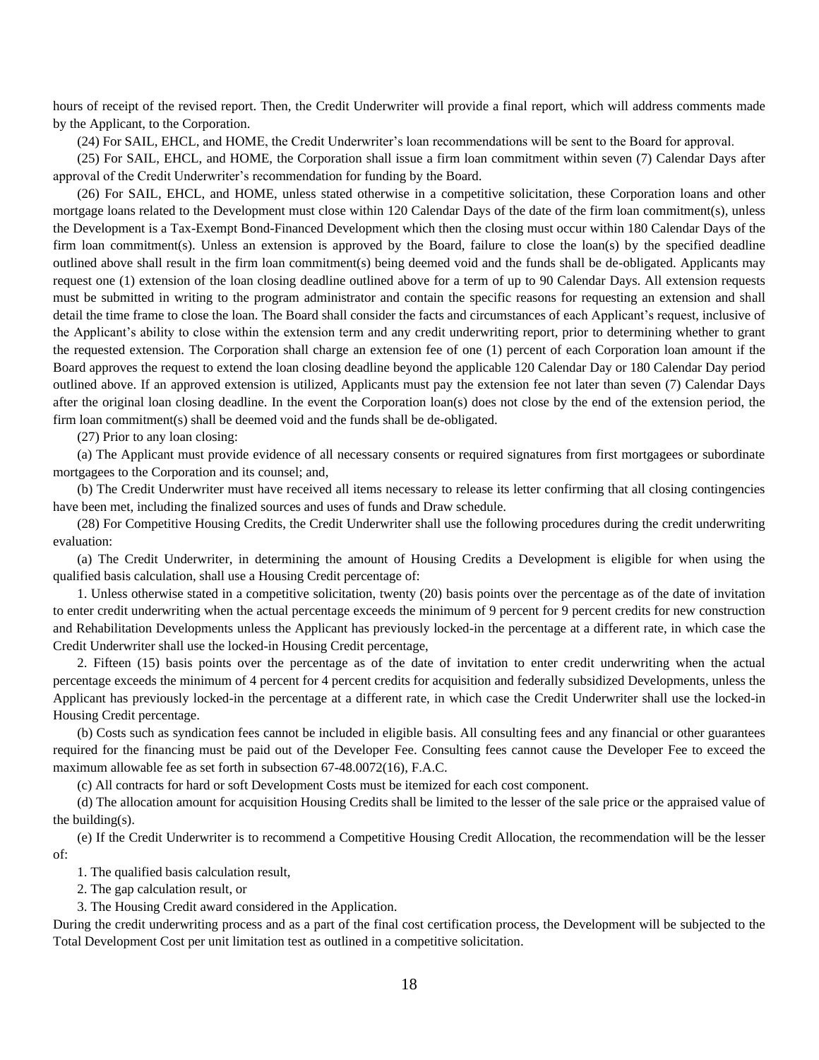hours of receipt of the revised report. Then, the Credit Underwriter will provide a final report, which will address comments made by the Applicant, to the Corporation.

(24) For SAIL, EHCL, and HOME, the Credit Underwriter's loan recommendations will be sent to the Board for approval.

(25) For SAIL, EHCL, and HOME, the Corporation shall issue a firm loan commitment within seven (7) Calendar Days after approval of the Credit Underwriter's recommendation for funding by the Board.

(26) For SAIL, EHCL, and HOME, unless stated otherwise in a competitive solicitation, these Corporation loans and other mortgage loans related to the Development must close within 120 Calendar Days of the date of the firm loan commitment(s), unless the Development is a Tax-Exempt Bond-Financed Development which then the closing must occur within 180 Calendar Days of the firm loan commitment(s). Unless an extension is approved by the Board, failure to close the loan(s) by the specified deadline outlined above shall result in the firm loan commitment(s) being deemed void and the funds shall be de-obligated. Applicants may request one (1) extension of the loan closing deadline outlined above for a term of up to 90 Calendar Days. All extension requests must be submitted in writing to the program administrator and contain the specific reasons for requesting an extension and shall detail the time frame to close the loan. The Board shall consider the facts and circumstances of each Applicant's request, inclusive of the Applicant's ability to close within the extension term and any credit underwriting report, prior to determining whether to grant the requested extension. The Corporation shall charge an extension fee of one (1) percent of each Corporation loan amount if the Board approves the request to extend the loan closing deadline beyond the applicable 120 Calendar Day or 180 Calendar Day period outlined above. If an approved extension is utilized, Applicants must pay the extension fee not later than seven (7) Calendar Days after the original loan closing deadline. In the event the Corporation loan(s) does not close by the end of the extension period, the firm loan commitment(s) shall be deemed void and the funds shall be de-obligated.

(27) Prior to any loan closing:

(a) The Applicant must provide evidence of all necessary consents or required signatures from first mortgagees or subordinate mortgagees to the Corporation and its counsel; and,

(b) The Credit Underwriter must have received all items necessary to release its letter confirming that all closing contingencies have been met, including the finalized sources and uses of funds and Draw schedule.

(28) For Competitive Housing Credits, the Credit Underwriter shall use the following procedures during the credit underwriting evaluation:

(a) The Credit Underwriter, in determining the amount of Housing Credits a Development is eligible for when using the qualified basis calculation, shall use a Housing Credit percentage of:

1. Unless otherwise stated in a competitive solicitation, twenty (20) basis points over the percentage as of the date of invitation to enter credit underwriting when the actual percentage exceeds the minimum of 9 percent for 9 percent credits for new construction and Rehabilitation Developments unless the Applicant has previously locked-in the percentage at a different rate, in which case the Credit Underwriter shall use the locked-in Housing Credit percentage,

2. Fifteen (15) basis points over the percentage as of the date of invitation to enter credit underwriting when the actual percentage exceeds the minimum of 4 percent for 4 percent credits for acquisition and federally subsidized Developments, unless the Applicant has previously locked-in the percentage at a different rate, in which case the Credit Underwriter shall use the locked-in Housing Credit percentage.

(b) Costs such as syndication fees cannot be included in eligible basis. All consulting fees and any financial or other guarantees required for the financing must be paid out of the Developer Fee. Consulting fees cannot cause the Developer Fee to exceed the maximum allowable fee as set forth in subsection 67-48.0072(16), F.A.C.

(c) All contracts for hard or soft Development Costs must be itemized for each cost component.

(d) The allocation amount for acquisition Housing Credits shall be limited to the lesser of the sale price or the appraised value of the building(s).

(e) If the Credit Underwriter is to recommend a Competitive Housing Credit Allocation, the recommendation will be the lesser of:

1. The qualified basis calculation result,

2. The gap calculation result, or

3. The Housing Credit award considered in the Application.

During the credit underwriting process and as a part of the final cost certification process, the Development will be subjected to the Total Development Cost per unit limitation test as outlined in a competitive solicitation.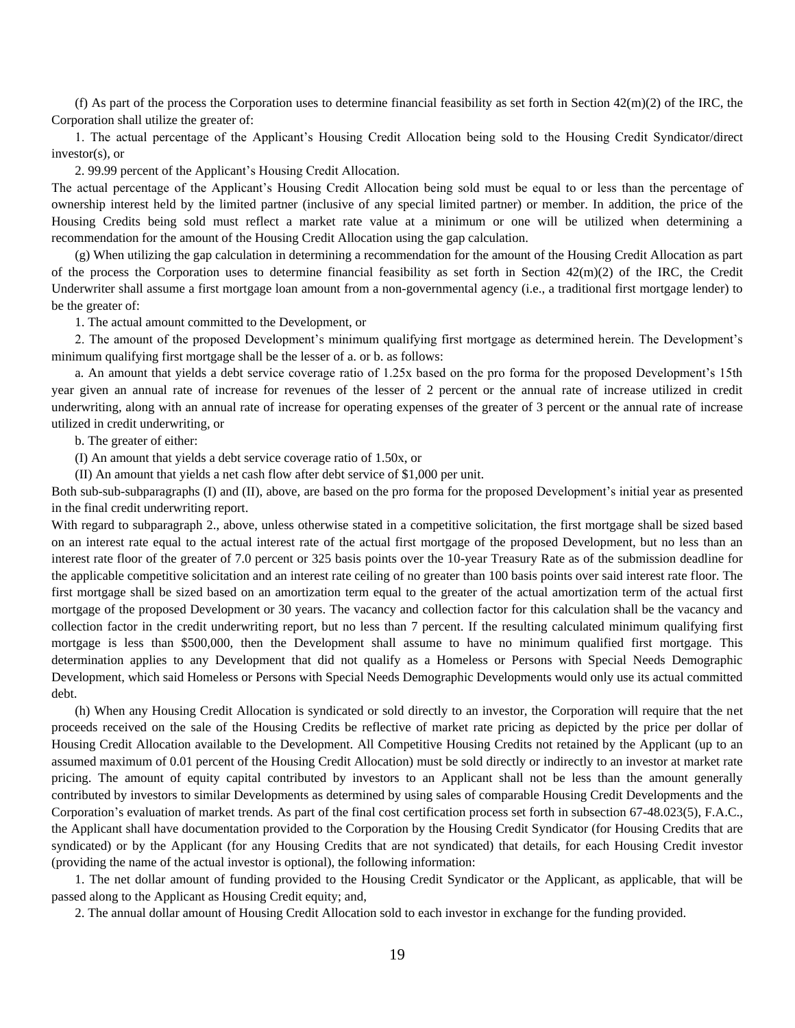(f) As part of the process the Corporation uses to determine financial feasibility as set forth in Section 42(m)(2) of the IRC, the Corporation shall utilize the greater of:

1. The actual percentage of the Applicant's Housing Credit Allocation being sold to the Housing Credit Syndicator/direct investor(s), or

2. 99.99 percent of the Applicant's Housing Credit Allocation.

The actual percentage of the Applicant's Housing Credit Allocation being sold must be equal to or less than the percentage of ownership interest held by the limited partner (inclusive of any special limited partner) or member. In addition, the price of the Housing Credits being sold must reflect a market rate value at a minimum or one will be utilized when determining a recommendation for the amount of the Housing Credit Allocation using the gap calculation.

(g) When utilizing the gap calculation in determining a recommendation for the amount of the Housing Credit Allocation as part of the process the Corporation uses to determine financial feasibility as set forth in Section 42(m)(2) of the IRC, the Credit Underwriter shall assume a first mortgage loan amount from a non-governmental agency (i.e., a traditional first mortgage lender) to be the greater of:

1. The actual amount committed to the Development, or

2. The amount of the proposed Development's minimum qualifying first mortgage as determined herein. The Development's minimum qualifying first mortgage shall be the lesser of a. or b. as follows:

a. An amount that yields a debt service coverage ratio of 1.25x based on the pro forma for the proposed Development's 15th year given an annual rate of increase for revenues of the lesser of 2 percent or the annual rate of increase utilized in credit underwriting, along with an annual rate of increase for operating expenses of the greater of 3 percent or the annual rate of increase utilized in credit underwriting, or

b. The greater of either:

(I) An amount that yields a debt service coverage ratio of 1.50x, or

(II) An amount that yields a net cash flow after debt service of $1,000 per unit.

Both sub-sub-subparagraphs (I) and (II), above, are based on the pro forma for the proposed Development's initial year as presented in the final credit underwriting report.

With regard to subparagraph 2., above, unless otherwise stated in a competitive solicitation, the first mortgage shall be sized based on an interest rate equal to the actual interest rate of the actual first mortgage of the proposed Development, but no less than an interest rate floor of the greater of 7.0 percent or 325 basis points over the 10-year Treasury Rate as of the submission deadline for the applicable competitive solicitation and an interest rate ceiling of no greater than 100 basis points over said interest rate floor. The first mortgage shall be sized based on an amortization term equal to the greater of the actual amortization term of the actual first mortgage of the proposed Development or 30 years. The vacancy and collection factor for this calculation shall be the vacancy and collection factor in the credit underwriting report, but no less than 7 percent. If the resulting calculated minimum qualifying first mortgage is less than $500,000, then the Development shall assume to have no minimum qualified first mortgage. This determination applies to any Development that did not qualify as a Homeless or Persons with Special Needs Demographic Development, which said Homeless or Persons with Special Needs Demographic Developments would only use its actual committed debt.

(h) When any Housing Credit Allocation is syndicated or sold directly to an investor, the Corporation will require that the net proceeds received on the sale of the Housing Credits be reflective of market rate pricing as depicted by the price per dollar of Housing Credit Allocation available to the Development. All Competitive Housing Credits not retained by the Applicant (up to an assumed maximum of 0.01 percent of the Housing Credit Allocation) must be sold directly or indirectly to an investor at market rate pricing. The amount of equity capital contributed by investors to an Applicant shall not be less than the amount generally contributed by investors to similar Developments as determined by using sales of comparable Housing Credit Developments and the Corporation's evaluation of market trends. As part of the final cost certification process set forth in subsection 67-48.023(5), F.A.C., the Applicant shall have documentation provided to the Corporation by the Housing Credit Syndicator (for Housing Credits that are syndicated) or by the Applicant (for any Housing Credits that are not syndicated) that details, for each Housing Credit investor (providing the name of the actual investor is optional), the following information:

1. The net dollar amount of funding provided to the Housing Credit Syndicator or the Applicant, as applicable, that will be passed along to the Applicant as Housing Credit equity; and,

2. The annual dollar amount of Housing Credit Allocation sold to each investor in exchange for the funding provided.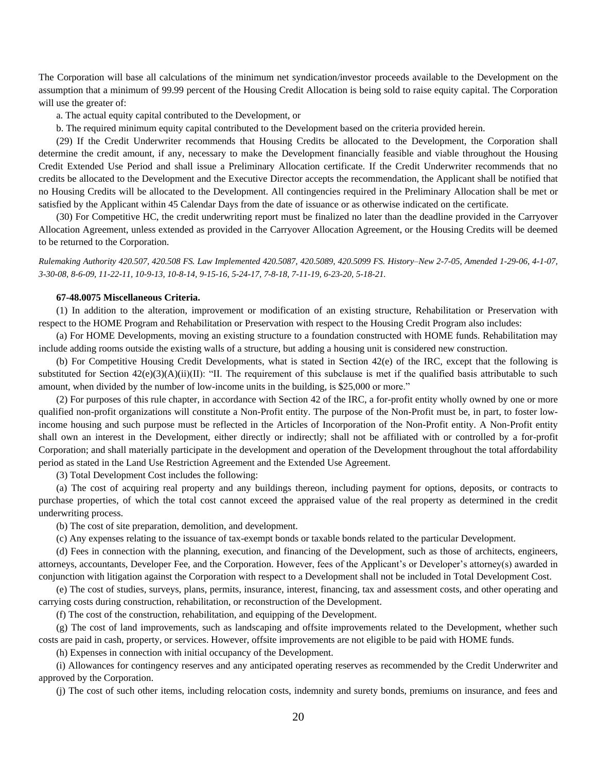The Corporation will base all calculations of the minimum net syndication/investor proceeds available to the Development on the assumption that a minimum of 99.99 percent of the Housing Credit Allocation is being sold to raise equity capital. The Corporation will use the greater of:

a. The actual equity capital contributed to the Development, or

b. The required minimum equity capital contributed to the Development based on the criteria provided herein.

(29) If the Credit Underwriter recommends that Housing Credits be allocated to the Development, the Corporation shall determine the credit amount, if any, necessary to make the Development financially feasible and viable throughout the Housing Credit Extended Use Period and shall issue a Preliminary Allocation certificate. If the Credit Underwriter recommends that no credits be allocated to the Development and the Executive Director accepts the recommendation, the Applicant shall be notified that no Housing Credits will be allocated to the Development. All contingencies required in the Preliminary Allocation shall be met or satisfied by the Applicant within 45 Calendar Days from the date of issuance or as otherwise indicated on the certificate.

(30) For Competitive HC, the credit underwriting report must be finalized no later than the deadline provided in the Carryover Allocation Agreement, unless extended as provided in the Carryover Allocation Agreement, or the Housing Credits will be deemed to be returned to the Corporation.

*Rulemaking Authority 420.507, 420.508 FS. Law Implemented 420.5087, 420.5089, 420.5099 FS. History–New 2-7-05, Amended 1-29-06, 4-1-07, 3-30-08, 8-6-09, 11-22-11, 10-9-13, 10-8-14, 9-15-16, 5-24-17, 7-8-18, 7-11-19, 6-23-20, 5-18-21.*

**67-48.0075 Miscellaneous Criteria.**

(1) In addition to the alteration, improvement or modification of an existing structure, Rehabilitation or Preservation with respect to the HOME Program and Rehabilitation or Preservation with respect to the Housing Credit Program also includes:

(a) For HOME Developments, moving an existing structure to a foundation constructed with HOME funds. Rehabilitation may include adding rooms outside the existing walls of a structure, but adding a housing unit is considered new construction.

(b) For Competitive Housing Credit Developments, what is stated in Section 42(e) of the IRC, except that the following is substituted for Section 42(e)(3)(A)(ii)(II): "II. The requirement of this subclause is met if the qualified basis attributable to such amount, when divided by the number of low-income units in the building, is $25,000 or more."

(2) For purposes of this rule chapter, in accordance with Section 42 of the IRC, a for-profit entity wholly owned by one or more qualified non-profit organizations will constitute a Non-Profit entity. The purpose of the Non-Profit must be, in part, to foster low-income housing and such purpose must be reflected in the Articles of Incorporation of the Non-Profit entity. A Non-Profit entity shall own an interest in the Development, either directly or indirectly; shall not be affiliated with or controlled by a for-profit Corporation; and shall materially participate in the development and operation of the Development throughout the total affordability period as stated in the Land Use Restriction Agreement and the Extended Use Agreement.

(3) Total Development Cost includes the following:

(a) The cost of acquiring real property and any buildings thereon, including payment for options, deposits, or contracts to purchase properties, of which the total cost cannot exceed the appraised value of the real property as determined in the credit underwriting process.

(b) The cost of site preparation, demolition, and development.

(c) Any expenses relating to the issuance of tax-exempt bonds or taxable bonds related to the particular Development.

(d) Fees in connection with the planning, execution, and financing of the Development, such as those of architects, engineers, attorneys, accountants, Developer Fee, and the Corporation. However, fees of the Applicant's or Developer's attorney(s) awarded in conjunction with litigation against the Corporation with respect to a Development shall not be included in Total Development Cost.

(e) The cost of studies, surveys, plans, permits, insurance, interest, financing, tax and assessment costs, and other operating and carrying costs during construction, rehabilitation, or reconstruction of the Development.

(f) The cost of the construction, rehabilitation, and equipping of the Development.

(g) The cost of land improvements, such as landscaping and offsite improvements related to the Development, whether such costs are paid in cash, property, or services. However, offsite improvements are not eligible to be paid with HOME funds.

(h) Expenses in connection with initial occupancy of the Development.

(i) Allowances for contingency reserves and any anticipated operating reserves as recommended by the Credit Underwriter and approved by the Corporation.

(j) The cost of such other items, including relocation costs, indemnity and surety bonds, premiums on insurance, and fees and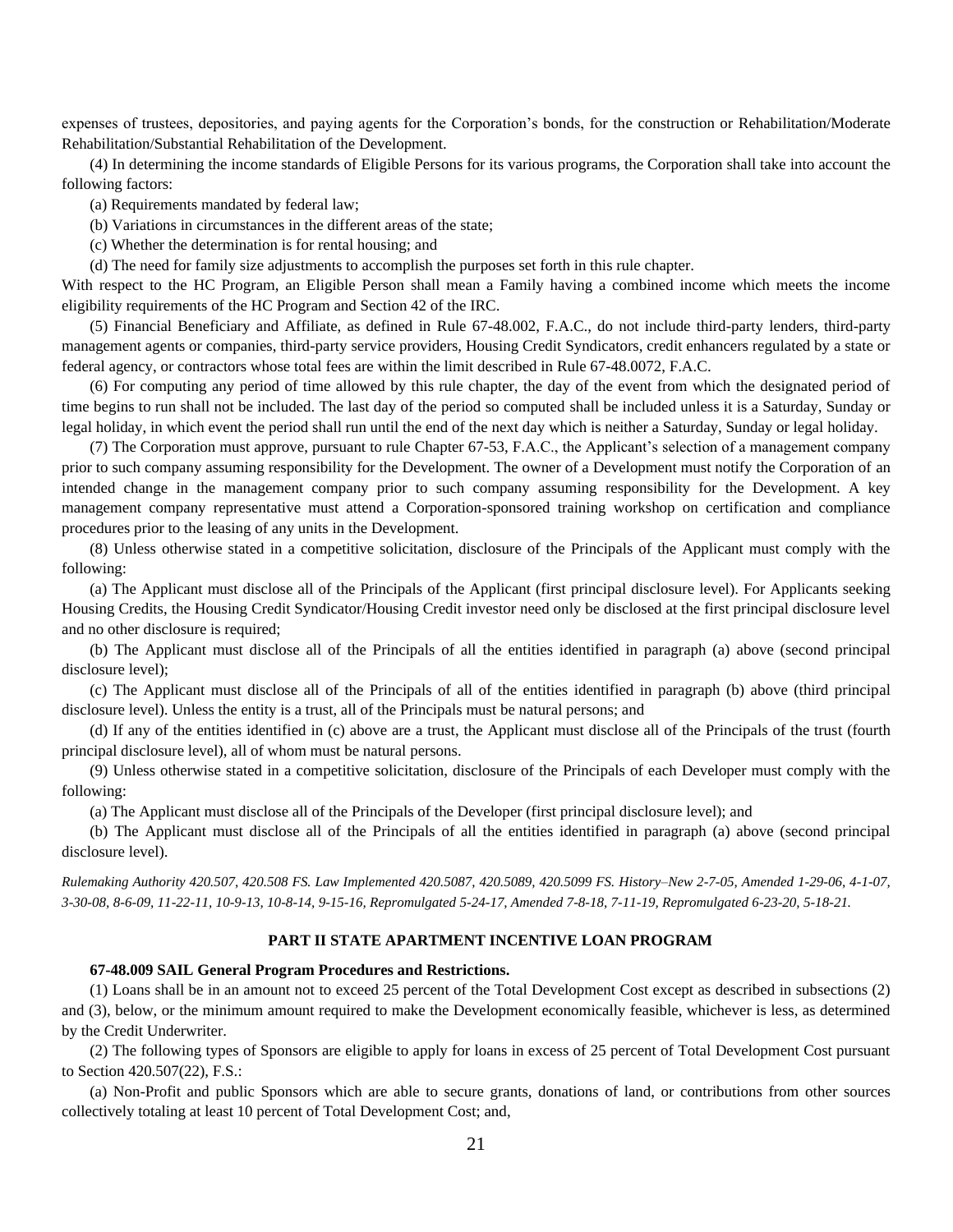expenses of trustees, depositories, and paying agents for the Corporation's bonds, for the construction or Rehabilitation/Moderate Rehabilitation/Substantial Rehabilitation of the Development.

(4) In determining the income standards of Eligible Persons for its various programs, the Corporation shall take into account the following factors:

(a) Requirements mandated by federal law;

(b) Variations in circumstances in the different areas of the state;

(c) Whether the determination is for rental housing; and

(d) The need for family size adjustments to accomplish the purposes set forth in this rule chapter.

With respect to the HC Program, an Eligible Person shall mean a Family having a combined income which meets the income eligibility requirements of the HC Program and Section 42 of the IRC.

(5) Financial Beneficiary and Affiliate, as defined in Rule 67-48.002, F.A.C., do not include third-party lenders, third-party management agents or companies, third-party service providers, Housing Credit Syndicators, credit enhancers regulated by a state or federal agency, or contractors whose total fees are within the limit described in Rule 67-48.0072, F.A.C.

(6) For computing any period of time allowed by this rule chapter, the day of the event from which the designated period of time begins to run shall not be included. The last day of the period so computed shall be included unless it is a Saturday, Sunday or legal holiday, in which event the period shall run until the end of the next day which is neither a Saturday, Sunday or legal holiday.

(7) The Corporation must approve, pursuant to rule Chapter 67-53, F.A.C., the Applicant's selection of a management company prior to such company assuming responsibility for the Development. The owner of a Development must notify the Corporation of an intended change in the management company prior to such company assuming responsibility for the Development. A key management company representative must attend a Corporation-sponsored training workshop on certification and compliance procedures prior to the leasing of any units in the Development.

(8) Unless otherwise stated in a competitive solicitation, disclosure of the Principals of the Applicant must comply with the following:

(a) The Applicant must disclose all of the Principals of the Applicant (first principal disclosure level). For Applicants seeking Housing Credits, the Housing Credit Syndicator/Housing Credit investor need only be disclosed at the first principal disclosure level and no other disclosure is required;

(b) The Applicant must disclose all of the Principals of all the entities identified in paragraph (a) above (second principal disclosure level);

(c) The Applicant must disclose all of the Principals of all of the entities identified in paragraph (b) above (third principal disclosure level). Unless the entity is a trust, all of the Principals must be natural persons; and

(d) If any of the entities identified in (c) above are a trust, the Applicant must disclose all of the Principals of the trust (fourth principal disclosure level), all of whom must be natural persons.

(9) Unless otherwise stated in a competitive solicitation, disclosure of the Principals of each Developer must comply with the following:

(a) The Applicant must disclose all of the Principals of the Developer (first principal disclosure level); and

(b) The Applicant must disclose all of the Principals of all the entities identified in paragraph (a) above (second principal disclosure level).

*Rulemaking Authority 420.507, 420.508 FS. Law Implemented 420.5087, 420.5089, 420.5099 FS. History–New 2-7-05, Amended 1-29-06, 4-1-07, 3-30-08, 8-6-09, 11-22-11, 10-9-13, 10-8-14, 9-15-16, Repromulgated 5-24-17, Amended 7-8-18, 7-11-19, Repromulgated 6-23-20, 5-18-21.*

## PART II STATE APARTMENT INCENTIVE LOAN PROGRAM

**67-48.009 SAIL General Program Procedures and Restrictions.**

(1) Loans shall be in an amount not to exceed 25 percent of the Total Development Cost except as described in subsections (2) and (3), below, or the minimum amount required to make the Development economically feasible, whichever is less, as determined by the Credit Underwriter.

(2) The following types of Sponsors are eligible to apply for loans in excess of 25 percent of Total Development Cost pursuant to Section 420.507(22), F.S.:

(a) Non-Profit and public Sponsors which are able to secure grants, donations of land, or contributions from other sources collectively totaling at least 10 percent of Total Development Cost; and,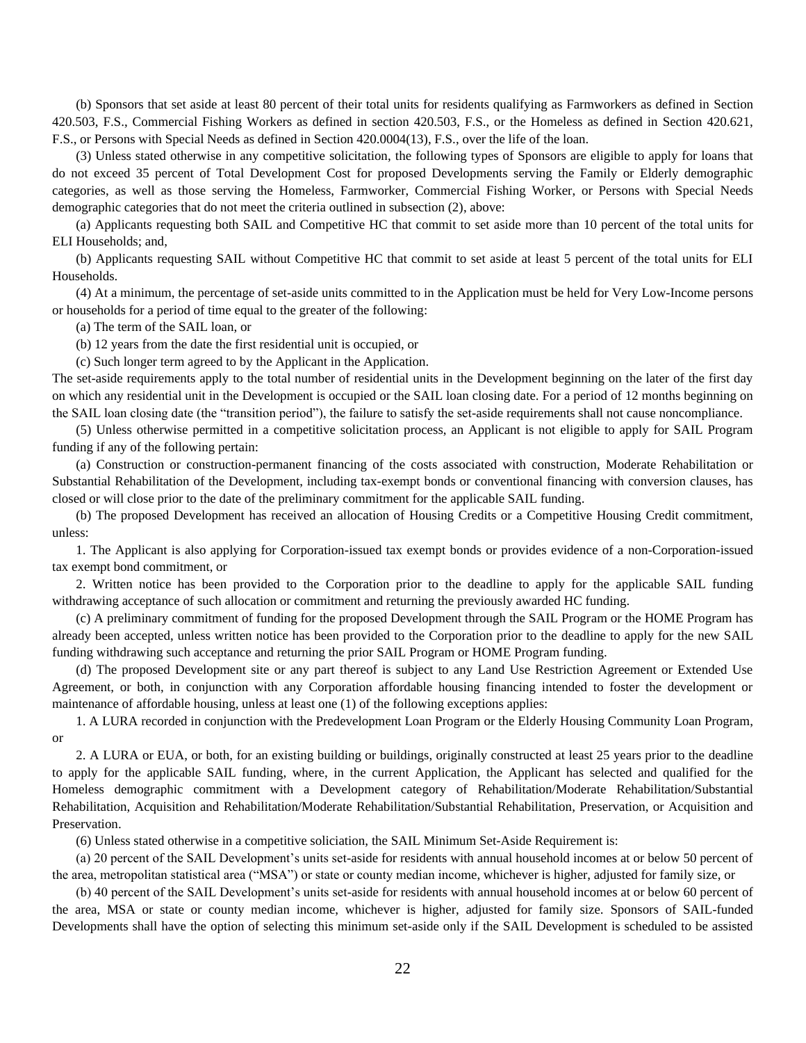(b) Sponsors that set aside at least 80 percent of their total units for residents qualifying as Farmworkers as defined in Section 420.503, F.S., Commercial Fishing Workers as defined in section 420.503, F.S., or the Homeless as defined in Section 420.621, F.S., or Persons with Special Needs as defined in Section 420.0004(13), F.S., over the life of the loan.

(3) Unless stated otherwise in any competitive solicitation, the following types of Sponsors are eligible to apply for loans that do not exceed 35 percent of Total Development Cost for proposed Developments serving the Family or Elderly demographic categories, as well as those serving the Homeless, Farmworker, Commercial Fishing Worker, or Persons with Special Needs demographic categories that do not meet the criteria outlined in subsection (2), above:

(a) Applicants requesting both SAIL and Competitive HC that commit to set aside more than 10 percent of the total units for ELI Households; and,

(b) Applicants requesting SAIL without Competitive HC that commit to set aside at least 5 percent of the total units for ELI Households.

(4) At a minimum, the percentage of set-aside units committed to in the Application must be held for Very Low-Income persons or households for a period of time equal to the greater of the following:

(a) The term of the SAIL loan, or

(b) 12 years from the date the first residential unit is occupied, or

(c) Such longer term agreed to by the Applicant in the Application.

The set-aside requirements apply to the total number of residential units in the Development beginning on the later of the first day on which any residential unit in the Development is occupied or the SAIL loan closing date. For a period of 12 months beginning on the SAIL loan closing date (the "transition period"), the failure to satisfy the set-aside requirements shall not cause noncompliance.

(5) Unless otherwise permitted in a competitive solicitation process, an Applicant is not eligible to apply for SAIL Program funding if any of the following pertain:

(a) Construction or construction-permanent financing of the costs associated with construction, Moderate Rehabilitation or Substantial Rehabilitation of the Development, including tax-exempt bonds or conventional financing with conversion clauses, has closed or will close prior to the date of the preliminary commitment for the applicable SAIL funding.

(b) The proposed Development has received an allocation of Housing Credits or a Competitive Housing Credit commitment, unless:

1. The Applicant is also applying for Corporation-issued tax exempt bonds or provides evidence of a non-Corporation-issued tax exempt bond commitment, or

2. Written notice has been provided to the Corporation prior to the deadline to apply for the applicable SAIL funding withdrawing acceptance of such allocation or commitment and returning the previously awarded HC funding.

(c) A preliminary commitment of funding for the proposed Development through the SAIL Program or the HOME Program has already been accepted, unless written notice has been provided to the Corporation prior to the deadline to apply for the new SAIL funding withdrawing such acceptance and returning the prior SAIL Program or HOME Program funding.

(d) The proposed Development site or any part thereof is subject to any Land Use Restriction Agreement or Extended Use Agreement, or both, in conjunction with any Corporation affordable housing financing intended to foster the development or maintenance of affordable housing, unless at least one (1) of the following exceptions applies:

1. A LURA recorded in conjunction with the Predevelopment Loan Program or the Elderly Housing Community Loan Program, or

2. A LURA or EUA, or both, for an existing building or buildings, originally constructed at least 25 years prior to the deadline to apply for the applicable SAIL funding, where, in the current Application, the Applicant has selected and qualified for the Homeless demographic commitment with a Development category of Rehabilitation/Moderate Rehabilitation/Substantial Rehabilitation, Acquisition and Rehabilitation/Moderate Rehabilitation/Substantial Rehabilitation, Preservation, or Acquisition and Preservation.

(6) Unless stated otherwise in a competitive soliciation, the SAIL Minimum Set-Aside Requirement is:

(a) 20 percent of the SAIL Development's units set-aside for residents with annual household incomes at or below 50 percent of the area, metropolitan statistical area ("MSA") or state or county median income, whichever is higher, adjusted for family size, or

(b) 40 percent of the SAIL Development's units set-aside for residents with annual household incomes at or below 60 percent of the area, MSA or state or county median income, whichever is higher, adjusted for family size. Sponsors of SAIL-funded Developments shall have the option of selecting this minimum set-aside only if the SAIL Development is scheduled to be assisted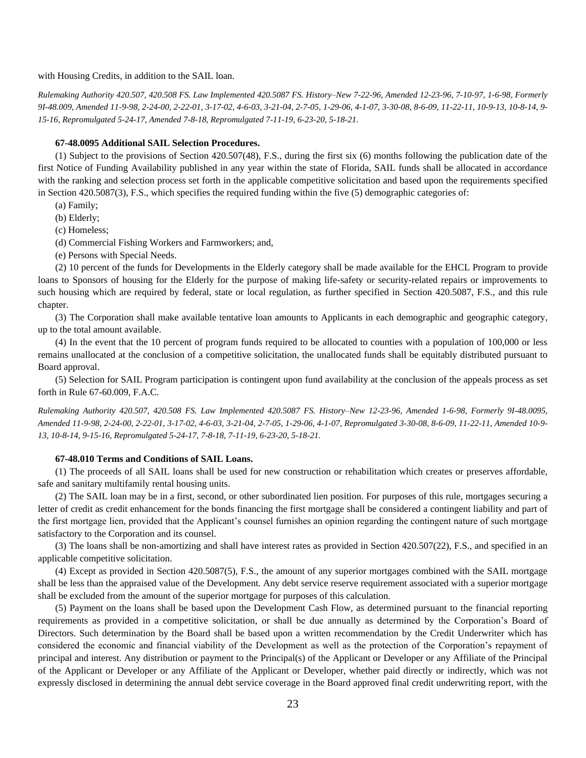with Housing Credits, in addition to the SAIL loan.

*Rulemaking Authority 420.507, 420.508 FS. Law Implemented 420.5087 FS. History–New 7-22-96, Amended 12-23-96, 7-10-97, 1-6-98, Formerly 9I-48.009, Amended 11-9-98, 2-24-00, 2-22-01, 3-17-02, 4-6-03, 3-21-04, 2-7-05, 1-29-06, 4-1-07, 3-30-08, 8-6-09, 11-22-11, 10-9-13, 10-8-14, 9-15-16, Repromulgated 5-24-17, Amended 7-8-18, Repromulgated 7-11-19, 6-23-20, 5-18-21.*

**67-48.0095 Additional SAIL Selection Procedures.**

(1) Subject to the provisions of Section 420.507(48), F.S., during the first six (6) months following the publication date of the first Notice of Funding Availability published in any year within the state of Florida, SAIL funds shall be allocated in accordance with the ranking and selection process set forth in the applicable competitive solicitation and based upon the requirements specified in Section 420.5087(3), F.S., which specifies the required funding within the five (5) demographic categories of:

(a) Family;

(b) Elderly;

(c) Homeless;

(d) Commercial Fishing Workers and Farmworkers; and,

(e) Persons with Special Needs.

(2) 10 percent of the funds for Developments in the Elderly category shall be made available for the EHCL Program to provide loans to Sponsors of housing for the Elderly for the purpose of making life-safety or security-related repairs or improvements to such housing which are required by federal, state or local regulation, as further specified in Section 420.5087, F.S., and this rule chapter.

(3) The Corporation shall make available tentative loan amounts to Applicants in each demographic and geographic category, up to the total amount available.

(4) In the event that the 10 percent of program funds required to be allocated to counties with a population of 100,000 or less remains unallocated at the conclusion of a competitive solicitation, the unallocated funds shall be equitably distributed pursuant to Board approval.

(5) Selection for SAIL Program participation is contingent upon fund availability at the conclusion of the appeals process as set forth in Rule 67-60.009, F.A.C.

*Rulemaking Authority 420.507, 420.508 FS. Law Implemented 420.5087 FS. History–New 12-23-96, Amended 1-6-98, Formerly 9I-48.0095, Amended 11-9-98, 2-24-00, 2-22-01, 3-17-02, 4-6-03, 3-21-04, 2-7-05, 1-29-06, 4-1-07, Repromulgated 3-30-08, 8-6-09, 11-22-11, Amended 10-9-13, 10-8-14, 9-15-16, Repromulgated 5-24-17, 7-8-18, 7-11-19, 6-23-20, 5-18-21.*

**67-48.010 Terms and Conditions of SAIL Loans.**

(1) The proceeds of all SAIL loans shall be used for new construction or rehabilitation which creates or preserves affordable, safe and sanitary multifamily rental housing units.

(2) The SAIL loan may be in a first, second, or other subordinated lien position. For purposes of this rule, mortgages securing a letter of credit as credit enhancement for the bonds financing the first mortgage shall be considered a contingent liability and part of the first mortgage lien, provided that the Applicant's counsel furnishes an opinion regarding the contingent nature of such mortgage satisfactory to the Corporation and its counsel.

(3) The loans shall be non-amortizing and shall have interest rates as provided in Section 420.507(22), F.S., and specified in an applicable competitive solicitation.

(4) Except as provided in Section 420.5087(5), F.S., the amount of any superior mortgages combined with the SAIL mortgage shall be less than the appraised value of the Development. Any debt service reserve requirement associated with a superior mortgage shall be excluded from the amount of the superior mortgage for purposes of this calculation.

(5) Payment on the loans shall be based upon the Development Cash Flow, as determined pursuant to the financial reporting requirements as provided in a competitive solicitation, or shall be due annually as determined by the Corporation's Board of Directors. Such determination by the Board shall be based upon a written recommendation by the Credit Underwriter which has considered the economic and financial viability of the Development as well as the protection of the Corporation's repayment of principal and interest. Any distribution or payment to the Principal(s) of the Applicant or Developer or any Affiliate of the Principal of the Applicant or Developer or any Affiliate of the Applicant or Developer, whether paid directly or indirectly, which was not expressly disclosed in determining the annual debt service coverage in the Board approved final credit underwriting report, with the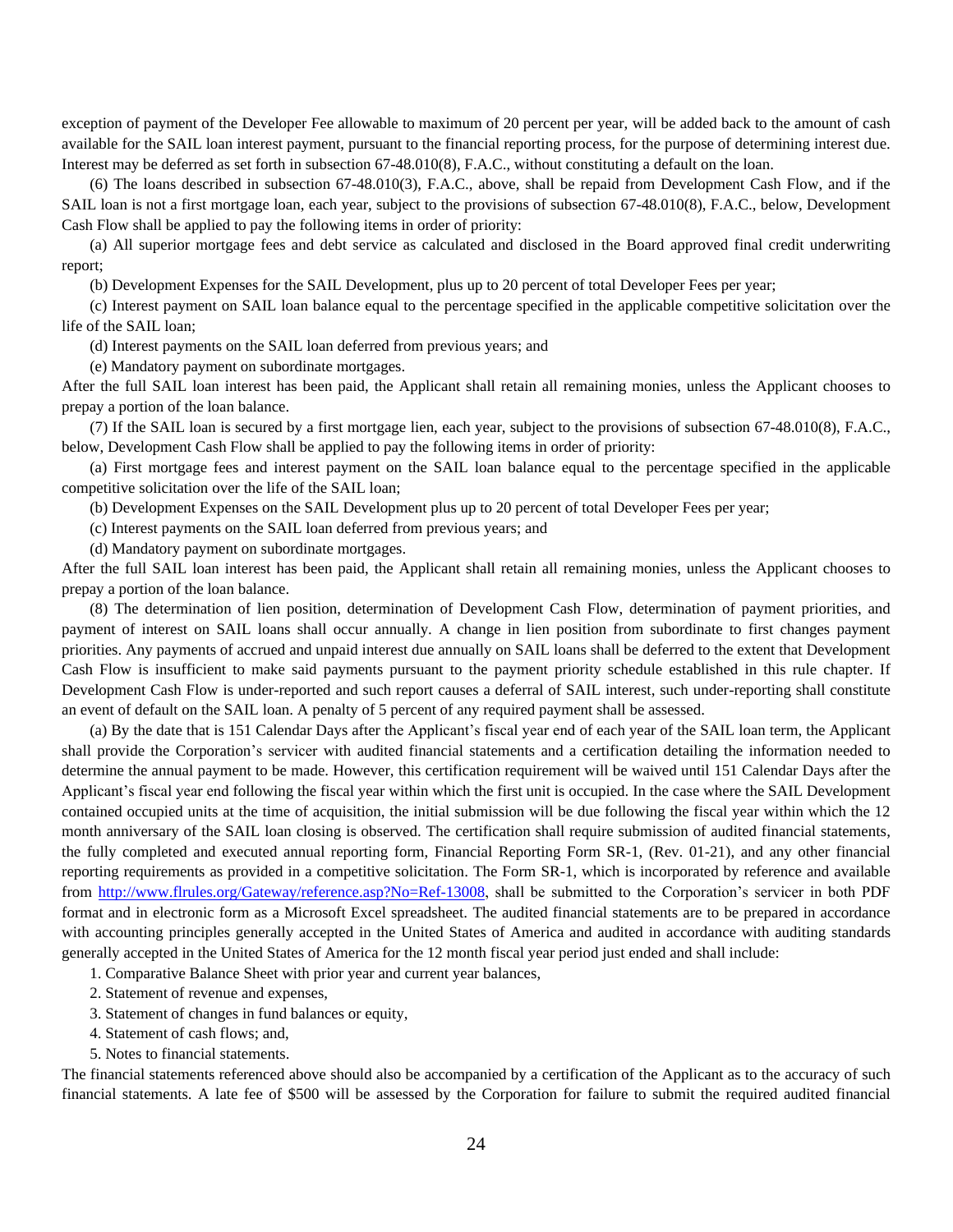exception of payment of the Developer Fee allowable to maximum of 20 percent per year, will be added back to the amount of cash available for the SAIL loan interest payment, pursuant to the financial reporting process, for the purpose of determining interest due. Interest may be deferred as set forth in subsection 67-48.010(8), F.A.C., without constituting a default on the loan.

(6) The loans described in subsection 67-48.010(3), F.A.C., above, shall be repaid from Development Cash Flow, and if the SAIL loan is not a first mortgage loan, each year, subject to the provisions of subsection 67-48.010(8), F.A.C., below, Development Cash Flow shall be applied to pay the following items in order of priority:

(a) All superior mortgage fees and debt service as calculated and disclosed in the Board approved final credit underwriting report;

(b) Development Expenses for the SAIL Development, plus up to 20 percent of total Developer Fees per year;

(c) Interest payment on SAIL loan balance equal to the percentage specified in the applicable competitive solicitation over the life of the SAIL loan;

(d) Interest payments on the SAIL loan deferred from previous years; and

(e) Mandatory payment on subordinate mortgages.

After the full SAIL loan interest has been paid, the Applicant shall retain all remaining monies, unless the Applicant chooses to prepay a portion of the loan balance.

(7) If the SAIL loan is secured by a first mortgage lien, each year, subject to the provisions of subsection 67-48.010(8), F.A.C., below, Development Cash Flow shall be applied to pay the following items in order of priority:

(a) First mortgage fees and interest payment on the SAIL loan balance equal to the percentage specified in the applicable competitive solicitation over the life of the SAIL loan;

(b) Development Expenses on the SAIL Development plus up to 20 percent of total Developer Fees per year;

(c) Interest payments on the SAIL loan deferred from previous years; and

(d) Mandatory payment on subordinate mortgages.

After the full SAIL loan interest has been paid, the Applicant shall retain all remaining monies, unless the Applicant chooses to prepay a portion of the loan balance.

(8) The determination of lien position, determination of Development Cash Flow, determination of payment priorities, and payment of interest on SAIL loans shall occur annually. A change in lien position from subordinate to first changes payment priorities. Any payments of accrued and unpaid interest due annually on SAIL loans shall be deferred to the extent that Development Cash Flow is insufficient to make said payments pursuant to the payment priority schedule established in this rule chapter. If Development Cash Flow is under-reported and such report causes a deferral of SAIL interest, such under-reporting shall constitute an event of default on the SAIL loan. A penalty of 5 percent of any required payment shall be assessed.

(a) By the date that is 151 Calendar Days after the Applicant's fiscal year end of each year of the SAIL loan term, the Applicant shall provide the Corporation's servicer with audited financial statements and a certification detailing the information needed to determine the annual payment to be made. However, this certification requirement will be waived until 151 Calendar Days after the Applicant's fiscal year end following the fiscal year within which the first unit is occupied. In the case where the SAIL Development contained occupied units at the time of acquisition, the initial submission will be due following the fiscal year within which the 12 month anniversary of the SAIL loan closing is observed. The certification shall require submission of audited financial statements, the fully completed and executed annual reporting form, Financial Reporting Form SR-1, (Rev. 01-21), and any other financial reporting requirements as provided in a competitive solicitation. The Form SR-1, which is incorporated by reference and available from http://www.flrules.org/Gateway/reference.asp?No=Ref-13008, shall be submitted to the Corporation's servicer in both PDF format and in electronic form as a Microsoft Excel spreadsheet. The audited financial statements are to be prepared in accordance with accounting principles generally accepted in the United States of America and audited in accordance with auditing standards generally accepted in the United States of America for the 12 month fiscal year period just ended and shall include:

1. Comparative Balance Sheet with prior year and current year balances,
2. Statement of revenue and expenses,
3. Statement of changes in fund balances or equity,
4. Statement of cash flows; and,
5. Notes to financial statements.

The financial statements referenced above should also be accompanied by a certification of the Applicant as to the accuracy of such financial statements. A late fee of $500 will be assessed by the Corporation for failure to submit the required audited financial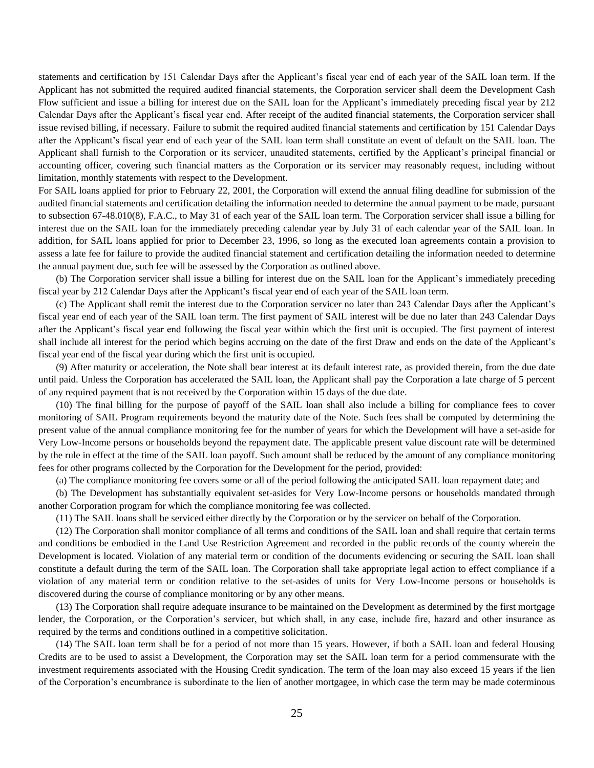statements and certification by 151 Calendar Days after the Applicant's fiscal year end of each year of the SAIL loan term. If the Applicant has not submitted the required audited financial statements, the Corporation servicer shall deem the Development Cash Flow sufficient and issue a billing for interest due on the SAIL loan for the Applicant's immediately preceding fiscal year by 212 Calendar Days after the Applicant's fiscal year end. After receipt of the audited financial statements, the Corporation servicer shall issue revised billing, if necessary. Failure to submit the required audited financial statements and certification by 151 Calendar Days after the Applicant's fiscal year end of each year of the SAIL loan term shall constitute an event of default on the SAIL loan. The Applicant shall furnish to the Corporation or its servicer, unaudited statements, certified by the Applicant's principal financial or accounting officer, covering such financial matters as the Corporation or its servicer may reasonably request, including without limitation, monthly statements with respect to the Development.

For SAIL loans applied for prior to February 22, 2001, the Corporation will extend the annual filing deadline for submission of the audited financial statements and certification detailing the information needed to determine the annual payment to be made, pursuant to subsection 67-48.010(8), F.A.C., to May 31 of each year of the SAIL loan term. The Corporation servicer shall issue a billing for interest due on the SAIL loan for the immediately preceding calendar year by July 31 of each calendar year of the SAIL loan. In addition, for SAIL loans applied for prior to December 23, 1996, so long as the executed loan agreements contain a provision to assess a late fee for failure to provide the audited financial statement and certification detailing the information needed to determine the annual payment due, such fee will be assessed by the Corporation as outlined above.

(b) The Corporation servicer shall issue a billing for interest due on the SAIL loan for the Applicant's immediately preceding fiscal year by 212 Calendar Days after the Applicant's fiscal year end of each year of the SAIL loan term.

(c) The Applicant shall remit the interest due to the Corporation servicer no later than 243 Calendar Days after the Applicant's fiscal year end of each year of the SAIL loan term. The first payment of SAIL interest will be due no later than 243 Calendar Days after the Applicant's fiscal year end following the fiscal year within which the first unit is occupied. The first payment of interest shall include all interest for the period which begins accruing on the date of the first Draw and ends on the date of the Applicant's fiscal year end of the fiscal year during which the first unit is occupied.

(9) After maturity or acceleration, the Note shall bear interest at its default interest rate, as provided therein, from the due date until paid. Unless the Corporation has accelerated the SAIL loan, the Applicant shall pay the Corporation a late charge of 5 percent of any required payment that is not received by the Corporation within 15 days of the due date.

(10) The final billing for the purpose of payoff of the SAIL loan shall also include a billing for compliance fees to cover monitoring of SAIL Program requirements beyond the maturity date of the Note. Such fees shall be computed by determining the present value of the annual compliance monitoring fee for the number of years for which the Development will have a set-aside for Very Low-Income persons or households beyond the repayment date. The applicable present value discount rate will be determined by the rule in effect at the time of the SAIL loan payoff. Such amount shall be reduced by the amount of any compliance monitoring fees for other programs collected by the Corporation for the Development for the period, provided:

(a) The compliance monitoring fee covers some or all of the period following the anticipated SAIL loan repayment date; and

(b) The Development has substantially equivalent set-asides for Very Low-Income persons or households mandated through another Corporation program for which the compliance monitoring fee was collected.

(11) The SAIL loans shall be serviced either directly by the Corporation or by the servicer on behalf of the Corporation.

(12) The Corporation shall monitor compliance of all terms and conditions of the SAIL loan and shall require that certain terms and conditions be embodied in the Land Use Restriction Agreement and recorded in the public records of the county wherein the Development is located. Violation of any material term or condition of the documents evidencing or securing the SAIL loan shall constitute a default during the term of the SAIL loan. The Corporation shall take appropriate legal action to effect compliance if a violation of any material term or condition relative to the set-asides of units for Very Low-Income persons or households is discovered during the course of compliance monitoring or by any other means.

(13) The Corporation shall require adequate insurance to be maintained on the Development as determined by the first mortgage lender, the Corporation, or the Corporation's servicer, but which shall, in any case, include fire, hazard and other insurance as required by the terms and conditions outlined in a competitive solicitation.

(14) The SAIL loan term shall be for a period of not more than 15 years. However, if both a SAIL loan and federal Housing Credits are to be used to assist a Development, the Corporation may set the SAIL loan term for a period commensurate with the investment requirements associated with the Housing Credit syndication. The term of the loan may also exceed 15 years if the lien of the Corporation's encumbrance is subordinate to the lien of another mortgagee, in which case the term may be made coterminous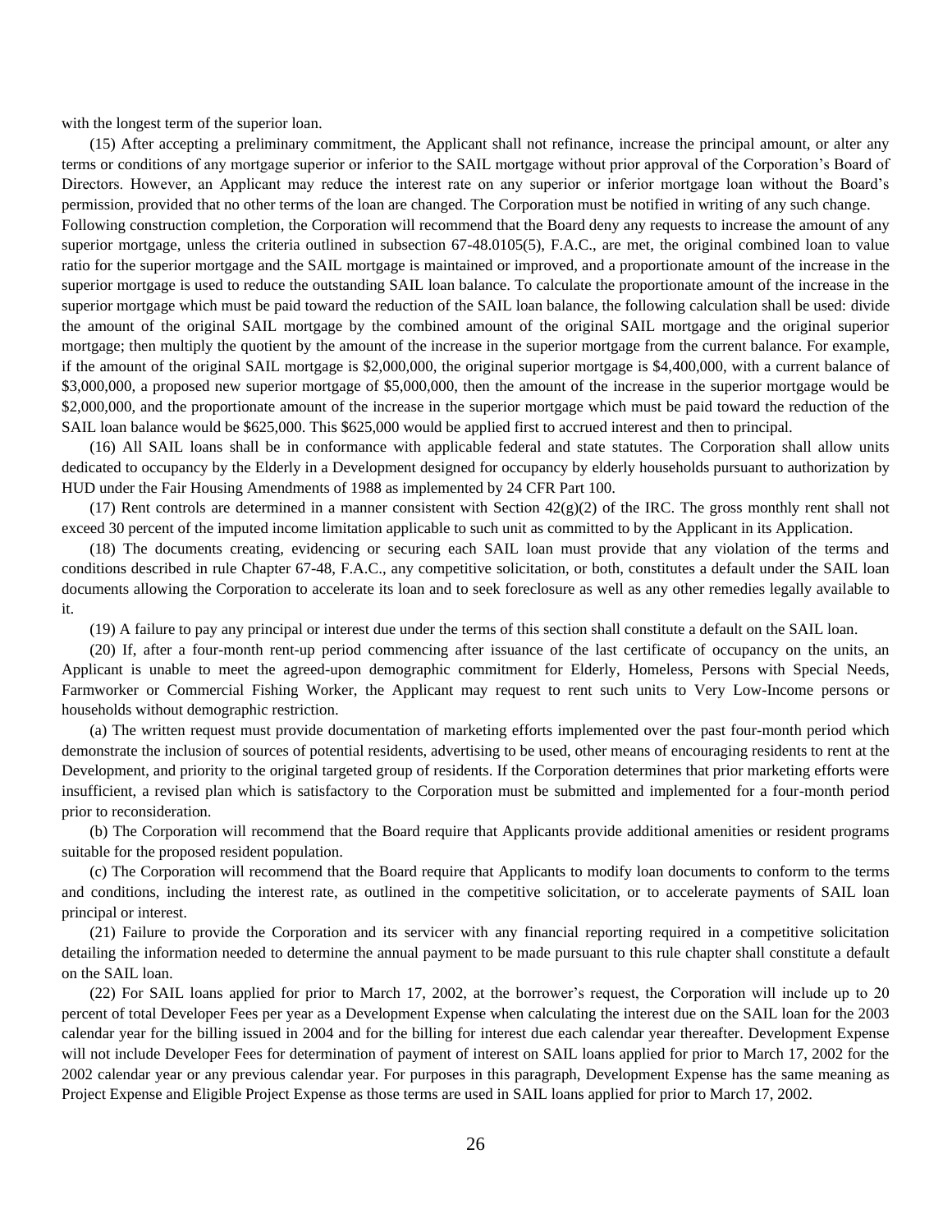with the longest term of the superior loan.

(15) After accepting a preliminary commitment, the Applicant shall not refinance, increase the principal amount, or alter any terms or conditions of any mortgage superior or inferior to the SAIL mortgage without prior approval of the Corporation's Board of Directors. However, an Applicant may reduce the interest rate on any superior or inferior mortgage loan without the Board's permission, provided that no other terms of the loan are changed. The Corporation must be notified in writing of any such change. Following construction completion, the Corporation will recommend that the Board deny any requests to increase the amount of any superior mortgage, unless the criteria outlined in subsection 67-48.0105(5), F.A.C., are met, the original combined loan to value ratio for the superior mortgage and the SAIL mortgage is maintained or improved, and a proportionate amount of the increase in the superior mortgage is used to reduce the outstanding SAIL loan balance. To calculate the proportionate amount of the increase in the superior mortgage which must be paid toward the reduction of the SAIL loan balance, the following calculation shall be used: divide the amount of the original SAIL mortgage by the combined amount of the original SAIL mortgage and the original superior mortgage; then multiply the quotient by the amount of the increase in the superior mortgage from the current balance. For example, if the amount of the original SAIL mortgage is $2,000,000, the original superior mortgage is $4,400,000, with a current balance of $3,000,000, a proposed new superior mortgage of $5,000,000, then the amount of the increase in the superior mortgage would be $2,000,000, and the proportionate amount of the increase in the superior mortgage which must be paid toward the reduction of the SAIL loan balance would be $625,000. This $625,000 would be applied first to accrued interest and then to principal.

(16) All SAIL loans shall be in conformance with applicable federal and state statutes. The Corporation shall allow units dedicated to occupancy by the Elderly in a Development designed for occupancy by elderly households pursuant to authorization by HUD under the Fair Housing Amendments of 1988 as implemented by 24 CFR Part 100.

(17) Rent controls are determined in a manner consistent with Section 42(g)(2) of the IRC. The gross monthly rent shall not exceed 30 percent of the imputed income limitation applicable to such unit as committed to by the Applicant in its Application.

(18) The documents creating, evidencing or securing each SAIL loan must provide that any violation of the terms and conditions described in rule Chapter 67-48, F.A.C., any competitive solicitation, or both, constitutes a default under the SAIL loan documents allowing the Corporation to accelerate its loan and to seek foreclosure as well as any other remedies legally available to it.

(19) A failure to pay any principal or interest due under the terms of this section shall constitute a default on the SAIL loan.

(20) If, after a four-month rent-up period commencing after issuance of the last certificate of occupancy on the units, an Applicant is unable to meet the agreed-upon demographic commitment for Elderly, Homeless, Persons with Special Needs, Farmworker or Commercial Fishing Worker, the Applicant may request to rent such units to Very Low-Income persons or households without demographic restriction.

(a) The written request must provide documentation of marketing efforts implemented over the past four-month period which demonstrate the inclusion of sources of potential residents, advertising to be used, other means of encouraging residents to rent at the Development, and priority to the original targeted group of residents. If the Corporation determines that prior marketing efforts were insufficient, a revised plan which is satisfactory to the Corporation must be submitted and implemented for a four-month period prior to reconsideration.

(b) The Corporation will recommend that the Board require that Applicants provide additional amenities or resident programs suitable for the proposed resident population.

(c) The Corporation will recommend that the Board require that Applicants to modify loan documents to conform to the terms and conditions, including the interest rate, as outlined in the competitive solicitation, or to accelerate payments of SAIL loan principal or interest.

(21) Failure to provide the Corporation and its servicer with any financial reporting required in a competitive solicitation detailing the information needed to determine the annual payment to be made pursuant to this rule chapter shall constitute a default on the SAIL loan.

(22) For SAIL loans applied for prior to March 17, 2002, at the borrower's request, the Corporation will include up to 20 percent of total Developer Fees per year as a Development Expense when calculating the interest due on the SAIL loan for the 2003 calendar year for the billing issued in 2004 and for the billing for interest due each calendar year thereafter. Development Expense will not include Developer Fees for determination of payment of interest on SAIL loans applied for prior to March 17, 2002 for the 2002 calendar year or any previous calendar year. For purposes in this paragraph, Development Expense has the same meaning as Project Expense and Eligible Project Expense as those terms are used in SAIL loans applied for prior to March 17, 2002.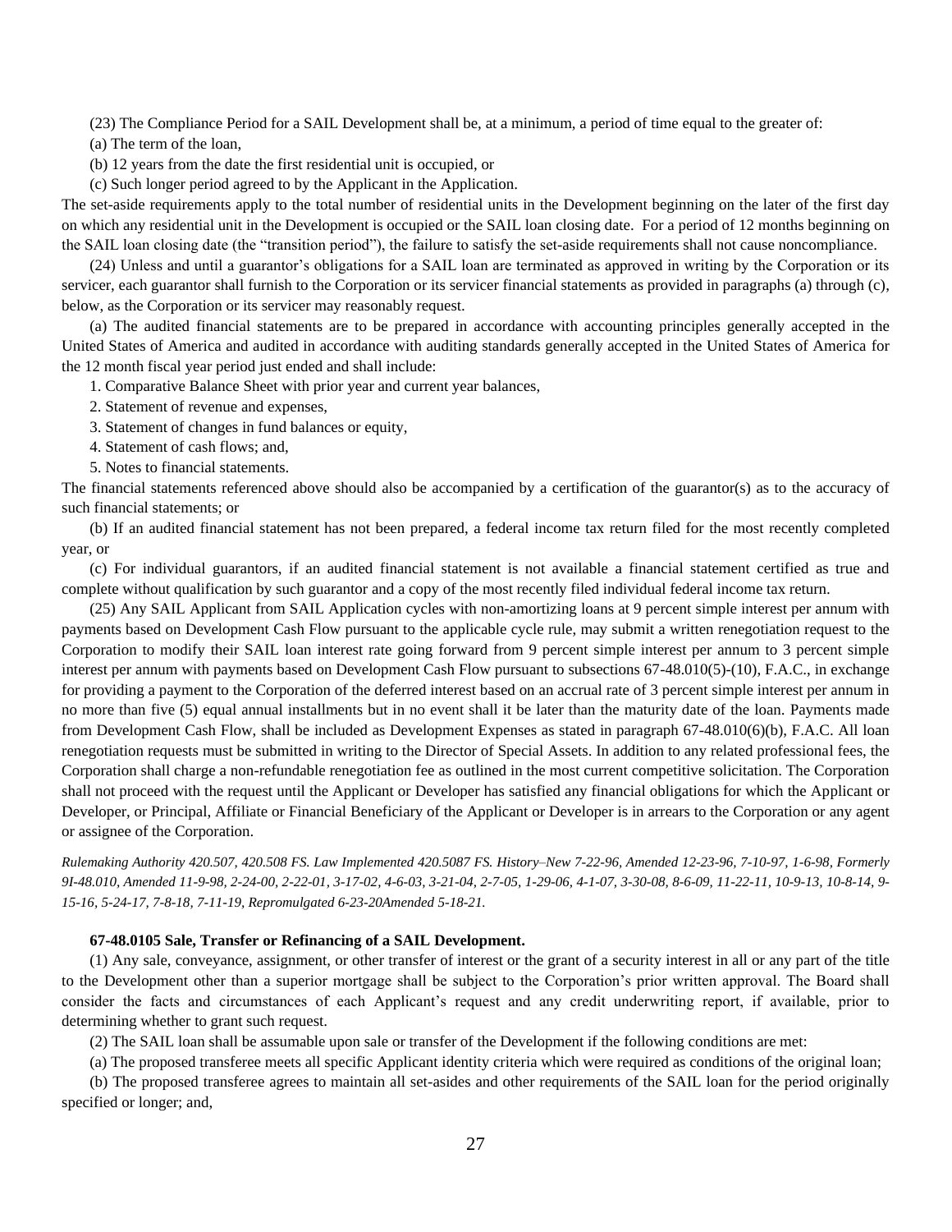(23) The Compliance Period for a SAIL Development shall be, at a minimum, a period of time equal to the greater of:

(a) The term of the loan,

(b) 12 years from the date the first residential unit is occupied, or

(c) Such longer period agreed to by the Applicant in the Application.

The set-aside requirements apply to the total number of residential units in the Development beginning on the later of the first day on which any residential unit in the Development is occupied or the SAIL loan closing date. For a period of 12 months beginning on the SAIL loan closing date (the "transition period"), the failure to satisfy the set-aside requirements shall not cause noncompliance.

(24) Unless and until a guarantor's obligations for a SAIL loan are terminated as approved in writing by the Corporation or its servicer, each guarantor shall furnish to the Corporation or its servicer financial statements as provided in paragraphs (a) through (c), below, as the Corporation or its servicer may reasonably request.

(a) The audited financial statements are to be prepared in accordance with accounting principles generally accepted in the United States of America and audited in accordance with auditing standards generally accepted in the United States of America for the 12 month fiscal year period just ended and shall include:

1. Comparative Balance Sheet with prior year and current year balances,

2. Statement of revenue and expenses,

3. Statement of changes in fund balances or equity,

4. Statement of cash flows; and,

5. Notes to financial statements.

The financial statements referenced above should also be accompanied by a certification of the guarantor(s) as to the accuracy of such financial statements; or

(b) If an audited financial statement has not been prepared, a federal income tax return filed for the most recently completed year, or

(c) For individual guarantors, if an audited financial statement is not available a financial statement certified as true and complete without qualification by such guarantor and a copy of the most recently filed individual federal income tax return.

(25) Any SAIL Applicant from SAIL Application cycles with non-amortizing loans at 9 percent simple interest per annum with payments based on Development Cash Flow pursuant to the applicable cycle rule, may submit a written renegotiation request to the Corporation to modify their SAIL loan interest rate going forward from 9 percent simple interest per annum to 3 percent simple interest per annum with payments based on Development Cash Flow pursuant to subsections 67-48.010(5)-(10), F.A.C., in exchange for providing a payment to the Corporation of the deferred interest based on an accrual rate of 3 percent simple interest per annum in no more than five (5) equal annual installments but in no event shall it be later than the maturity date of the loan. Payments made from Development Cash Flow, shall be included as Development Expenses as stated in paragraph 67-48.010(6)(b), F.A.C. All loan renegotiation requests must be submitted in writing to the Director of Special Assets. In addition to any related professional fees, the Corporation shall charge a non-refundable renegotiation fee as outlined in the most current competitive solicitation. The Corporation shall not proceed with the request until the Applicant or Developer has satisfied any financial obligations for which the Applicant or Developer, or Principal, Affiliate or Financial Beneficiary of the Applicant or Developer is in arrears to the Corporation or any agent or assignee of the Corporation.

*Rulemaking Authority 420.507, 420.508 FS. Law Implemented 420.5087 FS. History–New 7-22-96, Amended 12-23-96, 7-10-97, 1-6-98, Formerly 9I-48.010, Amended 11-9-98, 2-24-00, 2-22-01, 3-17-02, 4-6-03, 3-21-04, 2-7-05, 1-29-06, 4-1-07, 3-30-08, 8-6-09, 11-22-11, 10-9-13, 10-8-14, 9-15-16, 5-24-17, 7-8-18, 7-11-19, Repromulgated 6-23-20Amended 5-18-21.*

**67-48.0105 Sale, Transfer or Refinancing of a SAIL Development.**

(1) Any sale, conveyance, assignment, or other transfer of interest or the grant of a security interest in all or any part of the title to the Development other than a superior mortgage shall be subject to the Corporation's prior written approval. The Board shall consider the facts and circumstances of each Applicant's request and any credit underwriting report, if available, prior to determining whether to grant such request.

(2) The SAIL loan shall be assumable upon sale or transfer of the Development if the following conditions are met:

(a) The proposed transferee meets all specific Applicant identity criteria which were required as conditions of the original loan;

(b) The proposed transferee agrees to maintain all set-asides and other requirements of the SAIL loan for the period originally specified or longer; and,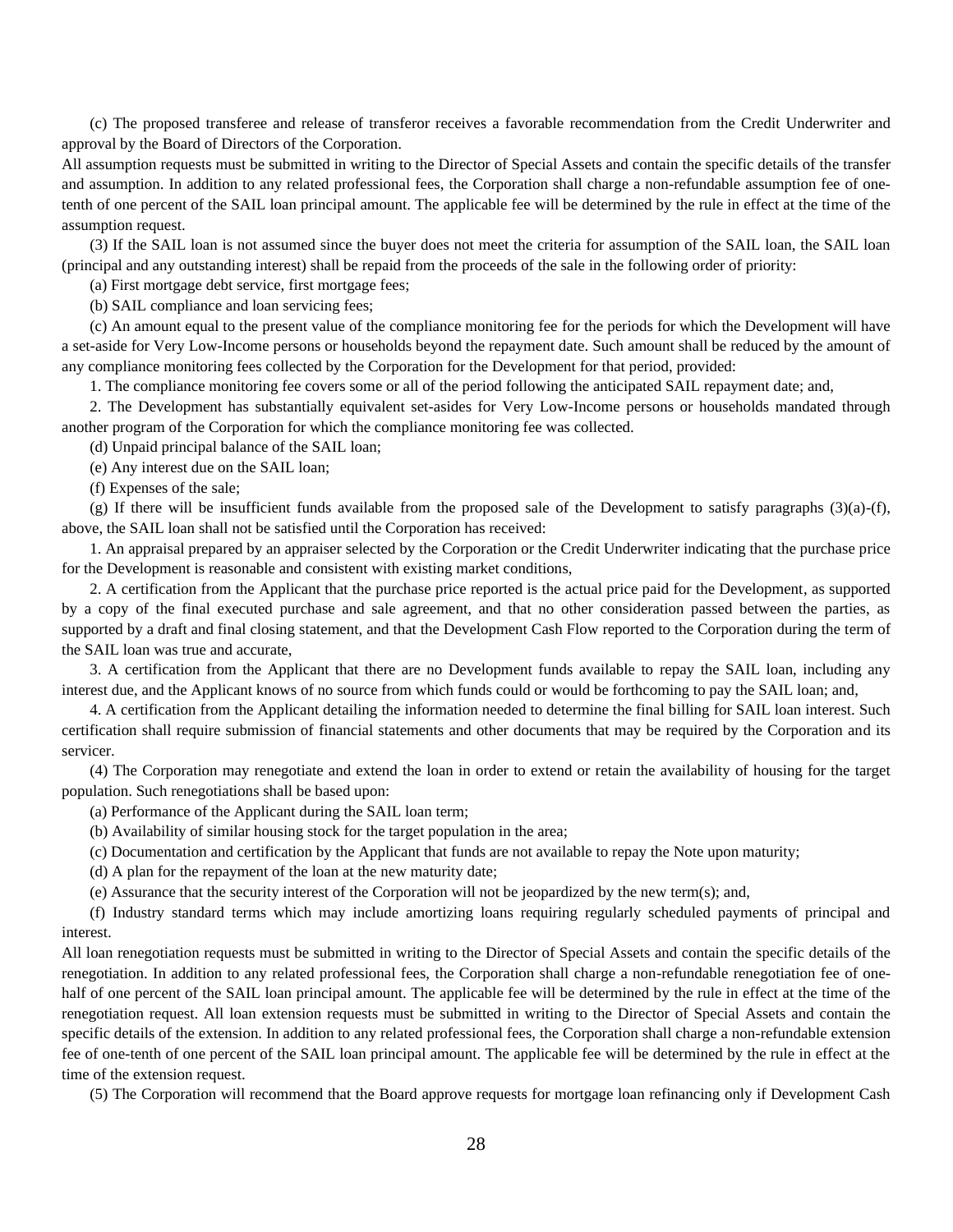(c) The proposed transferee and release of transferor receives a favorable recommendation from the Credit Underwriter and approval by the Board of Directors of the Corporation.

All assumption requests must be submitted in writing to the Director of Special Assets and contain the specific details of the transfer and assumption. In addition to any related professional fees, the Corporation shall charge a non-refundable assumption fee of one-tenth of one percent of the SAIL loan principal amount. The applicable fee will be determined by the rule in effect at the time of the assumption request.

(3) If the SAIL loan is not assumed since the buyer does not meet the criteria for assumption of the SAIL loan, the SAIL loan (principal and any outstanding interest) shall be repaid from the proceeds of the sale in the following order of priority:

(a) First mortgage debt service, first mortgage fees;

(b) SAIL compliance and loan servicing fees;

(c) An amount equal to the present value of the compliance monitoring fee for the periods for which the Development will have a set-aside for Very Low-Income persons or households beyond the repayment date. Such amount shall be reduced by the amount of any compliance monitoring fees collected by the Corporation for the Development for that period, provided:

1. The compliance monitoring fee covers some or all of the period following the anticipated SAIL repayment date; and,

2. The Development has substantially equivalent set-asides for Very Low-Income persons or households mandated through another program of the Corporation for which the compliance monitoring fee was collected.

(d) Unpaid principal balance of the SAIL loan;

(e) Any interest due on the SAIL loan;

(f) Expenses of the sale;

(g) If there will be insufficient funds available from the proposed sale of the Development to satisfy paragraphs (3)(a)-(f), above, the SAIL loan shall not be satisfied until the Corporation has received:

1. An appraisal prepared by an appraiser selected by the Corporation or the Credit Underwriter indicating that the purchase price for the Development is reasonable and consistent with existing market conditions,

2. A certification from the Applicant that the purchase price reported is the actual price paid for the Development, as supported by a copy of the final executed purchase and sale agreement, and that no other consideration passed between the parties, as supported by a draft and final closing statement, and that the Development Cash Flow reported to the Corporation during the term of the SAIL loan was true and accurate,

3. A certification from the Applicant that there are no Development funds available to repay the SAIL loan, including any interest due, and the Applicant knows of no source from which funds could or would be forthcoming to pay the SAIL loan; and,

4. A certification from the Applicant detailing the information needed to determine the final billing for SAIL loan interest. Such certification shall require submission of financial statements and other documents that may be required by the Corporation and its servicer.

(4) The Corporation may renegotiate and extend the loan in order to extend or retain the availability of housing for the target population. Such renegotiations shall be based upon:

(a) Performance of the Applicant during the SAIL loan term;

(b) Availability of similar housing stock for the target population in the area;

(c) Documentation and certification by the Applicant that funds are not available to repay the Note upon maturity;

(d) A plan for the repayment of the loan at the new maturity date;

(e) Assurance that the security interest of the Corporation will not be jeopardized by the new term(s); and,

(f) Industry standard terms which may include amortizing loans requiring regularly scheduled payments of principal and interest.

All loan renegotiation requests must be submitted in writing to the Director of Special Assets and contain the specific details of the renegotiation. In addition to any related professional fees, the Corporation shall charge a non-refundable renegotiation fee of one-half of one percent of the SAIL loan principal amount. The applicable fee will be determined by the rule in effect at the time of the renegotiation request. All loan extension requests must be submitted in writing to the Director of Special Assets and contain the specific details of the extension. In addition to any related professional fees, the Corporation shall charge a non-refundable extension fee of one-tenth of one percent of the SAIL loan principal amount. The applicable fee will be determined by the rule in effect at the time of the extension request.

(5) The Corporation will recommend that the Board approve requests for mortgage loan refinancing only if Development Cash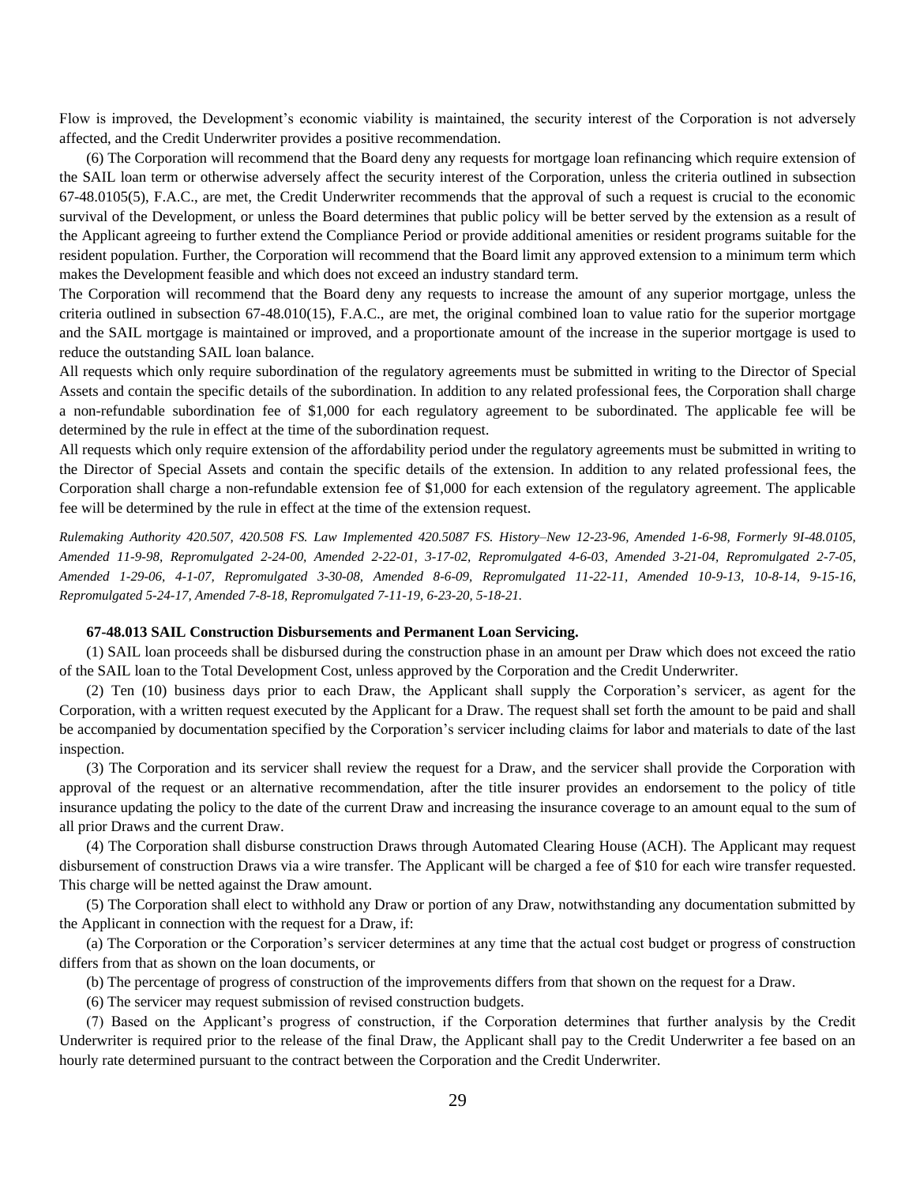Flow is improved, the Development's economic viability is maintained, the security interest of the Corporation is not adversely affected, and the Credit Underwriter provides a positive recommendation.

(6) The Corporation will recommend that the Board deny any requests for mortgage loan refinancing which require extension of the SAIL loan term or otherwise adversely affect the security interest of the Corporation, unless the criteria outlined in subsection 67-48.0105(5), F.A.C., are met, the Credit Underwriter recommends that the approval of such a request is crucial to the economic survival of the Development, or unless the Board determines that public policy will be better served by the extension as a result of the Applicant agreeing to further extend the Compliance Period or provide additional amenities or resident programs suitable for the resident population. Further, the Corporation will recommend that the Board limit any approved extension to a minimum term which makes the Development feasible and which does not exceed an industry standard term.

The Corporation will recommend that the Board deny any requests to increase the amount of any superior mortgage, unless the criteria outlined in subsection 67-48.010(15), F.A.C., are met, the original combined loan to value ratio for the superior mortgage and the SAIL mortgage is maintained or improved, and a proportionate amount of the increase in the superior mortgage is used to reduce the outstanding SAIL loan balance.

All requests which only require subordination of the regulatory agreements must be submitted in writing to the Director of Special Assets and contain the specific details of the subordination. In addition to any related professional fees, the Corporation shall charge a non-refundable subordination fee of $1,000 for each regulatory agreement to be subordinated. The applicable fee will be determined by the rule in effect at the time of the subordination request.

All requests which only require extension of the affordability period under the regulatory agreements must be submitted in writing to the Director of Special Assets and contain the specific details of the extension. In addition to any related professional fees, the Corporation shall charge a non-refundable extension fee of $1,000 for each extension of the regulatory agreement. The applicable fee will be determined by the rule in effect at the time of the extension request.

*Rulemaking Authority 420.507, 420.508 FS. Law Implemented 420.5087 FS. History–New 12-23-96, Amended 1-6-98, Formerly 9I-48.0105, Amended 11-9-98, Repromulgated 2-24-00, Amended 2-22-01, 3-17-02, Repromulgated 4-6-03, Amended 3-21-04, Repromulgated 2-7-05, Amended 1-29-06, 4-1-07, Repromulgated 3-30-08, Amended 8-6-09, Repromulgated 11-22-11, Amended 10-9-13, 10-8-14, 9-15-16, Repromulgated 5-24-17, Amended 7-8-18, Repromulgated 7-11-19, 6-23-20, 5-18-21.*

**67-48.013 SAIL Construction Disbursements and Permanent Loan Servicing.**

(1) SAIL loan proceeds shall be disbursed during the construction phase in an amount per Draw which does not exceed the ratio of the SAIL loan to the Total Development Cost, unless approved by the Corporation and the Credit Underwriter.

(2) Ten (10) business days prior to each Draw, the Applicant shall supply the Corporation's servicer, as agent for the Corporation, with a written request executed by the Applicant for a Draw. The request shall set forth the amount to be paid and shall be accompanied by documentation specified by the Corporation's servicer including claims for labor and materials to date of the last inspection.

(3) The Corporation and its servicer shall review the request for a Draw, and the servicer shall provide the Corporation with approval of the request or an alternative recommendation, after the title insurer provides an endorsement to the policy of title insurance updating the policy to the date of the current Draw and increasing the insurance coverage to an amount equal to the sum of all prior Draws and the current Draw.

(4) The Corporation shall disburse construction Draws through Automated Clearing House (ACH). The Applicant may request disbursement of construction Draws via a wire transfer. The Applicant will be charged a fee of $10 for each wire transfer requested. This charge will be netted against the Draw amount.

(5) The Corporation shall elect to withhold any Draw or portion of any Draw, notwithstanding any documentation submitted by the Applicant in connection with the request for a Draw, if:

(a) The Corporation or the Corporation's servicer determines at any time that the actual cost budget or progress of construction differs from that as shown on the loan documents, or

(b) The percentage of progress of construction of the improvements differs from that shown on the request for a Draw.

(6) The servicer may request submission of revised construction budgets.

(7) Based on the Applicant's progress of construction, if the Corporation determines that further analysis by the Credit Underwriter is required prior to the release of the final Draw, the Applicant shall pay to the Credit Underwriter a fee based on an hourly rate determined pursuant to the contract between the Corporation and the Credit Underwriter.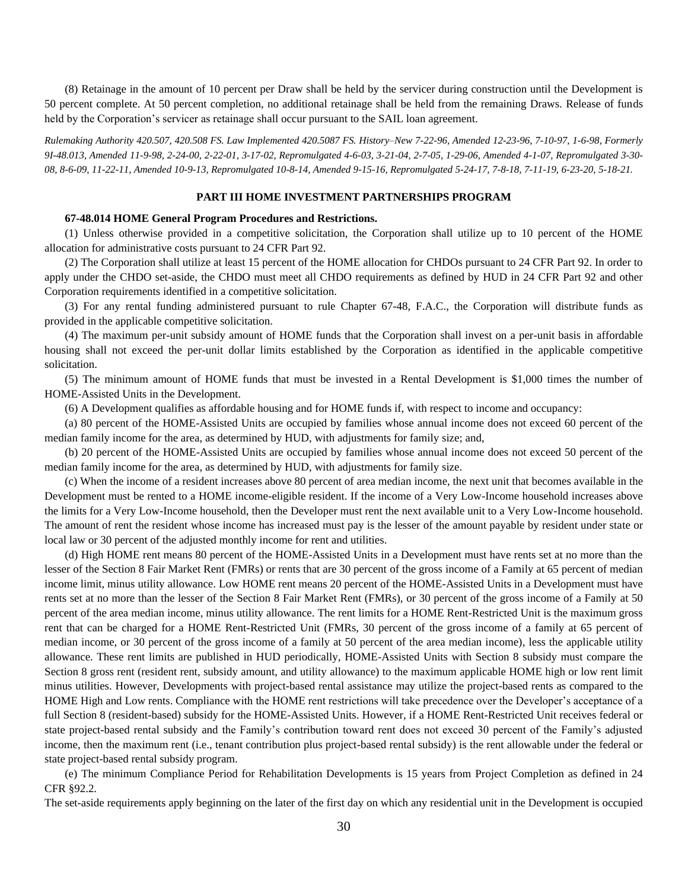(8) Retainage in the amount of 10 percent per Draw shall be held by the servicer during construction until the Development is 50 percent complete. At 50 percent completion, no additional retainage shall be held from the remaining Draws. Release of funds held by the Corporation's servicer as retainage shall occur pursuant to the SAIL loan agreement.

*Rulemaking Authority 420.507, 420.508 FS. Law Implemented 420.5087 FS. History–New 7-22-96, Amended 12-23-96, 7-10-97, 1-6-98, Formerly 9I-48.013, Amended 11-9-98, 2-24-00, 2-22-01, 3-17-02, Repromulgated 4-6-03, 3-21-04, 2-7-05, 1-29-06, Amended 4-1-07, Repromulgated 3-30-08, 8-6-09, 11-22-11, Amended 10-9-13, Repromulgated 10-8-14, Amended 9-15-16, Repromulgated 5-24-17, 7-8-18, 7-11-19, 6-23-20, 5-18-21.*

## PART III HOME INVESTMENT PARTNERSHIPS PROGRAM

### 67-48.014 HOME General Program Procedures and Restrictions.

(1) Unless otherwise provided in a competitive solicitation, the Corporation shall utilize up to 10 percent of the HOME allocation for administrative costs pursuant to 24 CFR Part 92.

(2) The Corporation shall utilize at least 15 percent of the HOME allocation for CHDOs pursuant to 24 CFR Part 92. In order to apply under the CHDO set-aside, the CHDO must meet all CHDO requirements as defined by HUD in 24 CFR Part 92 and other Corporation requirements identified in a competitive solicitation.

(3) For any rental funding administered pursuant to rule Chapter 67-48, F.A.C., the Corporation will distribute funds as provided in the applicable competitive solicitation.

(4) The maximum per-unit subsidy amount of HOME funds that the Corporation shall invest on a per-unit basis in affordable housing shall not exceed the per-unit dollar limits established by the Corporation as identified in the applicable competitive solicitation.

(5) The minimum amount of HOME funds that must be invested in a Rental Development is $1,000 times the number of HOME-Assisted Units in the Development.

(6) A Development qualifies as affordable housing and for HOME funds if, with respect to income and occupancy:

(a) 80 percent of the HOME-Assisted Units are occupied by families whose annual income does not exceed 60 percent of the median family income for the area, as determined by HUD, with adjustments for family size; and,

(b) 20 percent of the HOME-Assisted Units are occupied by families whose annual income does not exceed 50 percent of the median family income for the area, as determined by HUD, with adjustments for family size.

(c) When the income of a resident increases above 80 percent of area median income, the next unit that becomes available in the Development must be rented to a HOME income-eligible resident. If the income of a Very Low-Income household increases above the limits for a Very Low-Income household, then the Developer must rent the next available unit to a Very Low-Income household. The amount of rent the resident whose income has increased must pay is the lesser of the amount payable by resident under state or local law or 30 percent of the adjusted monthly income for rent and utilities.

(d) High HOME rent means 80 percent of the HOME-Assisted Units in a Development must have rents set at no more than the lesser of the Section 8 Fair Market Rent (FMRs) or rents that are 30 percent of the gross income of a Family at 65 percent of median income limit, minus utility allowance. Low HOME rent means 20 percent of the HOME-Assisted Units in a Development must have rents set at no more than the lesser of the Section 8 Fair Market Rent (FMRs), or 30 percent of the gross income of a Family at 50 percent of the area median income, minus utility allowance. The rent limits for a HOME Rent-Restricted Unit is the maximum gross rent that can be charged for a HOME Rent-Restricted Unit (FMRs, 30 percent of the gross income of a family at 65 percent of median income, or 30 percent of the gross income of a family at 50 percent of the area median income), less the applicable utility allowance. These rent limits are published in HUD periodically, HOME-Assisted Units with Section 8 subsidy must compare the Section 8 gross rent (resident rent, subsidy amount, and utility allowance) to the maximum applicable HOME high or low rent limit minus utilities. However, Developments with project-based rental assistance may utilize the project-based rents as compared to the HOME High and Low rents. Compliance with the HOME rent restrictions will take precedence over the Developer's acceptance of a full Section 8 (resident-based) subsidy for the HOME-Assisted Units. However, if a HOME Rent-Restricted Unit receives federal or state project-based rental subsidy and the Family's contribution toward rent does not exceed 30 percent of the Family's adjusted income, then the maximum rent (i.e., tenant contribution plus project-based rental subsidy) is the rent allowable under the federal or state project-based rental subsidy program.

(e) The minimum Compliance Period for Rehabilitation Developments is 15 years from Project Completion as defined in 24 CFR §92.2.

The set-aside requirements apply beginning on the later of the first day on which any residential unit in the Development is occupied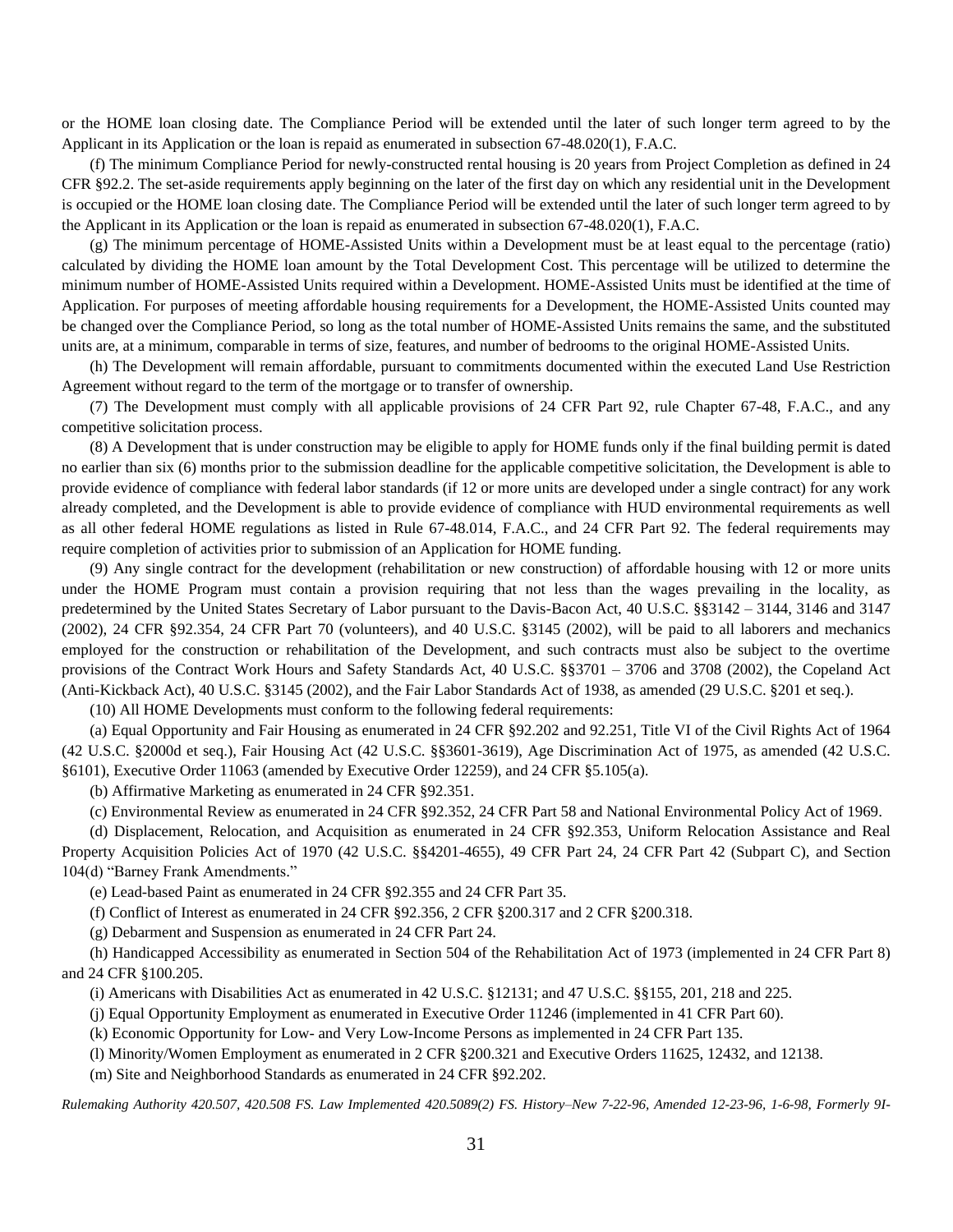or the HOME loan closing date. The Compliance Period will be extended until the later of such longer term agreed to by the Applicant in its Application or the loan is repaid as enumerated in subsection 67-48.020(1), F.A.C.

(f) The minimum Compliance Period for newly-constructed rental housing is 20 years from Project Completion as defined in 24 CFR §92.2. The set-aside requirements apply beginning on the later of the first day on which any residential unit in the Development is occupied or the HOME loan closing date. The Compliance Period will be extended until the later of such longer term agreed to by the Applicant in its Application or the loan is repaid as enumerated in subsection 67-48.020(1), F.A.C.

(g) The minimum percentage of HOME-Assisted Units within a Development must be at least equal to the percentage (ratio) calculated by dividing the HOME loan amount by the Total Development Cost. This percentage will be utilized to determine the minimum number of HOME-Assisted Units required within a Development. HOME-Assisted Units must be identified at the time of Application. For purposes of meeting affordable housing requirements for a Development, the HOME-Assisted Units counted may be changed over the Compliance Period, so long as the total number of HOME-Assisted Units remains the same, and the substituted units are, at a minimum, comparable in terms of size, features, and number of bedrooms to the original HOME-Assisted Units.

(h) The Development will remain affordable, pursuant to commitments documented within the executed Land Use Restriction Agreement without regard to the term of the mortgage or to transfer of ownership.

(7) The Development must comply with all applicable provisions of 24 CFR Part 92, rule Chapter 67-48, F.A.C., and any competitive solicitation process.

(8) A Development that is under construction may be eligible to apply for HOME funds only if the final building permit is dated no earlier than six (6) months prior to the submission deadline for the applicable competitive solicitation, the Development is able to provide evidence of compliance with federal labor standards (if 12 or more units are developed under a single contract) for any work already completed, and the Development is able to provide evidence of compliance with HUD environmental requirements as well as all other federal HOME regulations as listed in Rule 67-48.014, F.A.C., and 24 CFR Part 92. The federal requirements may require completion of activities prior to submission of an Application for HOME funding.

(9) Any single contract for the development (rehabilitation or new construction) of affordable housing with 12 or more units under the HOME Program must contain a provision requiring that not less than the wages prevailing in the locality, as predetermined by the United States Secretary of Labor pursuant to the Davis-Bacon Act, 40 U.S.C. §§3142 – 3144, 3146 and 3147 (2002), 24 CFR §92.354, 24 CFR Part 70 (volunteers), and 40 U.S.C. §3145 (2002), will be paid to all laborers and mechanics employed for the construction or rehabilitation of the Development, and such contracts must also be subject to the overtime provisions of the Contract Work Hours and Safety Standards Act, 40 U.S.C. §§3701 – 3706 and 3708 (2002), the Copeland Act (Anti-Kickback Act), 40 U.S.C. §3145 (2002), and the Fair Labor Standards Act of 1938, as amended (29 U.S.C. §201 et seq.).

(10) All HOME Developments must conform to the following federal requirements:

(a) Equal Opportunity and Fair Housing as enumerated in 24 CFR §92.202 and 92.251, Title VI of the Civil Rights Act of 1964 (42 U.S.C. §2000d et seq.), Fair Housing Act (42 U.S.C. §§3601-3619), Age Discrimination Act of 1975, as amended (42 U.S.C. §6101), Executive Order 11063 (amended by Executive Order 12259), and 24 CFR §5.105(a).

(b) Affirmative Marketing as enumerated in 24 CFR §92.351.

(c) Environmental Review as enumerated in 24 CFR §92.352, 24 CFR Part 58 and National Environmental Policy Act of 1969.

(d) Displacement, Relocation, and Acquisition as enumerated in 24 CFR §92.353, Uniform Relocation Assistance and Real Property Acquisition Policies Act of 1970 (42 U.S.C. §§4201-4655), 49 CFR Part 24, 24 CFR Part 42 (Subpart C), and Section 104(d) "Barney Frank Amendments."

(e) Lead-based Paint as enumerated in 24 CFR §92.355 and 24 CFR Part 35.

(f) Conflict of Interest as enumerated in 24 CFR §92.356, 2 CFR §200.317 and 2 CFR §200.318.

(g) Debarment and Suspension as enumerated in 24 CFR Part 24.

(h) Handicapped Accessibility as enumerated in Section 504 of the Rehabilitation Act of 1973 (implemented in 24 CFR Part 8) and 24 CFR §100.205.

(i) Americans with Disabilities Act as enumerated in 42 U.S.C. §12131; and 47 U.S.C. §§155, 201, 218 and 225.

(j) Equal Opportunity Employment as enumerated in Executive Order 11246 (implemented in 41 CFR Part 60).

(k) Economic Opportunity for Low- and Very Low-Income Persons as implemented in 24 CFR Part 135.

(l) Minority/Women Employment as enumerated in 2 CFR §200.321 and Executive Orders 11625, 12432, and 12138.

(m) Site and Neighborhood Standards as enumerated in 24 CFR §92.202.

*Rulemaking Authority 420.507, 420.508 FS. Law Implemented 420.5089(2) FS. History–New 7-22-96, Amended 12-23-96, 1-6-98, Formerly 9I-*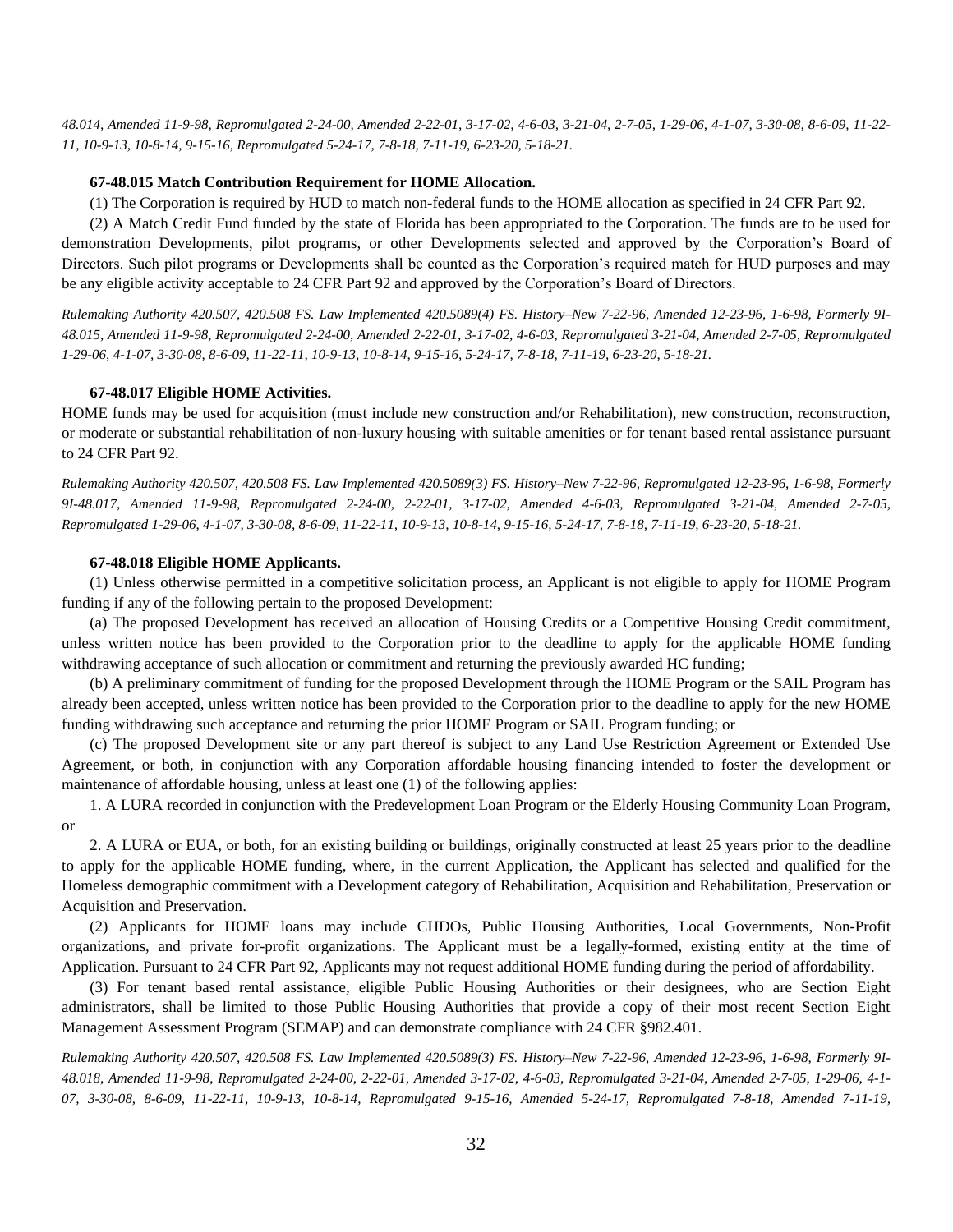*48.014, Amended 11-9-98, Repromulgated 2-24-00, Amended 2-22-01, 3-17-02, 4-6-03, 3-21-04, 2-7-05, 1-29-06, 4-1-07, 3-30-08, 8-6-09, 11-22-11, 10-9-13, 10-8-14, 9-15-16, Repromulgated 5-24-17, 7-8-18, 7-11-19, 6-23-20, 5-18-21.*

**67-48.015 Match Contribution Requirement for HOME Allocation.**

(1) The Corporation is required by HUD to match non-federal funds to the HOME allocation as specified in 24 CFR Part 92.

(2) A Match Credit Fund funded by the state of Florida has been appropriated to the Corporation. The funds are to be used for demonstration Developments, pilot programs, or other Developments selected and approved by the Corporation's Board of Directors. Such pilot programs or Developments shall be counted as the Corporation's required match for HUD purposes and may be any eligible activity acceptable to 24 CFR Part 92 and approved by the Corporation's Board of Directors.

*Rulemaking Authority 420.507, 420.508 FS. Law Implemented 420.5089(4) FS. History–New 7-22-96, Amended 12-23-96, 1-6-98, Formerly 9I-48.015, Amended 11-9-98, Repromulgated 2-24-00, Amended 2-22-01, 3-17-02, 4-6-03, Repromulgated 3-21-04, Amended 2-7-05, Repromulgated 1-29-06, 4-1-07, 3-30-08, 8-6-09, 11-22-11, 10-9-13, 10-8-14, 9-15-16, 5-24-17, 7-8-18, 7-11-19, 6-23-20, 5-18-21.*

**67-48.017 Eligible HOME Activities.**

HOME funds may be used for acquisition (must include new construction and/or Rehabilitation), new construction, reconstruction, or moderate or substantial rehabilitation of non-luxury housing with suitable amenities or for tenant based rental assistance pursuant to 24 CFR Part 92.

*Rulemaking Authority 420.507, 420.508 FS. Law Implemented 420.5089(3) FS. History–New 7-22-96, Repromulgated 12-23-96, 1-6-98, Formerly 9I-48.017, Amended 11-9-98, Repromulgated 2-24-00, 2-22-01, 3-17-02, Amended 4-6-03, Repromulgated 3-21-04, Amended 2-7-05, Repromulgated 1-29-06, 4-1-07, 3-30-08, 8-6-09, 11-22-11, 10-9-13, 10-8-14, 9-15-16, 5-24-17, 7-8-18, 7-11-19, 6-23-20, 5-18-21.*

**67-48.018 Eligible HOME Applicants.**

(1) Unless otherwise permitted in a competitive solicitation process, an Applicant is not eligible to apply for HOME Program funding if any of the following pertain to the proposed Development:

(a) The proposed Development has received an allocation of Housing Credits or a Competitive Housing Credit commitment, unless written notice has been provided to the Corporation prior to the deadline to apply for the applicable HOME funding withdrawing acceptance of such allocation or commitment and returning the previously awarded HC funding;

(b) A preliminary commitment of funding for the proposed Development through the HOME Program or the SAIL Program has already been accepted, unless written notice has been provided to the Corporation prior to the deadline to apply for the new HOME funding withdrawing such acceptance and returning the prior HOME Program or SAIL Program funding; or

(c) The proposed Development site or any part thereof is subject to any Land Use Restriction Agreement or Extended Use Agreement, or both, in conjunction with any Corporation affordable housing financing intended to foster the development or maintenance of affordable housing, unless at least one (1) of the following applies:

1. A LURA recorded in conjunction with the Predevelopment Loan Program or the Elderly Housing Community Loan Program, or

2. A LURA or EUA, or both, for an existing building or buildings, originally constructed at least 25 years prior to the deadline to apply for the applicable HOME funding, where, in the current Application, the Applicant has selected and qualified for the Homeless demographic commitment with a Development category of Rehabilitation, Acquisition and Rehabilitation, Preservation or Acquisition and Preservation.

(2) Applicants for HOME loans may include CHDOs, Public Housing Authorities, Local Governments, Non-Profit organizations, and private for-profit organizations. The Applicant must be a legally-formed, existing entity at the time of Application. Pursuant to 24 CFR Part 92, Applicants may not request additional HOME funding during the period of affordability.

(3) For tenant based rental assistance, eligible Public Housing Authorities or their designees, who are Section Eight administrators, shall be limited to those Public Housing Authorities that provide a copy of their most recent Section Eight Management Assessment Program (SEMAP) and can demonstrate compliance with 24 CFR §982.401.

*Rulemaking Authority 420.507, 420.508 FS. Law Implemented 420.5089(3) FS. History–New 7-22-96, Amended 12-23-96, 1-6-98, Formerly 9I-48.018, Amended 11-9-98, Repromulgated 2-24-00, 2-22-01, Amended 3-17-02, 4-6-03, Repromulgated 3-21-04, Amended 2-7-05, 1-29-06, 4-1-07, 3-30-08, 8-6-09, 11-22-11, 10-9-13, 10-8-14, Repromulgated 9-15-16, Amended 5-24-17, Repromulgated 7-8-18, Amended 7-11-19,*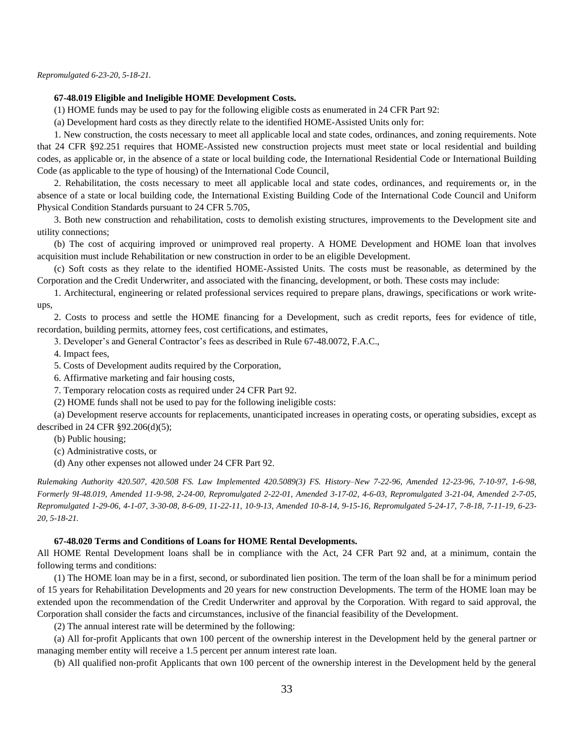*Repromulgated 6-23-20, 5-18-21.*

**67-48.019 Eligible and Ineligible HOME Development Costs.**

(1) HOME funds may be used to pay for the following eligible costs as enumerated in 24 CFR Part 92:

(a) Development hard costs as they directly relate to the identified HOME-Assisted Units only for:

1. New construction, the costs necessary to meet all applicable local and state codes, ordinances, and zoning requirements. Note that 24 CFR §92.251 requires that HOME-Assisted new construction projects must meet state or local residential and building codes, as applicable or, in the absence of a state or local building code, the International Residential Code or International Building Code (as applicable to the type of housing) of the International Code Council,

2. Rehabilitation, the costs necessary to meet all applicable local and state codes, ordinances, and requirements or, in the absence of a state or local building code, the International Existing Building Code of the International Code Council and Uniform Physical Condition Standards pursuant to 24 CFR 5.705,

3. Both new construction and rehabilitation, costs to demolish existing structures, improvements to the Development site and utility connections;

(b) The cost of acquiring improved or unimproved real property. A HOME Development and HOME loan that involves acquisition must include Rehabilitation or new construction in order to be an eligible Development.

(c) Soft costs as they relate to the identified HOME-Assisted Units. The costs must be reasonable, as determined by the Corporation and the Credit Underwriter, and associated with the financing, development, or both. These costs may include:

1. Architectural, engineering or related professional services required to prepare plans, drawings, specifications or work write-ups,

2. Costs to process and settle the HOME financing for a Development, such as credit reports, fees for evidence of title, recordation, building permits, attorney fees, cost certifications, and estimates,

3. Developer's and General Contractor's fees as described in Rule 67-48.0072, F.A.C.,

4. Impact fees,

5. Costs of Development audits required by the Corporation,

6. Affirmative marketing and fair housing costs,

7. Temporary relocation costs as required under 24 CFR Part 92.

(2) HOME funds shall not be used to pay for the following ineligible costs:

(a) Development reserve accounts for replacements, unanticipated increases in operating costs, or operating subsidies, except as described in 24 CFR §92.206(d)(5);

(b) Public housing;

(c) Administrative costs, or

(d) Any other expenses not allowed under 24 CFR Part 92.

*Rulemaking Authority 420.507, 420.508 FS. Law Implemented 420.5089(3) FS. History–New 7-22-96, Amended 12-23-96, 7-10-97, 1-6-98, Formerly 9I-48.019, Amended 11-9-98, 2-24-00, Repromulgated 2-22-01, Amended 3-17-02, 4-6-03, Repromulgated 3-21-04, Amended 2-7-05, Repromulgated 1-29-06, 4-1-07, 3-30-08, 8-6-09, 11-22-11, 10-9-13, Amended 10-8-14, 9-15-16, Repromulgated 5-24-17, 7-8-18, 7-11-19, 6-23-20, 5-18-21.*

**67-48.020 Terms and Conditions of Loans for HOME Rental Developments.**

All HOME Rental Development loans shall be in compliance with the Act, 24 CFR Part 92 and, at a minimum, contain the following terms and conditions:

(1) The HOME loan may be in a first, second, or subordinated lien position. The term of the loan shall be for a minimum period of 15 years for Rehabilitation Developments and 20 years for new construction Developments. The term of the HOME loan may be extended upon the recommendation of the Credit Underwriter and approval by the Corporation. With regard to said approval, the Corporation shall consider the facts and circumstances, inclusive of the financial feasibility of the Development.

(2) The annual interest rate will be determined by the following:

(a) All for-profit Applicants that own 100 percent of the ownership interest in the Development held by the general partner or managing member entity will receive a 1.5 percent per annum interest rate loan.

(b) All qualified non-profit Applicants that own 100 percent of the ownership interest in the Development held by the general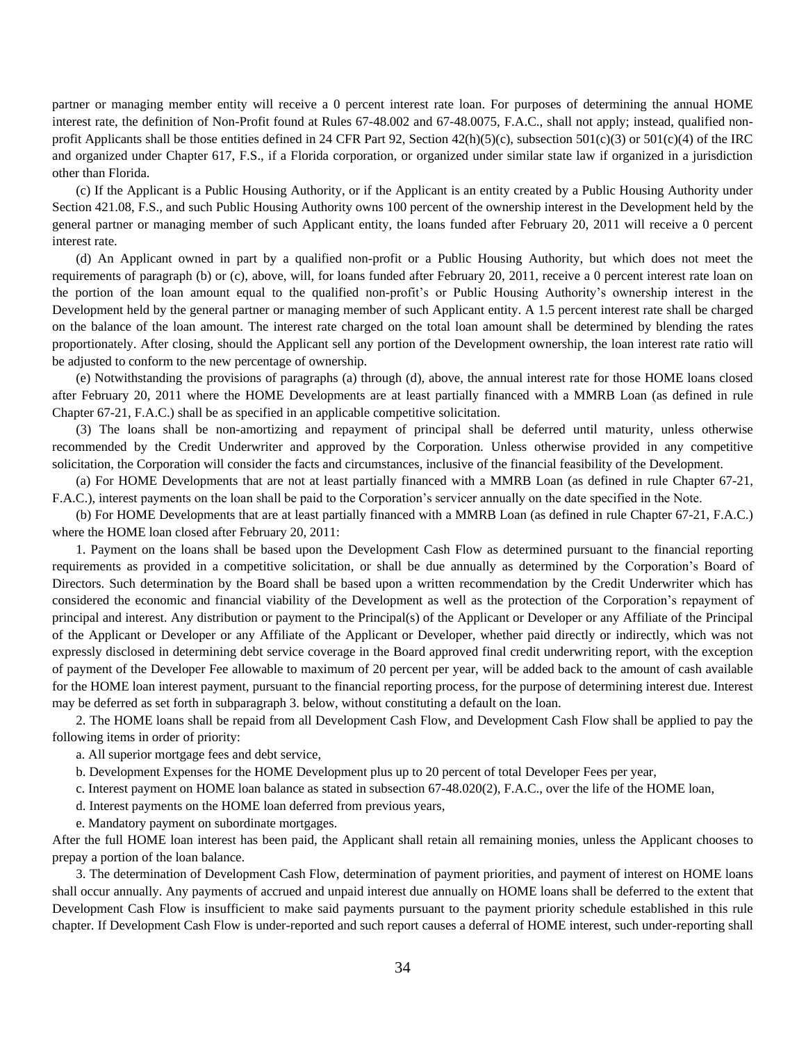partner or managing member entity will receive a 0 percent interest rate loan. For purposes of determining the annual HOME interest rate, the definition of Non-Profit found at Rules 67-48.002 and 67-48.0075, F.A.C., shall not apply; instead, qualified non-profit Applicants shall be those entities defined in 24 CFR Part 92, Section 42(h)(5)(c), subsection 501(c)(3) or 501(c)(4) of the IRC and organized under Chapter 617, F.S., if a Florida corporation, or organized under similar state law if organized in a jurisdiction other than Florida.

(c) If the Applicant is a Public Housing Authority, or if the Applicant is an entity created by a Public Housing Authority under Section 421.08, F.S., and such Public Housing Authority owns 100 percent of the ownership interest in the Development held by the general partner or managing member of such Applicant entity, the loans funded after February 20, 2011 will receive a 0 percent interest rate.

(d) An Applicant owned in part by a qualified non-profit or a Public Housing Authority, but which does not meet the requirements of paragraph (b) or (c), above, will, for loans funded after February 20, 2011, receive a 0 percent interest rate loan on the portion of the loan amount equal to the qualified non-profit's or Public Housing Authority's ownership interest in the Development held by the general partner or managing member of such Applicant entity. A 1.5 percent interest rate shall be charged on the balance of the loan amount. The interest rate charged on the total loan amount shall be determined by blending the rates proportionately. After closing, should the Applicant sell any portion of the Development ownership, the loan interest rate ratio will be adjusted to conform to the new percentage of ownership.

(e) Notwithstanding the provisions of paragraphs (a) through (d), above, the annual interest rate for those HOME loans closed after February 20, 2011 where the HOME Developments are at least partially financed with a MMRB Loan (as defined in rule Chapter 67-21, F.A.C.) shall be as specified in an applicable competitive solicitation.

(3) The loans shall be non-amortizing and repayment of principal shall be deferred until maturity, unless otherwise recommended by the Credit Underwriter and approved by the Corporation. Unless otherwise provided in any competitive solicitation, the Corporation will consider the facts and circumstances, inclusive of the financial feasibility of the Development.

(a) For HOME Developments that are not at least partially financed with a MMRB Loan (as defined in rule Chapter 67-21, F.A.C.), interest payments on the loan shall be paid to the Corporation's servicer annually on the date specified in the Note.

(b) For HOME Developments that are at least partially financed with a MMRB Loan (as defined in rule Chapter 67-21, F.A.C.) where the HOME loan closed after February 20, 2011:

1. Payment on the loans shall be based upon the Development Cash Flow as determined pursuant to the financial reporting requirements as provided in a competitive solicitation, or shall be due annually as determined by the Corporation's Board of Directors. Such determination by the Board shall be based upon a written recommendation by the Credit Underwriter which has considered the economic and financial viability of the Development as well as the protection of the Corporation's repayment of principal and interest. Any distribution or payment to the Principal(s) of the Applicant or Developer or any Affiliate of the Principal of the Applicant or Developer or any Affiliate of the Applicant or Developer, whether paid directly or indirectly, which was not expressly disclosed in determining debt service coverage in the Board approved final credit underwriting report, with the exception of payment of the Developer Fee allowable to maximum of 20 percent per year, will be added back to the amount of cash available for the HOME loan interest payment, pursuant to the financial reporting process, for the purpose of determining interest due. Interest may be deferred as set forth in subparagraph 3. below, without constituting a default on the loan.

2. The HOME loans shall be repaid from all Development Cash Flow, and Development Cash Flow shall be applied to pay the following items in order of priority:

a. All superior mortgage fees and debt service,

b. Development Expenses for the HOME Development plus up to 20 percent of total Developer Fees per year,

c. Interest payment on HOME loan balance as stated in subsection 67-48.020(2), F.A.C., over the life of the HOME loan,

d. Interest payments on the HOME loan deferred from previous years,

e. Mandatory payment on subordinate mortgages.

After the full HOME loan interest has been paid, the Applicant shall retain all remaining monies, unless the Applicant chooses to prepay a portion of the loan balance.

3. The determination of Development Cash Flow, determination of payment priorities, and payment of interest on HOME loans shall occur annually. Any payments of accrued and unpaid interest due annually on HOME loans shall be deferred to the extent that Development Cash Flow is insufficient to make said payments pursuant to the payment priority schedule established in this rule chapter. If Development Cash Flow is under-reported and such report causes a deferral of HOME interest, such under-reporting shall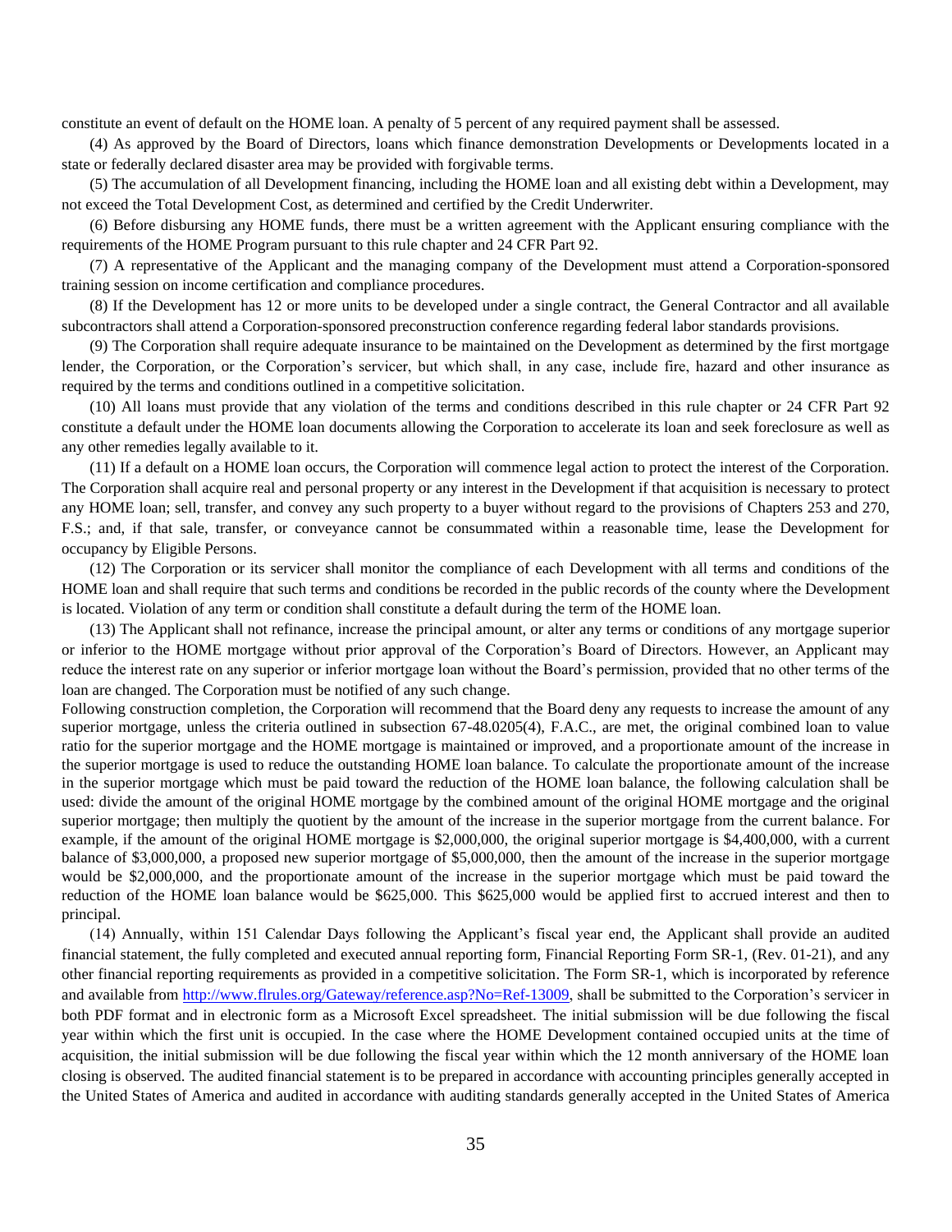constitute an event of default on the HOME loan. A penalty of 5 percent of any required payment shall be assessed.

(4) As approved by the Board of Directors, loans which finance demonstration Developments or Developments located in a state or federally declared disaster area may be provided with forgivable terms.

(5) The accumulation of all Development financing, including the HOME loan and all existing debt within a Development, may not exceed the Total Development Cost, as determined and certified by the Credit Underwriter.

(6) Before disbursing any HOME funds, there must be a written agreement with the Applicant ensuring compliance with the requirements of the HOME Program pursuant to this rule chapter and 24 CFR Part 92.

(7) A representative of the Applicant and the managing company of the Development must attend a Corporation-sponsored training session on income certification and compliance procedures.

(8) If the Development has 12 or more units to be developed under a single contract, the General Contractor and all available subcontractors shall attend a Corporation-sponsored preconstruction conference regarding federal labor standards provisions.

(9) The Corporation shall require adequate insurance to be maintained on the Development as determined by the first mortgage lender, the Corporation, or the Corporation's servicer, but which shall, in any case, include fire, hazard and other insurance as required by the terms and conditions outlined in a competitive solicitation.

(10) All loans must provide that any violation of the terms and conditions described in this rule chapter or 24 CFR Part 92 constitute a default under the HOME loan documents allowing the Corporation to accelerate its loan and seek foreclosure as well as any other remedies legally available to it.

(11) If a default on a HOME loan occurs, the Corporation will commence legal action to protect the interest of the Corporation. The Corporation shall acquire real and personal property or any interest in the Development if that acquisition is necessary to protect any HOME loan; sell, transfer, and convey any such property to a buyer without regard to the provisions of Chapters 253 and 270, F.S.; and, if that sale, transfer, or conveyance cannot be consummated within a reasonable time, lease the Development for occupancy by Eligible Persons.

(12) The Corporation or its servicer shall monitor the compliance of each Development with all terms and conditions of the HOME loan and shall require that such terms and conditions be recorded in the public records of the county where the Development is located. Violation of any term or condition shall constitute a default during the term of the HOME loan.

(13) The Applicant shall not refinance, increase the principal amount, or alter any terms or conditions of any mortgage superior or inferior to the HOME mortgage without prior approval of the Corporation's Board of Directors. However, an Applicant may reduce the interest rate on any superior or inferior mortgage loan without the Board's permission, provided that no other terms of the loan are changed. The Corporation must be notified of any such change.

Following construction completion, the Corporation will recommend that the Board deny any requests to increase the amount of any superior mortgage, unless the criteria outlined in subsection 67-48.0205(4), F.A.C., are met, the original combined loan to value ratio for the superior mortgage and the HOME mortgage is maintained or improved, and a proportionate amount of the increase in the superior mortgage is used to reduce the outstanding HOME loan balance. To calculate the proportionate amount of the increase in the superior mortgage which must be paid toward the reduction of the HOME loan balance, the following calculation shall be used: divide the amount of the original HOME mortgage by the combined amount of the original HOME mortgage and the original superior mortgage; then multiply the quotient by the amount of the increase in the superior mortgage from the current balance. For example, if the amount of the original HOME mortgage is $2,000,000, the original superior mortgage is $4,400,000, with a current balance of $3,000,000, a proposed new superior mortgage of $5,000,000, then the amount of the increase in the superior mortgage would be $2,000,000, and the proportionate amount of the increase in the superior mortgage which must be paid toward the reduction of the HOME loan balance would be $625,000. This $625,000 would be applied first to accrued interest and then to principal.

(14) Annually, within 151 Calendar Days following the Applicant's fiscal year end, the Applicant shall provide an audited financial statement, the fully completed and executed annual reporting form, Financial Reporting Form SR-1, (Rev. 01-21), and any other financial reporting requirements as provided in a competitive solicitation. The Form SR-1, which is incorporated by reference and available from http://www.flrules.org/Gateway/reference.asp?No=Ref-13009, shall be submitted to the Corporation's servicer in both PDF format and in electronic form as a Microsoft Excel spreadsheet. The initial submission will be due following the fiscal year within which the first unit is occupied. In the case where the HOME Development contained occupied units at the time of acquisition, the initial submission will be due following the fiscal year within which the 12 month anniversary of the HOME loan closing is observed. The audited financial statement is to be prepared in accordance with accounting principles generally accepted in the United States of America and audited in accordance with auditing standards generally accepted in the United States of America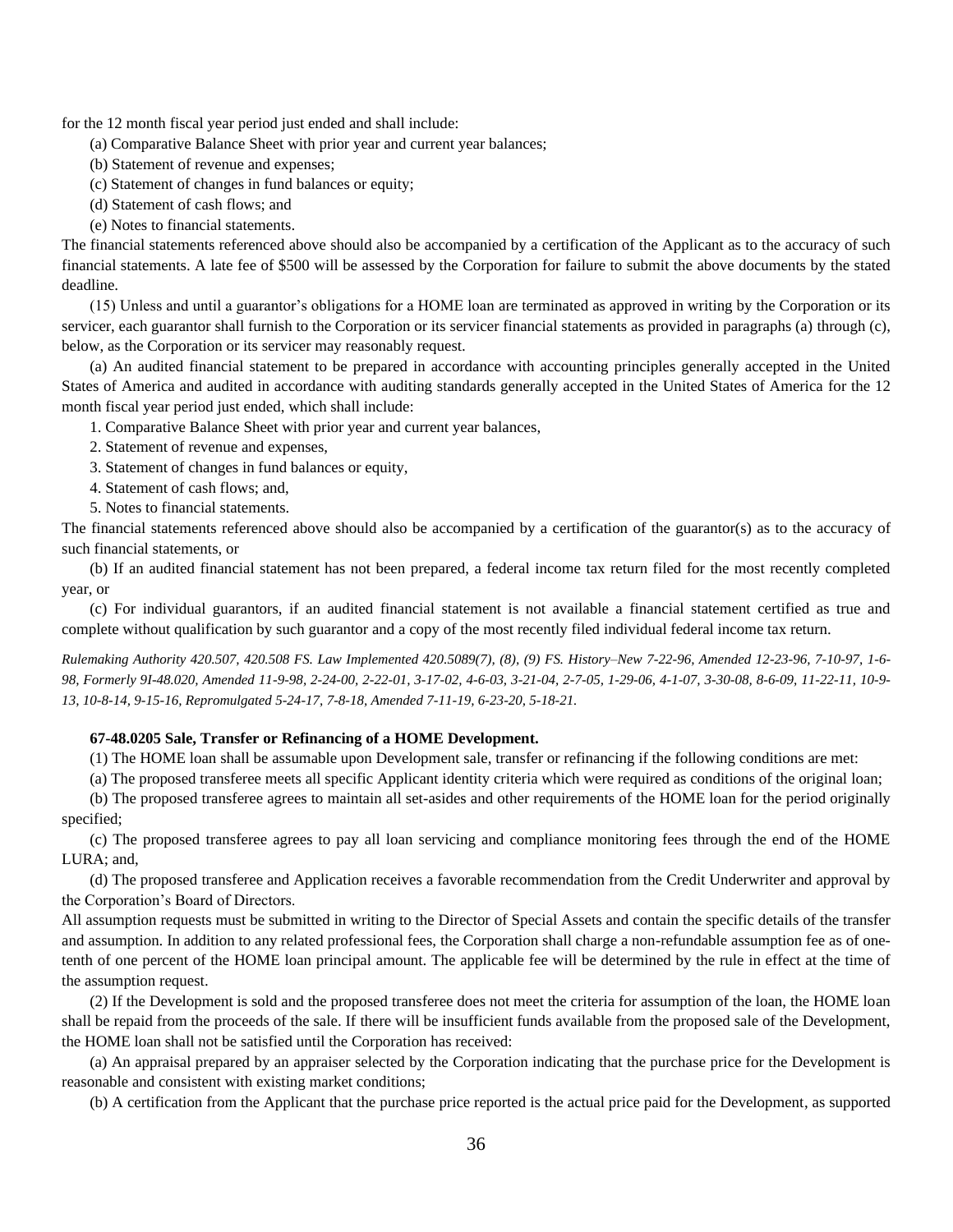for the 12 month fiscal year period just ended and shall include:

(a) Comparative Balance Sheet with prior year and current year balances;

(b) Statement of revenue and expenses;

(c) Statement of changes in fund balances or equity;

(d) Statement of cash flows; and

(e) Notes to financial statements.

The financial statements referenced above should also be accompanied by a certification of the Applicant as to the accuracy of such financial statements. A late fee of $500 will be assessed by the Corporation for failure to submit the above documents by the stated deadline.

(15) Unless and until a guarantor's obligations for a HOME loan are terminated as approved in writing by the Corporation or its servicer, each guarantor shall furnish to the Corporation or its servicer financial statements as provided in paragraphs (a) through (c), below, as the Corporation or its servicer may reasonably request.

(a) An audited financial statement to be prepared in accordance with accounting principles generally accepted in the United States of America and audited in accordance with auditing standards generally accepted in the United States of America for the 12 month fiscal year period just ended, which shall include:

1. Comparative Balance Sheet with prior year and current year balances,

2. Statement of revenue and expenses,

3. Statement of changes in fund balances or equity,

4. Statement of cash flows; and,

5. Notes to financial statements.

The financial statements referenced above should also be accompanied by a certification of the guarantor(s) as to the accuracy of such financial statements, or

(b) If an audited financial statement has not been prepared, a federal income tax return filed for the most recently completed year, or

(c) For individual guarantors, if an audited financial statement is not available a financial statement certified as true and complete without qualification by such guarantor and a copy of the most recently filed individual federal income tax return.

*Rulemaking Authority 420.507, 420.508 FS. Law Implemented 420.5089(7), (8), (9) FS. History–New 7-22-96, Amended 12-23-96, 7-10-97, 1-6-98, Formerly 9I-48.020, Amended 11-9-98, 2-24-00, 2-22-01, 3-17-02, 4-6-03, 3-21-04, 2-7-05, 1-29-06, 4-1-07, 3-30-08, 8-6-09, 11-22-11, 10-9-13, 10-8-14, 9-15-16, Repromulgated 5-24-17, 7-8-18, Amended 7-11-19, 6-23-20, 5-18-21.*

**67-48.0205 Sale, Transfer or Refinancing of a HOME Development.**

(1) The HOME loan shall be assumable upon Development sale, transfer or refinancing if the following conditions are met:

(a) The proposed transferee meets all specific Applicant identity criteria which were required as conditions of the original loan;

(b) The proposed transferee agrees to maintain all set-asides and other requirements of the HOME loan for the period originally specified;

(c) The proposed transferee agrees to pay all loan servicing and compliance monitoring fees through the end of the HOME LURA; and,

(d) The proposed transferee and Application receives a favorable recommendation from the Credit Underwriter and approval by the Corporation's Board of Directors.

All assumption requests must be submitted in writing to the Director of Special Assets and contain the specific details of the transfer and assumption. In addition to any related professional fees, the Corporation shall charge a non-refundable assumption fee as of one-tenth of one percent of the HOME loan principal amount. The applicable fee will be determined by the rule in effect at the time of the assumption request.

(2) If the Development is sold and the proposed transferee does not meet the criteria for assumption of the loan, the HOME loan shall be repaid from the proceeds of the sale. If there will be insufficient funds available from the proposed sale of the Development, the HOME loan shall not be satisfied until the Corporation has received:

(a) An appraisal prepared by an appraiser selected by the Corporation indicating that the purchase price for the Development is reasonable and consistent with existing market conditions;

(b) A certification from the Applicant that the purchase price reported is the actual price paid for the Development, as supported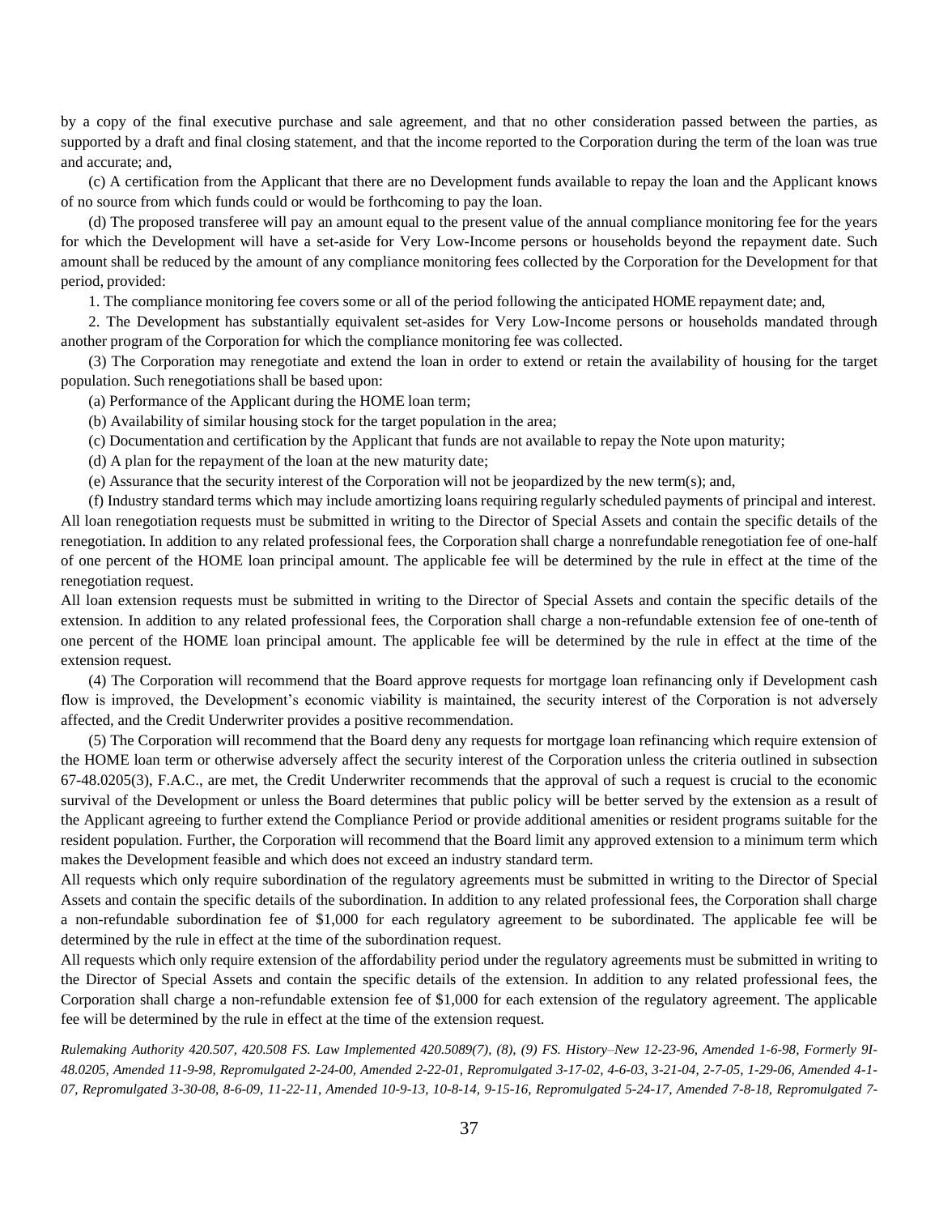by a copy of the final executive purchase and sale agreement, and that no other consideration passed between the parties, as supported by a draft and final closing statement, and that the income reported to the Corporation during the term of the loan was true and accurate; and,

(c) A certification from the Applicant that there are no Development funds available to repay the loan and the Applicant knows of no source from which funds could or would be forthcoming to pay the loan.

(d) The proposed transferee will pay an amount equal to the present value of the annual compliance monitoring fee for the years for which the Development will have a set-aside for Very Low-Income persons or households beyond the repayment date. Such amount shall be reduced by the amount of any compliance monitoring fees collected by the Corporation for the Development for that period, provided:

1. The compliance monitoring fee covers some or all of the period following the anticipated HOME repayment date; and,

2. The Development has substantially equivalent set-asides for Very Low-Income persons or households mandated through another program of the Corporation for which the compliance monitoring fee was collected.

(3) The Corporation may renegotiate and extend the loan in order to extend or retain the availability of housing for the target population. Such renegotiations shall be based upon:

(a) Performance of the Applicant during the HOME loan term;

(b) Availability of similar housing stock for the target population in the area;

(c) Documentation and certification by the Applicant that funds are not available to repay the Note upon maturity;

(d) A plan for the repayment of the loan at the new maturity date;

(e) Assurance that the security interest of the Corporation will not be jeopardized by the new term(s); and,

(f) Industry standard terms which may include amortizing loans requiring regularly scheduled payments of principal and interest.

All loan renegotiation requests must be submitted in writing to the Director of Special Assets and contain the specific details of the renegotiation. In addition to any related professional fees, the Corporation shall charge a nonrefundable renegotiation fee of one-half of one percent of the HOME loan principal amount. The applicable fee will be determined by the rule in effect at the time of the renegotiation request.

All loan extension requests must be submitted in writing to the Director of Special Assets and contain the specific details of the extension. In addition to any related professional fees, the Corporation shall charge a non-refundable extension fee of one-tenth of one percent of the HOME loan principal amount. The applicable fee will be determined by the rule in effect at the time of the extension request.

(4) The Corporation will recommend that the Board approve requests for mortgage loan refinancing only if Development cash flow is improved, the Development's economic viability is maintained, the security interest of the Corporation is not adversely affected, and the Credit Underwriter provides a positive recommendation.

(5) The Corporation will recommend that the Board deny any requests for mortgage loan refinancing which require extension of the HOME loan term or otherwise adversely affect the security interest of the Corporation unless the criteria outlined in subsection 67-48.0205(3), F.A.C., are met, the Credit Underwriter recommends that the approval of such a request is crucial to the economic survival of the Development or unless the Board determines that public policy will be better served by the extension as a result of the Applicant agreeing to further extend the Compliance Period or provide additional amenities or resident programs suitable for the resident population. Further, the Corporation will recommend that the Board limit any approved extension to a minimum term which makes the Development feasible and which does not exceed an industry standard term.

All requests which only require subordination of the regulatory agreements must be submitted in writing to the Director of Special Assets and contain the specific details of the subordination. In addition to any related professional fees, the Corporation shall charge a non-refundable subordination fee of $1,000 for each regulatory agreement to be subordinated. The applicable fee will be determined by the rule in effect at the time of the subordination request.

All requests which only require extension of the affordability period under the regulatory agreements must be submitted in writing to the Director of Special Assets and contain the specific details of the extension. In addition to any related professional fees, the Corporation shall charge a non-refundable extension fee of $1,000 for each extension of the regulatory agreement. The applicable fee will be determined by the rule in effect at the time of the extension request.

*Rulemaking Authority 420.507, 420.508 FS. Law Implemented 420.5089(7), (8), (9) FS. History–New 12-23-96, Amended 1-6-98, Formerly 9I-48.0205, Amended 11-9-98, Repromulgated 2-24-00, Amended 2-22-01, Repromulgated 3-17-02, 4-6-03, 3-21-04, 2-7-05, 1-29-06, Amended 4-1-07, Repromulgated 3-30-08, 8-6-09, 11-22-11, Amended 10-9-13, 10-8-14, 9-15-16, Repromulgated 5-24-17, Amended 7-8-18, Repromulgated 7-*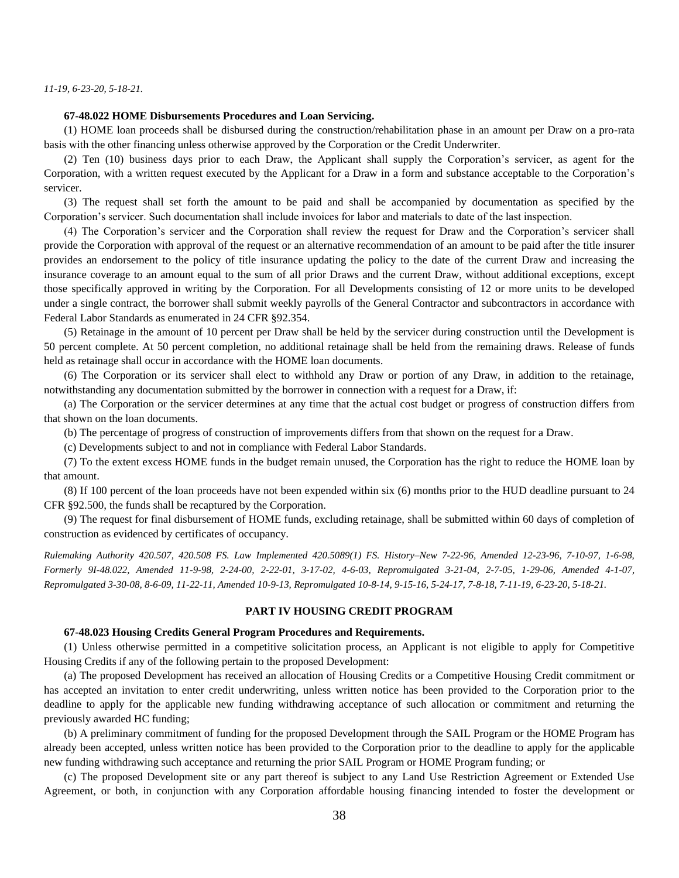*11-19, 6-23-20, 5-18-21.*

**67-48.022 HOME Disbursements Procedures and Loan Servicing.**

(1) HOME loan proceeds shall be disbursed during the construction/rehabilitation phase in an amount per Draw on a pro-rata basis with the other financing unless otherwise approved by the Corporation or the Credit Underwriter.

(2) Ten (10) business days prior to each Draw, the Applicant shall supply the Corporation's servicer, as agent for the Corporation, with a written request executed by the Applicant for a Draw in a form and substance acceptable to the Corporation's servicer.

(3) The request shall set forth the amount to be paid and shall be accompanied by documentation as specified by the Corporation's servicer. Such documentation shall include invoices for labor and materials to date of the last inspection.

(4) The Corporation's servicer and the Corporation shall review the request for Draw and the Corporation's servicer shall provide the Corporation with approval of the request or an alternative recommendation of an amount to be paid after the title insurer provides an endorsement to the policy of title insurance updating the policy to the date of the current Draw and increasing the insurance coverage to an amount equal to the sum of all prior Draws and the current Draw, without additional exceptions, except those specifically approved in writing by the Corporation. For all Developments consisting of 12 or more units to be developed under a single contract, the borrower shall submit weekly payrolls of the General Contractor and subcontractors in accordance with Federal Labor Standards as enumerated in 24 CFR §92.354.

(5) Retainage in the amount of 10 percent per Draw shall be held by the servicer during construction until the Development is 50 percent complete. At 50 percent completion, no additional retainage shall be held from the remaining draws. Release of funds held as retainage shall occur in accordance with the HOME loan documents.

(6) The Corporation or its servicer shall elect to withhold any Draw or portion of any Draw, in addition to the retainage, notwithstanding any documentation submitted by the borrower in connection with a request for a Draw, if:

(a) The Corporation or the servicer determines at any time that the actual cost budget or progress of construction differs from that shown on the loan documents.

(b) The percentage of progress of construction of improvements differs from that shown on the request for a Draw.

(c) Developments subject to and not in compliance with Federal Labor Standards.

(7) To the extent excess HOME funds in the budget remain unused, the Corporation has the right to reduce the HOME loan by that amount.

(8) If 100 percent of the loan proceeds have not been expended within six (6) months prior to the HUD deadline pursuant to 24 CFR §92.500, the funds shall be recaptured by the Corporation.

(9) The request for final disbursement of HOME funds, excluding retainage, shall be submitted within 60 days of completion of construction as evidenced by certificates of occupancy.

*Rulemaking Authority 420.507, 420.508 FS. Law Implemented 420.5089(1) FS. History–New 7-22-96, Amended 12-23-96, 7-10-97, 1-6-98, Formerly 9I-48.022, Amended 11-9-98, 2-24-00, 2-22-01, 3-17-02, 4-6-03, Repromulgated 3-21-04, 2-7-05, 1-29-06, Amended 4-1-07, Repromulgated 3-30-08, 8-6-09, 11-22-11, Amended 10-9-13, Repromulgated 10-8-14, 9-15-16, 5-24-17, 7-8-18, 7-11-19, 6-23-20, 5-18-21.*

## PART IV HOUSING CREDIT PROGRAM

**67-48.023 Housing Credits General Program Procedures and Requirements.**

(1) Unless otherwise permitted in a competitive solicitation process, an Applicant is not eligible to apply for Competitive Housing Credits if any of the following pertain to the proposed Development:

(a) The proposed Development has received an allocation of Housing Credits or a Competitive Housing Credit commitment or has accepted an invitation to enter credit underwriting, unless written notice has been provided to the Corporation prior to the deadline to apply for the applicable new funding withdrawing acceptance of such allocation or commitment and returning the previously awarded HC funding;

(b) A preliminary commitment of funding for the proposed Development through the SAIL Program or the HOME Program has already been accepted, unless written notice has been provided to the Corporation prior to the deadline to apply for the applicable new funding withdrawing such acceptance and returning the prior SAIL Program or HOME Program funding; or

(c) The proposed Development site or any part thereof is subject to any Land Use Restriction Agreement or Extended Use Agreement, or both, in conjunction with any Corporation affordable housing financing intended to foster the development or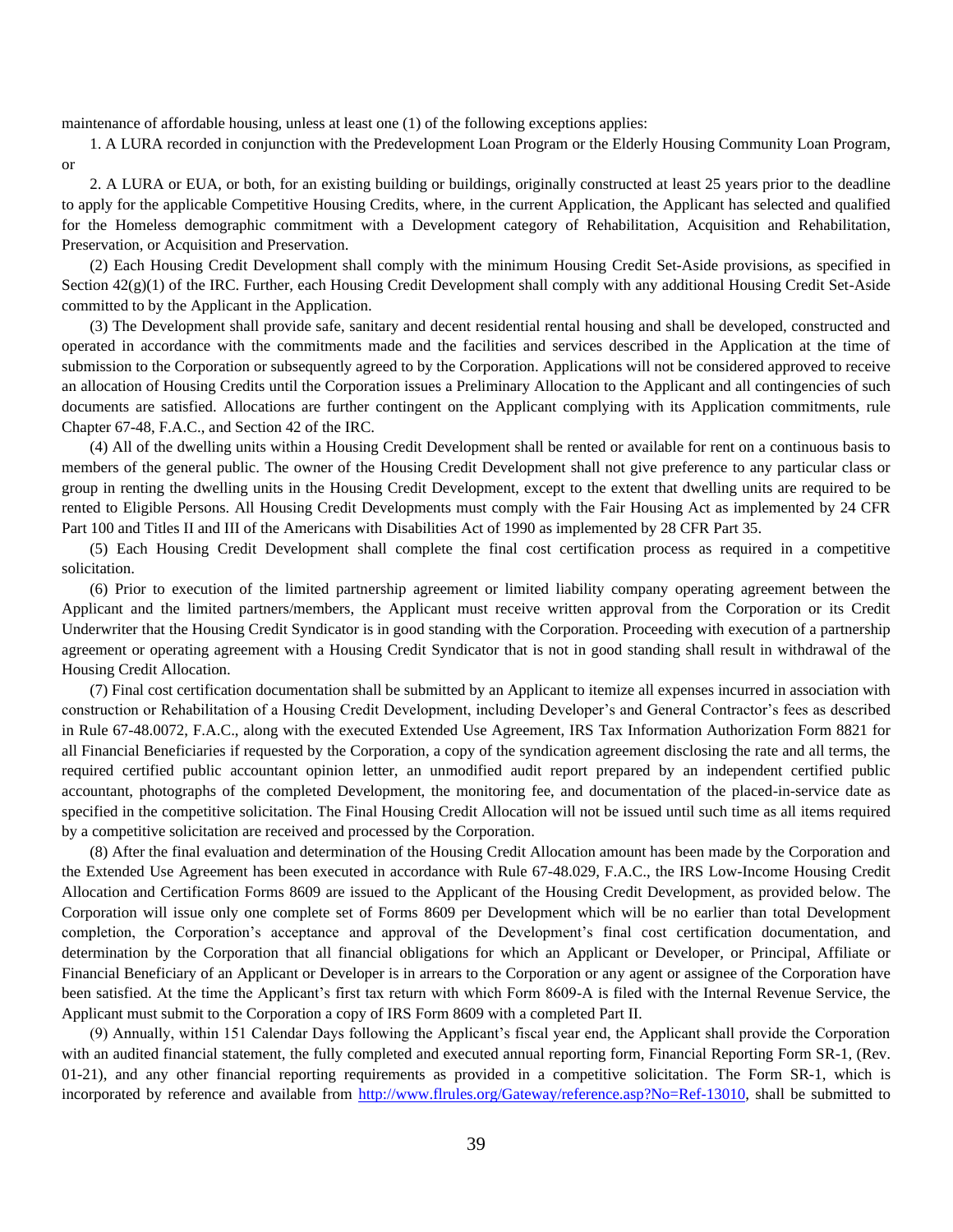maintenance of affordable housing, unless at least one (1) of the following exceptions applies:

1. A LURA recorded in conjunction with the Predevelopment Loan Program or the Elderly Housing Community Loan Program, or

2. A LURA or EUA, or both, for an existing building or buildings, originally constructed at least 25 years prior to the deadline to apply for the applicable Competitive Housing Credits, where, in the current Application, the Applicant has selected and qualified for the Homeless demographic commitment with a Development category of Rehabilitation, Acquisition and Rehabilitation, Preservation, or Acquisition and Preservation.

(2) Each Housing Credit Development shall comply with the minimum Housing Credit Set-Aside provisions, as specified in Section 42(g)(1) of the IRC. Further, each Housing Credit Development shall comply with any additional Housing Credit Set-Aside committed to by the Applicant in the Application.

(3) The Development shall provide safe, sanitary and decent residential rental housing and shall be developed, constructed and operated in accordance with the commitments made and the facilities and services described in the Application at the time of submission to the Corporation or subsequently agreed to by the Corporation. Applications will not be considered approved to receive an allocation of Housing Credits until the Corporation issues a Preliminary Allocation to the Applicant and all contingencies of such documents are satisfied. Allocations are further contingent on the Applicant complying with its Application commitments, rule Chapter 67-48, F.A.C., and Section 42 of the IRC.

(4) All of the dwelling units within a Housing Credit Development shall be rented or available for rent on a continuous basis to members of the general public. The owner of the Housing Credit Development shall not give preference to any particular class or group in renting the dwelling units in the Housing Credit Development, except to the extent that dwelling units are required to be rented to Eligible Persons. All Housing Credit Developments must comply with the Fair Housing Act as implemented by 24 CFR Part 100 and Titles II and III of the Americans with Disabilities Act of 1990 as implemented by 28 CFR Part 35.

(5) Each Housing Credit Development shall complete the final cost certification process as required in a competitive solicitation.

(6) Prior to execution of the limited partnership agreement or limited liability company operating agreement between the Applicant and the limited partners/members, the Applicant must receive written approval from the Corporation or its Credit Underwriter that the Housing Credit Syndicator is in good standing with the Corporation. Proceeding with execution of a partnership agreement or operating agreement with a Housing Credit Syndicator that is not in good standing shall result in withdrawal of the Housing Credit Allocation.

(7) Final cost certification documentation shall be submitted by an Applicant to itemize all expenses incurred in association with construction or Rehabilitation of a Housing Credit Development, including Developer's and General Contractor's fees as described in Rule 67-48.0072, F.A.C., along with the executed Extended Use Agreement, IRS Tax Information Authorization Form 8821 for all Financial Beneficiaries if requested by the Corporation, a copy of the syndication agreement disclosing the rate and all terms, the required certified public accountant opinion letter, an unmodified audit report prepared by an independent certified public accountant, photographs of the completed Development, the monitoring fee, and documentation of the placed-in-service date as specified in the competitive solicitation. The Final Housing Credit Allocation will not be issued until such time as all items required by a competitive solicitation are received and processed by the Corporation.

(8) After the final evaluation and determination of the Housing Credit Allocation amount has been made by the Corporation and the Extended Use Agreement has been executed in accordance with Rule 67-48.029, F.A.C., the IRS Low-Income Housing Credit Allocation and Certification Forms 8609 are issued to the Applicant of the Housing Credit Development, as provided below. The Corporation will issue only one complete set of Forms 8609 per Development which will be no earlier than total Development completion, the Corporation's acceptance and approval of the Development's final cost certification documentation, and determination by the Corporation that all financial obligations for which an Applicant or Developer, or Principal, Affiliate or Financial Beneficiary of an Applicant or Developer is in arrears to the Corporation or any agent or assignee of the Corporation have been satisfied. At the time the Applicant's first tax return with which Form 8609-A is filed with the Internal Revenue Service, the Applicant must submit to the Corporation a copy of IRS Form 8609 with a completed Part II.

(9) Annually, within 151 Calendar Days following the Applicant's fiscal year end, the Applicant shall provide the Corporation with an audited financial statement, the fully completed and executed annual reporting form, Financial Reporting Form SR-1, (Rev. 01-21), and any other financial reporting requirements as provided in a competitive solicitation. The Form SR-1, which is incorporated by reference and available from http://www.flrules.org/Gateway/reference.asp?No=Ref-13010, shall be submitted to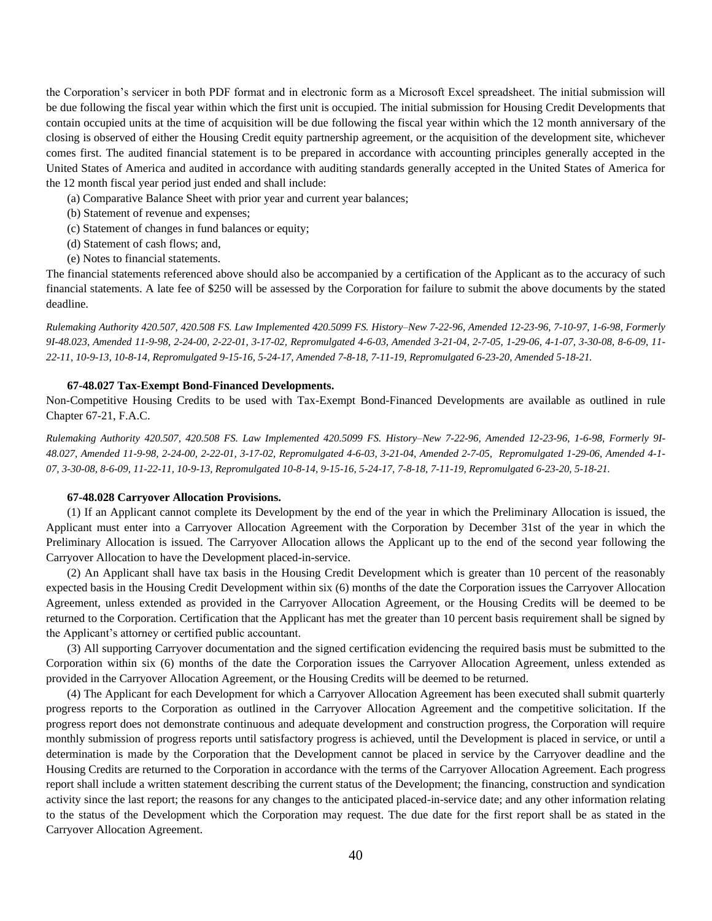the Corporation's servicer in both PDF format and in electronic form as a Microsoft Excel spreadsheet. The initial submission will be due following the fiscal year within which the first unit is occupied. The initial submission for Housing Credit Developments that contain occupied units at the time of acquisition will be due following the fiscal year within which the 12 month anniversary of the closing is observed of either the Housing Credit equity partnership agreement, or the acquisition of the development site, whichever comes first. The audited financial statement is to be prepared in accordance with accounting principles generally accepted in the United States of America and audited in accordance with auditing standards generally accepted in the United States of America for the 12 month fiscal year period just ended and shall include:

(a) Comparative Balance Sheet with prior year and current year balances;

(b) Statement of revenue and expenses;

(c) Statement of changes in fund balances or equity;

(d) Statement of cash flows; and,

(e) Notes to financial statements.

The financial statements referenced above should also be accompanied by a certification of the Applicant as to the accuracy of such financial statements. A late fee of $250 will be assessed by the Corporation for failure to submit the above documents by the stated deadline.

*Rulemaking Authority 420.507, 420.508 FS. Law Implemented 420.5099 FS. History–New 7-22-96, Amended 12-23-96, 7-10-97, 1-6-98, Formerly 9I-48.023, Amended 11-9-98, 2-24-00, 2-22-01, 3-17-02, Repromulgated 4-6-03, Amended 3-21-04, 2-7-05, 1-29-06, 4-1-07, 3-30-08, 8-6-09, 11-22-11, 10-9-13, 10-8-14, Repromulgated 9-15-16, 5-24-17, Amended 7-8-18, 7-11-19, Repromulgated 6-23-20, Amended 5-18-21.*

**67-48.027 Tax-Exempt Bond-Financed Developments.**

Non-Competitive Housing Credits to be used with Tax-Exempt Bond-Financed Developments are available as outlined in rule Chapter 67-21, F.A.C.

*Rulemaking Authority 420.507, 420.508 FS. Law Implemented 420.5099 FS. History–New 7-22-96, Amended 12-23-96, 1-6-98, Formerly 9I-48.027, Amended 11-9-98, 2-24-00, 2-22-01, 3-17-02, Repromulgated 4-6-03, 3-21-04, Amended 2-7-05, Repromulgated 1-29-06, Amended 4-1-07, 3-30-08, 8-6-09, 11-22-11, 10-9-13, Repromulgated 10-8-14, 9-15-16, 5-24-17, 7-8-18, 7-11-19, Repromulgated 6-23-20, 5-18-21.*

**67-48.028 Carryover Allocation Provisions.**

(1) If an Applicant cannot complete its Development by the end of the year in which the Preliminary Allocation is issued, the Applicant must enter into a Carryover Allocation Agreement with the Corporation by December 31st of the year in which the Preliminary Allocation is issued. The Carryover Allocation allows the Applicant up to the end of the second year following the Carryover Allocation to have the Development placed-in-service.

(2) An Applicant shall have tax basis in the Housing Credit Development which is greater than 10 percent of the reasonably expected basis in the Housing Credit Development within six (6) months of the date the Corporation issues the Carryover Allocation Agreement, unless extended as provided in the Carryover Allocation Agreement, or the Housing Credits will be deemed to be returned to the Corporation. Certification that the Applicant has met the greater than 10 percent basis requirement shall be signed by the Applicant's attorney or certified public accountant.

(3) All supporting Carryover documentation and the signed certification evidencing the required basis must be submitted to the Corporation within six (6) months of the date the Corporation issues the Carryover Allocation Agreement, unless extended as provided in the Carryover Allocation Agreement, or the Housing Credits will be deemed to be returned.

(4) The Applicant for each Development for which a Carryover Allocation Agreement has been executed shall submit quarterly progress reports to the Corporation as outlined in the Carryover Allocation Agreement and the competitive solicitation. If the progress report does not demonstrate continuous and adequate development and construction progress, the Corporation will require monthly submission of progress reports until satisfactory progress is achieved, until the Development is placed in service, or until a determination is made by the Corporation that the Development cannot be placed in service by the Carryover deadline and the Housing Credits are returned to the Corporation in accordance with the terms of the Carryover Allocation Agreement. Each progress report shall include a written statement describing the current status of the Development; the financing, construction and syndication activity since the last report; the reasons for any changes to the anticipated placed-in-service date; and any other information relating to the status of the Development which the Corporation may request. The due date for the first report shall be as stated in the Carryover Allocation Agreement.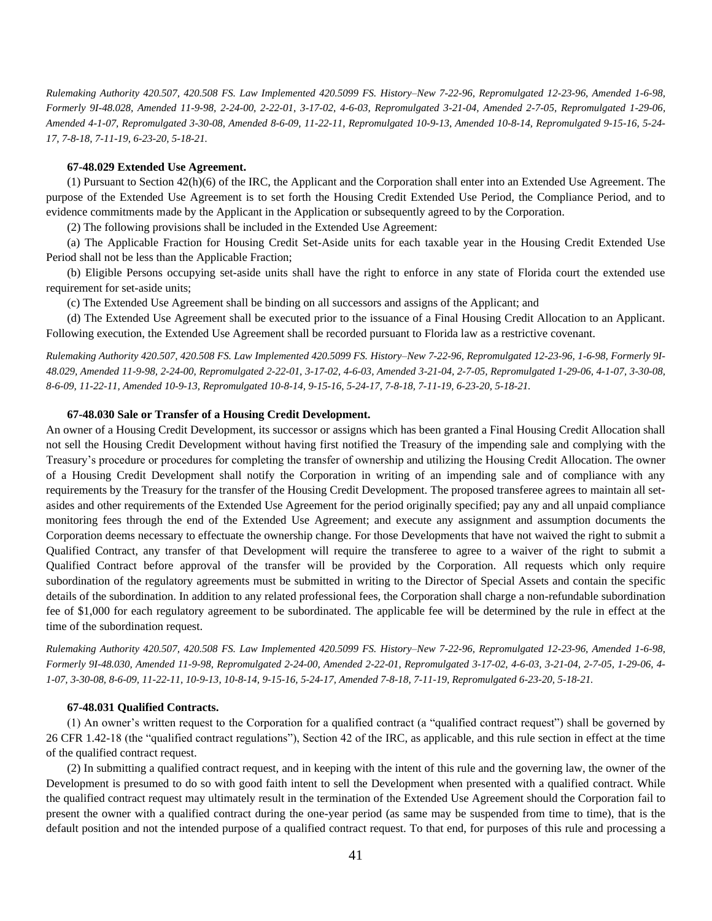*Rulemaking Authority 420.507, 420.508 FS. Law Implemented 420.5099 FS. History–New 7-22-96, Repromulgated 12-23-96, Amended 1-6-98, Formerly 9I-48.028, Amended 11-9-98, 2-24-00, 2-22-01, 3-17-02, 4-6-03, Repromulgated 3-21-04, Amended 2-7-05, Repromulgated 1-29-06, Amended 4-1-07, Repromulgated 3-30-08, Amended 8-6-09, 11-22-11, Repromulgated 10-9-13, Amended 10-8-14, Repromulgated 9-15-16, 5-24-17, 7-8-18, 7-11-19, 6-23-20, 5-18-21.*

**67-48.029 Extended Use Agreement.**

(1) Pursuant to Section 42(h)(6) of the IRC, the Applicant and the Corporation shall enter into an Extended Use Agreement. The purpose of the Extended Use Agreement is to set forth the Housing Credit Extended Use Period, the Compliance Period, and to evidence commitments made by the Applicant in the Application or subsequently agreed to by the Corporation.

(2) The following provisions shall be included in the Extended Use Agreement:

(a) The Applicable Fraction for Housing Credit Set-Aside units for each taxable year in the Housing Credit Extended Use Period shall not be less than the Applicable Fraction;

(b) Eligible Persons occupying set-aside units shall have the right to enforce in any state of Florida court the extended use requirement for set-aside units;

(c) The Extended Use Agreement shall be binding on all successors and assigns of the Applicant; and

(d) The Extended Use Agreement shall be executed prior to the issuance of a Final Housing Credit Allocation to an Applicant. Following execution, the Extended Use Agreement shall be recorded pursuant to Florida law as a restrictive covenant.

*Rulemaking Authority 420.507, 420.508 FS. Law Implemented 420.5099 FS. History–New 7-22-96, Repromulgated 12-23-96, 1-6-98, Formerly 9I-48.029, Amended 11-9-98, 2-24-00, Repromulgated 2-22-01, 3-17-02, 4-6-03, Amended 3-21-04, 2-7-05, Repromulgated 1-29-06, 4-1-07, 3-30-08, 8-6-09, 11-22-11, Amended 10-9-13, Repromulgated 10-8-14, 9-15-16, 5-24-17, 7-8-18, 7-11-19, 6-23-20, 5-18-21.*

**67-48.030 Sale or Transfer of a Housing Credit Development.**

An owner of a Housing Credit Development, its successor or assigns which has been granted a Final Housing Credit Allocation shall not sell the Housing Credit Development without having first notified the Treasury of the impending sale and complying with the Treasury's procedure or procedures for completing the transfer of ownership and utilizing the Housing Credit Allocation. The owner of a Housing Credit Development shall notify the Corporation in writing of an impending sale and of compliance with any requirements by the Treasury for the transfer of the Housing Credit Development. The proposed transferee agrees to maintain all set-asides and other requirements of the Extended Use Agreement for the period originally specified; pay any and all unpaid compliance monitoring fees through the end of the Extended Use Agreement; and execute any assignment and assumption documents the Corporation deems necessary to effectuate the ownership change. For those Developments that have not waived the right to submit a Qualified Contract, any transfer of that Development will require the transferee to agree to a waiver of the right to submit a Qualified Contract before approval of the transfer will be provided by the Corporation. All requests which only require subordination of the regulatory agreements must be submitted in writing to the Director of Special Assets and contain the specific details of the subordination. In addition to any related professional fees, the Corporation shall charge a non-refundable subordination fee of $1,000 for each regulatory agreement to be subordinated. The applicable fee will be determined by the rule in effect at the time of the subordination request.

*Rulemaking Authority 420.507, 420.508 FS. Law Implemented 420.5099 FS. History–New 7-22-96, Repromulgated 12-23-96, Amended 1-6-98, Formerly 9I-48.030, Amended 11-9-98, Repromulgated 2-24-00, Amended 2-22-01, Repromulgated 3-17-02, 4-6-03, 3-21-04, 2-7-05, 1-29-06, 4-1-07, 3-30-08, 8-6-09, 11-22-11, 10-9-13, 10-8-14, 9-15-16, 5-24-17, Amended 7-8-18, 7-11-19, Repromulgated 6-23-20, 5-18-21.*

**67-48.031 Qualified Contracts.**

(1) An owner's written request to the Corporation for a qualified contract (a "qualified contract request") shall be governed by 26 CFR 1.42-18 (the "qualified contract regulations"), Section 42 of the IRC, as applicable, and this rule section in effect at the time of the qualified contract request.

(2) In submitting a qualified contract request, and in keeping with the intent of this rule and the governing law, the owner of the Development is presumed to do so with good faith intent to sell the Development when presented with a qualified contract. While the qualified contract request may ultimately result in the termination of the Extended Use Agreement should the Corporation fail to present the owner with a qualified contract during the one-year period (as same may be suspended from time to time), that is the default position and not the intended purpose of a qualified contract request. To that end, for purposes of this rule and processing a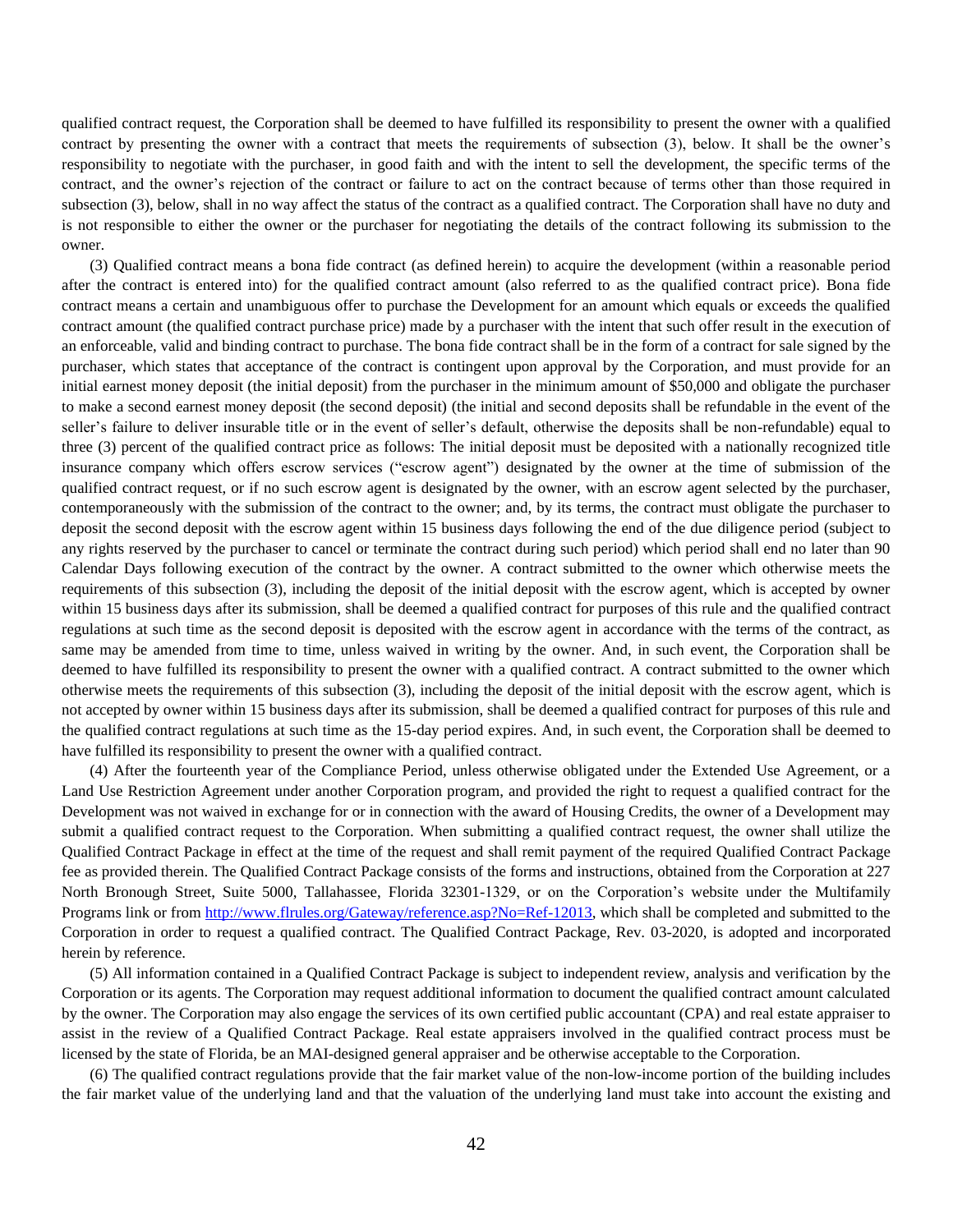qualified contract request, the Corporation shall be deemed to have fulfilled its responsibility to present the owner with a qualified contract by presenting the owner with a contract that meets the requirements of subsection (3), below. It shall be the owner's responsibility to negotiate with the purchaser, in good faith and with the intent to sell the development, the specific terms of the contract, and the owner's rejection of the contract or failure to act on the contract because of terms other than those required in subsection (3), below, shall in no way affect the status of the contract as a qualified contract. The Corporation shall have no duty and is not responsible to either the owner or the purchaser for negotiating the details of the contract following its submission to the owner.

(3) Qualified contract means a bona fide contract (as defined herein) to acquire the development (within a reasonable period after the contract is entered into) for the qualified contract amount (also referred to as the qualified contract price). Bona fide contract means a certain and unambiguous offer to purchase the Development for an amount which equals or exceeds the qualified contract amount (the qualified contract purchase price) made by a purchaser with the intent that such offer result in the execution of an enforceable, valid and binding contract to purchase. The bona fide contract shall be in the form of a contract for sale signed by the purchaser, which states that acceptance of the contract is contingent upon approval by the Corporation, and must provide for an initial earnest money deposit (the initial deposit) from the purchaser in the minimum amount of $50,000 and obligate the purchaser to make a second earnest money deposit (the second deposit) (the initial and second deposits shall be refundable in the event of the seller's failure to deliver insurable title or in the event of seller's default, otherwise the deposits shall be non-refundable) equal to three (3) percent of the qualified contract price as follows: The initial deposit must be deposited with a nationally recognized title insurance company which offers escrow services ("escrow agent") designated by the owner at the time of submission of the qualified contract request, or if no such escrow agent is designated by the owner, with an escrow agent selected by the purchaser, contemporaneously with the submission of the contract to the owner; and, by its terms, the contract must obligate the purchaser to deposit the second deposit with the escrow agent within 15 business days following the end of the due diligence period (subject to any rights reserved by the purchaser to cancel or terminate the contract during such period) which period shall end no later than 90 Calendar Days following execution of the contract by the owner. A contract submitted to the owner which otherwise meets the requirements of this subsection (3), including the deposit of the initial deposit with the escrow agent, which is accepted by owner within 15 business days after its submission, shall be deemed a qualified contract for purposes of this rule and the qualified contract regulations at such time as the second deposit is deposited with the escrow agent in accordance with the terms of the contract, as same may be amended from time to time, unless waived in writing by the owner. And, in such event, the Corporation shall be deemed to have fulfilled its responsibility to present the owner with a qualified contract. A contract submitted to the owner which otherwise meets the requirements of this subsection (3), including the deposit of the initial deposit with the escrow agent, which is not accepted by owner within 15 business days after its submission, shall be deemed a qualified contract for purposes of this rule and the qualified contract regulations at such time as the 15-day period expires. And, in such event, the Corporation shall be deemed to have fulfilled its responsibility to present the owner with a qualified contract.

(4) After the fourteenth year of the Compliance Period, unless otherwise obligated under the Extended Use Agreement, or a Land Use Restriction Agreement under another Corporation program, and provided the right to request a qualified contract for the Development was not waived in exchange for or in connection with the award of Housing Credits, the owner of a Development may submit a qualified contract request to the Corporation. When submitting a qualified contract request, the owner shall utilize the Qualified Contract Package in effect at the time of the request and shall remit payment of the required Qualified Contract Package fee as provided therein. The Qualified Contract Package consists of the forms and instructions, obtained from the Corporation at 227 North Bronough Street, Suite 5000, Tallahassee, Florida 32301-1329, or on the Corporation's website under the Multifamily Programs link or from http://www.flrules.org/Gateway/reference.asp?No=Ref-12013, which shall be completed and submitted to the Corporation in order to request a qualified contract. The Qualified Contract Package, Rev. 03-2020, is adopted and incorporated herein by reference.

(5) All information contained in a Qualified Contract Package is subject to independent review, analysis and verification by the Corporation or its agents. The Corporation may request additional information to document the qualified contract amount calculated by the owner. The Corporation may also engage the services of its own certified public accountant (CPA) and real estate appraiser to assist in the review of a Qualified Contract Package. Real estate appraisers involved in the qualified contract process must be licensed by the state of Florida, be an MAI-designed general appraiser and be otherwise acceptable to the Corporation.

(6) The qualified contract regulations provide that the fair market value of the non-low-income portion of the building includes the fair market value of the underlying land and that the valuation of the underlying land must take into account the existing and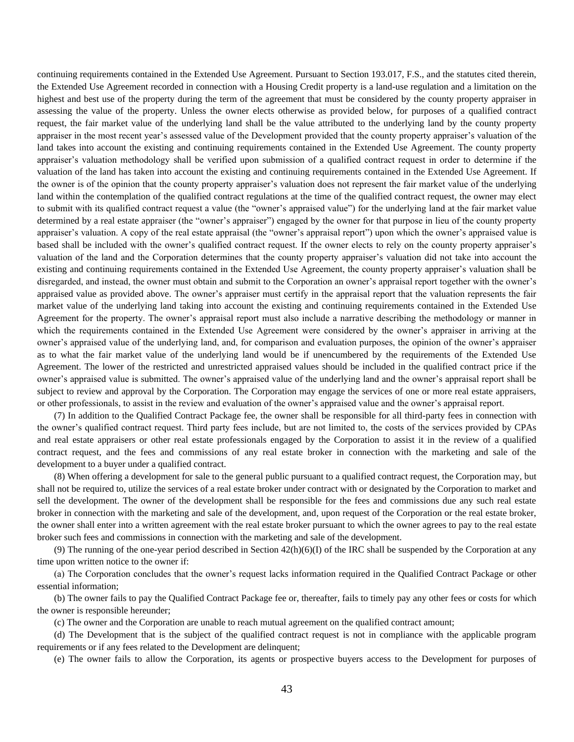continuing requirements contained in the Extended Use Agreement. Pursuant to Section 193.017, F.S., and the statutes cited therein, the Extended Use Agreement recorded in connection with a Housing Credit property is a land-use regulation and a limitation on the highest and best use of the property during the term of the agreement that must be considered by the county property appraiser in assessing the value of the property. Unless the owner elects otherwise as provided below, for purposes of a qualified contract request, the fair market value of the underlying land shall be the value attributed to the underlying land by the county property appraiser in the most recent year's assessed value of the Development provided that the county property appraiser's valuation of the land takes into account the existing and continuing requirements contained in the Extended Use Agreement. The county property appraiser's valuation methodology shall be verified upon submission of a qualified contract request in order to determine if the valuation of the land has taken into account the existing and continuing requirements contained in the Extended Use Agreement. If the owner is of the opinion that the county property appraiser's valuation does not represent the fair market value of the underlying land within the contemplation of the qualified contract regulations at the time of the qualified contract request, the owner may elect to submit with its qualified contract request a value (the "owner's appraised value") for the underlying land at the fair market value determined by a real estate appraiser (the "owner's appraiser") engaged by the owner for that purpose in lieu of the county property appraiser's valuation. A copy of the real estate appraisal (the "owner's appraisal report") upon which the owner's appraised value is based shall be included with the owner's qualified contract request. If the owner elects to rely on the county property appraiser's valuation of the land and the Corporation determines that the county property appraiser's valuation did not take into account the existing and continuing requirements contained in the Extended Use Agreement, the county property appraiser's valuation shall be disregarded, and instead, the owner must obtain and submit to the Corporation an owner's appraisal report together with the owner's appraised value as provided above. The owner's appraiser must certify in the appraisal report that the valuation represents the fair market value of the underlying land taking into account the existing and continuing requirements contained in the Extended Use Agreement for the property. The owner's appraisal report must also include a narrative describing the methodology or manner in which the requirements contained in the Extended Use Agreement were considered by the owner's appraiser in arriving at the owner's appraised value of the underlying land, and, for comparison and evaluation purposes, the opinion of the owner's appraiser as to what the fair market value of the underlying land would be if unencumbered by the requirements of the Extended Use Agreement. The lower of the restricted and unrestricted appraised values should be included in the qualified contract price if the owner's appraised value is submitted. The owner's appraised value of the underlying land and the owner's appraisal report shall be subject to review and approval by the Corporation. The Corporation may engage the services of one or more real estate appraisers, or other professionals, to assist in the review and evaluation of the owner's appraised value and the owner's appraisal report.

(7) In addition to the Qualified Contract Package fee, the owner shall be responsible for all third-party fees in connection with the owner's qualified contract request. Third party fees include, but are not limited to, the costs of the services provided by CPAs and real estate appraisers or other real estate professionals engaged by the Corporation to assist it in the review of a qualified contract request, and the fees and commissions of any real estate broker in connection with the marketing and sale of the development to a buyer under a qualified contract.

(8) When offering a development for sale to the general public pursuant to a qualified contract request, the Corporation may, but shall not be required to, utilize the services of a real estate broker under contract with or designated by the Corporation to market and sell the development. The owner of the development shall be responsible for the fees and commissions due any such real estate broker in connection with the marketing and sale of the development, and, upon request of the Corporation or the real estate broker, the owner shall enter into a written agreement with the real estate broker pursuant to which the owner agrees to pay to the real estate broker such fees and commissions in connection with the marketing and sale of the development.

(9) The running of the one-year period described in Section 42(h)(6)(I) of the IRC shall be suspended by the Corporation at any time upon written notice to the owner if:

(a) The Corporation concludes that the owner's request lacks information required in the Qualified Contract Package or other essential information;

(b) The owner fails to pay the Qualified Contract Package fee or, thereafter, fails to timely pay any other fees or costs for which the owner is responsible hereunder;

(c) The owner and the Corporation are unable to reach mutual agreement on the qualified contract amount;

(d) The Development that is the subject of the qualified contract request is not in compliance with the applicable program requirements or if any fees related to the Development are delinquent;

(e) The owner fails to allow the Corporation, its agents or prospective buyers access to the Development for purposes of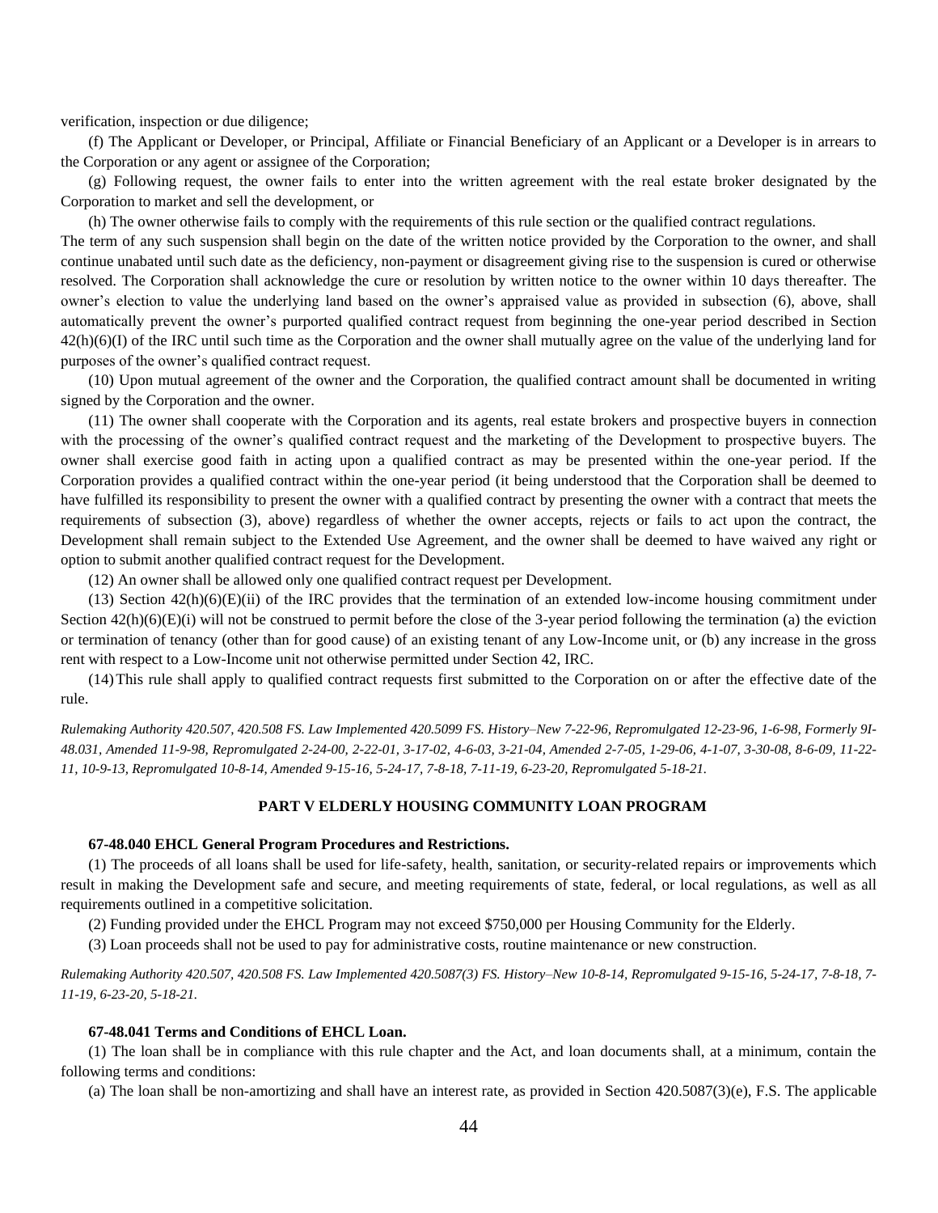verification, inspection or due diligence;

(f) The Applicant or Developer, or Principal, Affiliate or Financial Beneficiary of an Applicant or a Developer is in arrears to the Corporation or any agent or assignee of the Corporation;

(g) Following request, the owner fails to enter into the written agreement with the real estate broker designated by the Corporation to market and sell the development, or

(h) The owner otherwise fails to comply with the requirements of this rule section or the qualified contract regulations.

The term of any such suspension shall begin on the date of the written notice provided by the Corporation to the owner, and shall continue unabated until such date as the deficiency, non-payment or disagreement giving rise to the suspension is cured or otherwise resolved. The Corporation shall acknowledge the cure or resolution by written notice to the owner within 10 days thereafter. The owner's election to value the underlying land based on the owner's appraised value as provided in subsection (6), above, shall automatically prevent the owner's purported qualified contract request from beginning the one-year period described in Section 42(h)(6)(I) of the IRC until such time as the Corporation and the owner shall mutually agree on the value of the underlying land for purposes of the owner's qualified contract request.

(10) Upon mutual agreement of the owner and the Corporation, the qualified contract amount shall be documented in writing signed by the Corporation and the owner.

(11) The owner shall cooperate with the Corporation and its agents, real estate brokers and prospective buyers in connection with the processing of the owner's qualified contract request and the marketing of the Development to prospective buyers. The owner shall exercise good faith in acting upon a qualified contract as may be presented within the one-year period. If the Corporation provides a qualified contract within the one-year period (it being understood that the Corporation shall be deemed to have fulfilled its responsibility to present the owner with a qualified contract by presenting the owner with a contract that meets the requirements of subsection (3), above) regardless of whether the owner accepts, rejects or fails to act upon the contract, the Development shall remain subject to the Extended Use Agreement, and the owner shall be deemed to have waived any right or option to submit another qualified contract request for the Development.

(12) An owner shall be allowed only one qualified contract request per Development.

(13) Section 42(h)(6)(E)(ii) of the IRC provides that the termination of an extended low-income housing commitment under Section 42(h)(6)(E)(i) will not be construed to permit before the close of the 3-year period following the termination (a) the eviction or termination of tenancy (other than for good cause) of an existing tenant of any Low-Income unit, or (b) any increase in the gross rent with respect to a Low-Income unit not otherwise permitted under Section 42, IRC.

(14) This rule shall apply to qualified contract requests first submitted to the Corporation on or after the effective date of the rule.

*Rulemaking Authority 420.507, 420.508 FS. Law Implemented 420.5099 FS. History–New 7-22-96, Repromulgated 12-23-96, 1-6-98, Formerly 9I-48.031, Amended 11-9-98, Repromulgated 2-24-00, 2-22-01, 3-17-02, 4-6-03, 3-21-04, Amended 2-7-05, 1-29-06, 4-1-07, 3-30-08, 8-6-09, 11-22-11, 10-9-13, Repromulgated 10-8-14, Amended 9-15-16, 5-24-17, 7-8-18, 7-11-19, 6-23-20, Repromulgated 5-18-21.*

## PART V ELDERLY HOUSING COMMUNITY LOAN PROGRAM

### 67-48.040 EHCL General Program Procedures and Restrictions.

(1) The proceeds of all loans shall be used for life-safety, health, sanitation, or security-related repairs or improvements which result in making the Development safe and secure, and meeting requirements of state, federal, or local regulations, as well as all requirements outlined in a competitive solicitation.

(2) Funding provided under the EHCL Program may not exceed $750,000 per Housing Community for the Elderly.

(3) Loan proceeds shall not be used to pay for administrative costs, routine maintenance or new construction.

*Rulemaking Authority 420.507, 420.508 FS. Law Implemented 420.5087(3) FS. History–New 10-8-14, Repromulgated 9-15-16, 5-24-17, 7-8-18, 7-11-19, 6-23-20, 5-18-21.*

### 67-48.041 Terms and Conditions of EHCL Loan.

(1) The loan shall be in compliance with this rule chapter and the Act, and loan documents shall, at a minimum, contain the following terms and conditions:

(a) The loan shall be non-amortizing and shall have an interest rate, as provided in Section 420.5087(3)(e), F.S. The applicable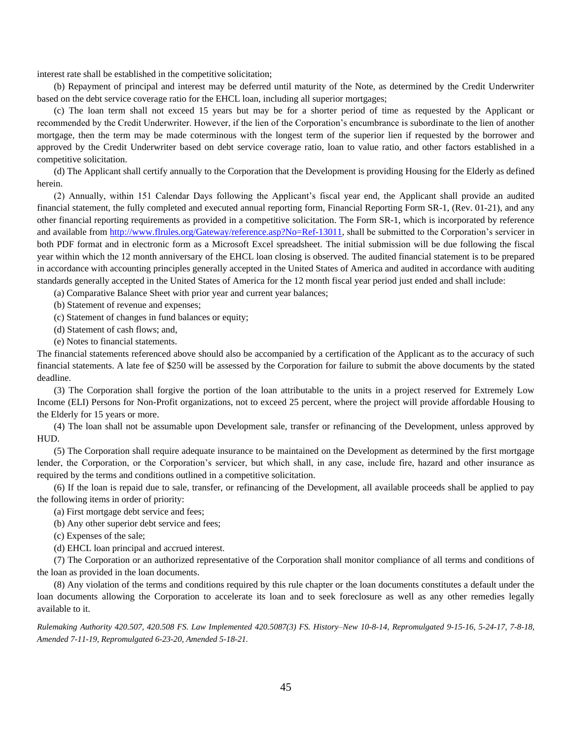interest rate shall be established in the competitive solicitation;

(b) Repayment of principal and interest may be deferred until maturity of the Note, as determined by the Credit Underwriter based on the debt service coverage ratio for the EHCL loan, including all superior mortgages;

(c) The loan term shall not exceed 15 years but may be for a shorter period of time as requested by the Applicant or recommended by the Credit Underwriter. However, if the lien of the Corporation's encumbrance is subordinate to the lien of another mortgage, then the term may be made coterminous with the longest term of the superior lien if requested by the borrower and approved by the Credit Underwriter based on debt service coverage ratio, loan to value ratio, and other factors established in a competitive solicitation.

(d) The Applicant shall certify annually to the Corporation that the Development is providing Housing for the Elderly as defined herein.

(2) Annually, within 151 Calendar Days following the Applicant's fiscal year end, the Applicant shall provide an audited financial statement, the fully completed and executed annual reporting form, Financial Reporting Form SR-1, (Rev. 01-21), and any other financial reporting requirements as provided in a competitive solicitation. The Form SR-1, which is incorporated by reference and available from http://www.flrules.org/Gateway/reference.asp?No=Ref-13011, shall be submitted to the Corporation's servicer in both PDF format and in electronic form as a Microsoft Excel spreadsheet. The initial submission will be due following the fiscal year within which the 12 month anniversary of the EHCL loan closing is observed. The audited financial statement is to be prepared in accordance with accounting principles generally accepted in the United States of America and audited in accordance with auditing standards generally accepted in the United States of America for the 12 month fiscal year period just ended and shall include:

(a) Comparative Balance Sheet with prior year and current year balances;

(b) Statement of revenue and expenses;

(c) Statement of changes in fund balances or equity;

(d) Statement of cash flows; and,

(e) Notes to financial statements.

The financial statements referenced above should also be accompanied by a certification of the Applicant as to the accuracy of such financial statements. A late fee of $250 will be assessed by the Corporation for failure to submit the above documents by the stated deadline.

(3) The Corporation shall forgive the portion of the loan attributable to the units in a project reserved for Extremely Low Income (ELI) Persons for Non-Profit organizations, not to exceed 25 percent, where the project will provide affordable Housing to the Elderly for 15 years or more.

(4) The loan shall not be assumable upon Development sale, transfer or refinancing of the Development, unless approved by HUD.

(5) The Corporation shall require adequate insurance to be maintained on the Development as determined by the first mortgage lender, the Corporation, or the Corporation's servicer, but which shall, in any case, include fire, hazard and other insurance as required by the terms and conditions outlined in a competitive solicitation.

(6) If the loan is repaid due to sale, transfer, or refinancing of the Development, all available proceeds shall be applied to pay the following items in order of priority:

(a) First mortgage debt service and fees;

(b) Any other superior debt service and fees;

(c) Expenses of the sale;

(d) EHCL loan principal and accrued interest.

(7) The Corporation or an authorized representative of the Corporation shall monitor compliance of all terms and conditions of the loan as provided in the loan documents.

(8) Any violation of the terms and conditions required by this rule chapter or the loan documents constitutes a default under the loan documents allowing the Corporation to accelerate its loan and to seek foreclosure as well as any other remedies legally available to it.

*Rulemaking Authority 420.507, 420.508 FS. Law Implemented 420.5087(3) FS. History–New 10-8-14, Repromulgated 9-15-16, 5-24-17, 7-8-18, Amended 7-11-19, Repromulgated 6-23-20, Amended 5-18-21.*